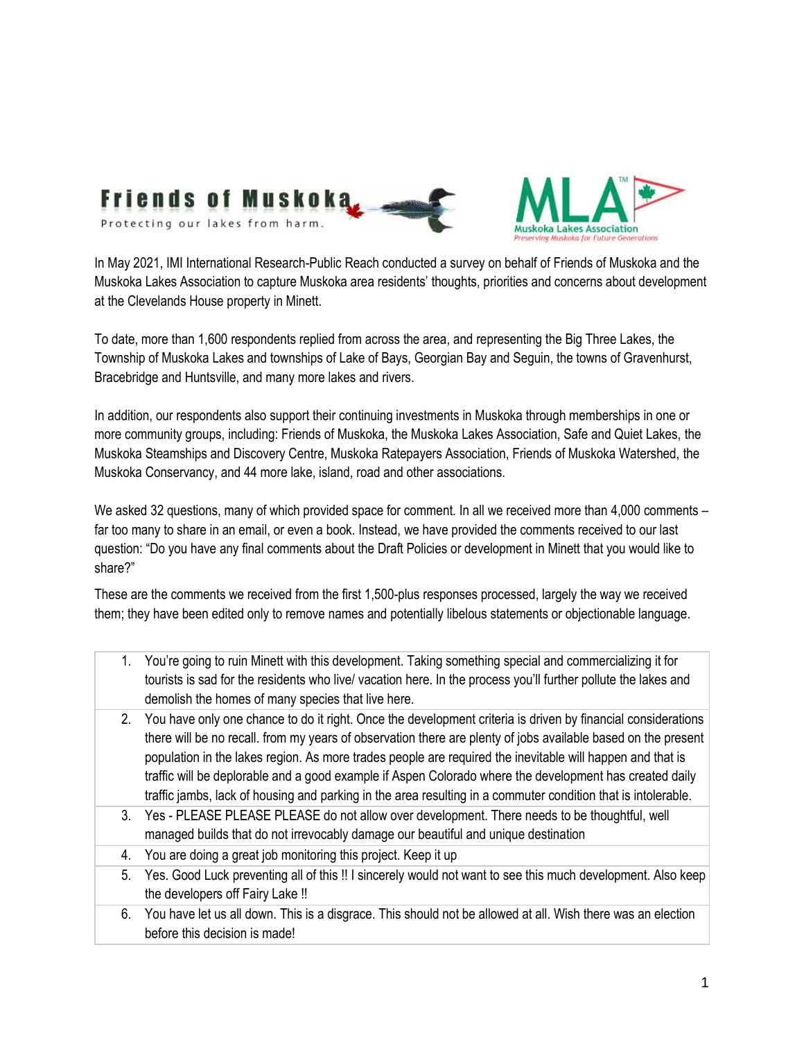Friends of Muskoka
Protecting our lakes from harm.

MLA
Muskoka Lakes Association
Preserving Muskoka for Future Generations

In May 2021, IMI International Research-Public Reach conducted a survey on behalf of Friends of Muskoka and the Muskoka Lakes Association to capture Muskoka area residents' thoughts, priorities and concerns about development at the Clevelands House property in Minett.

To date, more than 1,600 respondents replied from across the area, and representing the Big Three Lakes, the Township of Muskoka Lakes and townships of Lake of Bays, Georgian Bay and Seguin, the towns of Gravenhurst, Bracebridge and Huntsville, and many more lakes and rivers.

In addition, our respondents also support their continuing investments in Muskoka through memberships in one or more community groups, including: Friends of Muskoka, the Muskoka Lakes Association, Safe and Quiet Lakes, the Muskoka Steamships and Discovery Centre, Muskoka Ratepayers Association, Friends of Muskoka Watershed, the Muskoka Conservancy, and 44 more lake, island, road and other associations.

We asked 32 questions, many of which provided space for comment. In all we received more than 4,000 comments – far too many to share in an email, or even a book. Instead, we have provided the comments received to our last question: "Do you have any final comments about the Draft Policies or development in Minett that you would like to share?"

These are the comments we received from the first 1,500-plus responses processed, largely the way we received them; they have been edited only to remove names and potentially libelous statements or objectionable language.

| | |
|---|---|
| 1. | You're going to ruin Minett with this development. Taking something special and commercializing it for tourists is sad for the residents who live/ vacation here. In the process you'll further pollute the lakes and demolish the homes of many species that live here. |
| 2. | You have only one chance to do it right. Once the development criteria is driven by financial considerations there will be no recall. from my years of observation there are plenty of jobs available based on the present population in the lakes region. As more trades people are required the inevitable will happen and that is traffic will be deplorable and a good example if Aspen Colorado where the development has created daily traffic jambs, lack of housing and parking in the area resulting in a commuter condition that is intolerable. |
| 3. | Yes - PLEASE PLEASE PLEASE do not allow over development. There needs to be thoughtful, well managed builds that do not irrevocably damage our beautiful and unique destination |
| 4. | You are doing a great job monitoring this project. Keep it up |
| 5. | Yes. Good Luck preventing all of this !! I sincerely would not want to see this much development. Also keep the developers off Fairy Lake !! |
| 6. | You have let us all down. This is a disgrace. This should not be allowed at all. Wish there was an election before this decision is made! |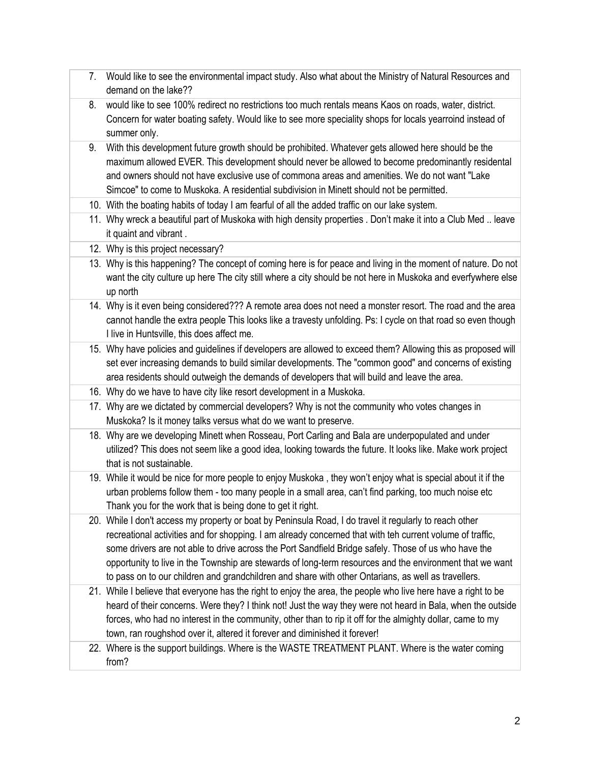7. Would like to see the environmental impact study. Also what about the Ministry of Natural Resources and demand on the lake??
8. would like to see 100% redirect no restrictions too much rentals means Kaos on roads, water, district. Concern for water boating safety. Would like to see more speciality shops for locals yearroind instead of summer only.
9. With this development future growth should be prohibited. Whatever gets allowed here should be the maximum allowed EVER. This development should never be allowed to become predominantly residental and owners should not have exclusive use of commona areas and amenities. We do not want "Lake Simcoe" to come to Muskoka. A residential subdivision in Minett should not be permitted.
10. With the boating habits of today I am fearful of all the added traffic on our lake system.
11. Why wreck a beautiful part of Muskoka with high density properties . Don't make it into a Club Med .. leave it quaint and vibrant .
12. Why is this project necessary?
13. Why is this happening? The concept of coming here is for peace and living in the moment of nature. Do not want the city culture up here The city still where a city should be not here in Muskoka and everfywhere else up north
14. Why is it even being considered??? A remote area does not need a monster resort. The road and the area cannot handle the extra people This looks like a travesty unfolding. Ps: I cycle on that road so even though I live in Huntsville, this does affect me.
15. Why have policies and guidelines if developers are allowed to exceed them? Allowing this as proposed will set ever increasing demands to build similar developments. The "common good" and concerns of existing area residents should outweigh the demands of developers that will build and leave the area.
16. Why do we have to have city like resort development in a Muskoka.
17. Why are we dictated by commercial developers? Why is not the community who votes changes in Muskoka? Is it money talks versus what do we want to preserve.
18. Why are we developing Minett when Rosseau, Port Carling and Bala are underpopulated and under utilized? This does not seem like a good idea, looking towards the future. It looks like. Make work project that is not sustainable.
19. While it would be nice for more people to enjoy Muskoka , they won't enjoy what is special about it if the urban problems follow them - too many people in a small area, can't find parking, too much noise etc Thank you for the work that is being done to get it right.
20. While I don't access my property or boat by Peninsula Road, I do travel it regularly to reach other recreational activities and for shopping. I am already concerned that with teh current volume of traffic, some drivers are not able to drive across the Port Sandfield Bridge safely. Those of us who have the opportunity to live in the Township are stewards of long-term resources and the environment that we want to pass on to our children and grandchildren and share with other Ontarians, as well as travellers.
21. While I believe that everyone has the right to enjoy the area, the people who live here have a right to be heard of their concerns. Were they? I think not! Just the way they were not heard in Bala, when the outside forces, who had no interest in the community, other than to rip it off for the almighty dollar, came to my town, ran roughshod over it, altered it forever and diminished it forever!
22. Where is the support buildings. Where is the WASTE TREATMENT PLANT. Where is the water coming from?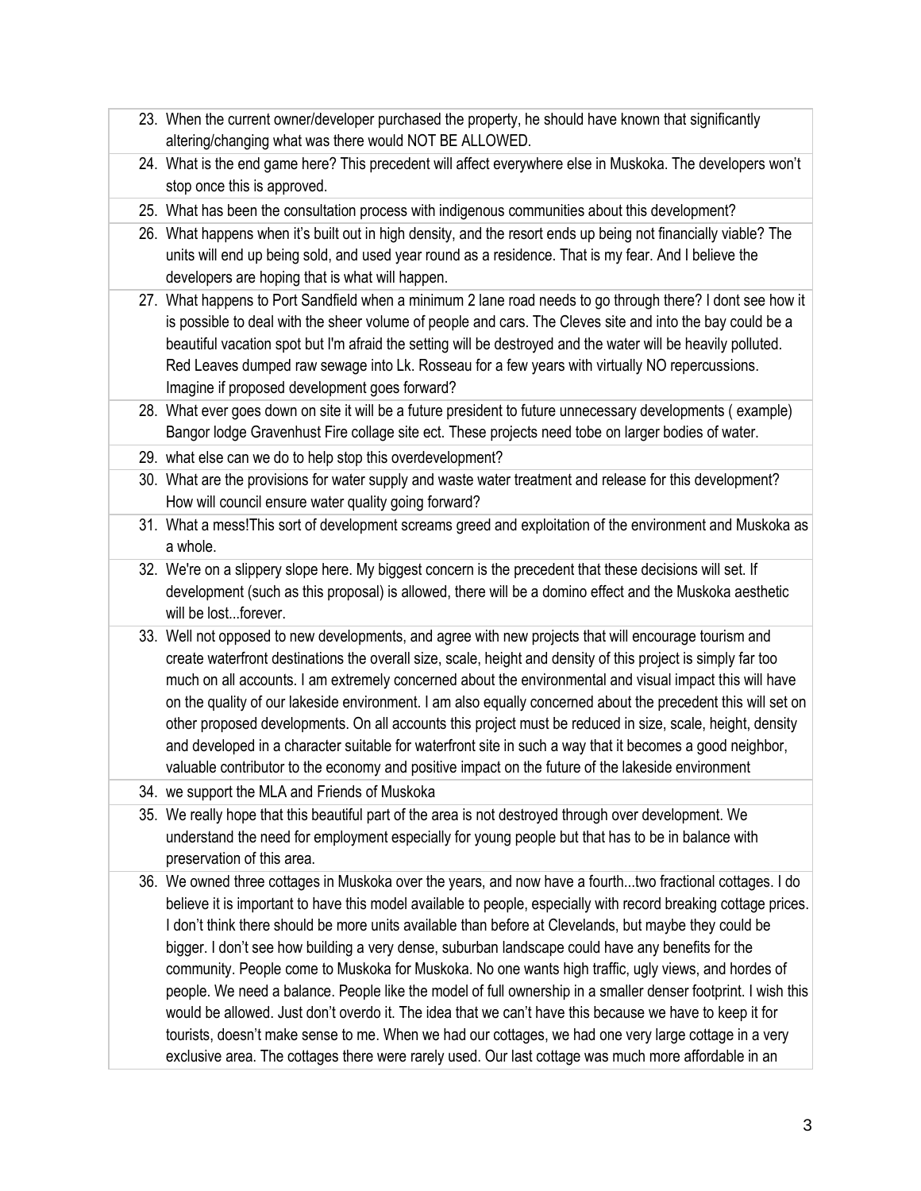23. When the current owner/developer purchased the property, he should have known that significantly altering/changing what was there would NOT BE ALLOWED.
24. What is the end game here? This precedent will affect everywhere else in Muskoka. The developers won't stop once this is approved.
25. What has been the consultation process with indigenous communities about this development?
26. What happens when it's built out in high density, and the resort ends up being not financially viable? The units will end up being sold, and used year round as a residence. That is my fear. And I believe the developers are hoping that is what will happen.
27. What happens to Port Sandfield when a minimum 2 lane road needs to go through there? I dont see how it is possible to deal with the sheer volume of people and cars. The Cleves site and into the bay could be a beautiful vacation spot but I'm afraid the setting will be destroyed and the water will be heavily polluted. Red Leaves dumped raw sewage into Lk. Rosseau for a few years with virtually NO repercussions. Imagine if proposed development goes forward?
28. What ever goes down on site it will be a future president to future unnecessary developments ( example) Bangor lodge Gravenhust Fire collage site ect. These projects need tobe on larger bodies of water.
29. what else can we do to help stop this overdevelopment?
30. What are the provisions for water supply and waste water treatment and release for this development? How will council ensure water quality going forward?
31. What a mess!This sort of development screams greed and exploitation of the environment and Muskoka as a whole.
32. We're on a slippery slope here. My biggest concern is the precedent that these decisions will set. If development (such as this proposal) is allowed, there will be a domino effect and the Muskoka aesthetic will be lost...forever.
33. Well not opposed to new developments, and agree with new projects that will encourage tourism and create waterfront destinations the overall size, scale, height and density of this project is simply far too much on all accounts. I am extremely concerned about the environmental and visual impact this will have on the quality of our lakeside environment. I am also equally concerned about the precedent this will set on other proposed developments. On all accounts this project must be reduced in size, scale, height, density and developed in a character suitable for waterfront site in such a way that it becomes a good neighbor, valuable contributor to the economy and positive impact on the future of the lakeside environment
34. we support the MLA and Friends of Muskoka
35. We really hope that this beautiful part of the area is not destroyed through over development. We understand the need for employment especially for young people but that has to be in balance with preservation of this area.
36. We owned three cottages in Muskoka over the years, and now have a fourth...two fractional cottages. I do believe it is important to have this model available to people, especially with record breaking cottage prices. I don't think there should be more units available than before at Clevelands, but maybe they could be bigger. I don't see how building a very dense, suburban landscape could have any benefits for the community. People come to Muskoka for Muskoka. No one wants high traffic, ugly views, and hordes of people. We need a balance. People like the model of full ownership in a smaller denser footprint. I wish this would be allowed. Just don't overdo it. The idea that we can't have this because we have to keep it for tourists, doesn't make sense to me. When we had our cottages, we had one very large cottage in a very exclusive area. The cottages there were rarely used. Our last cottage was much more affordable in an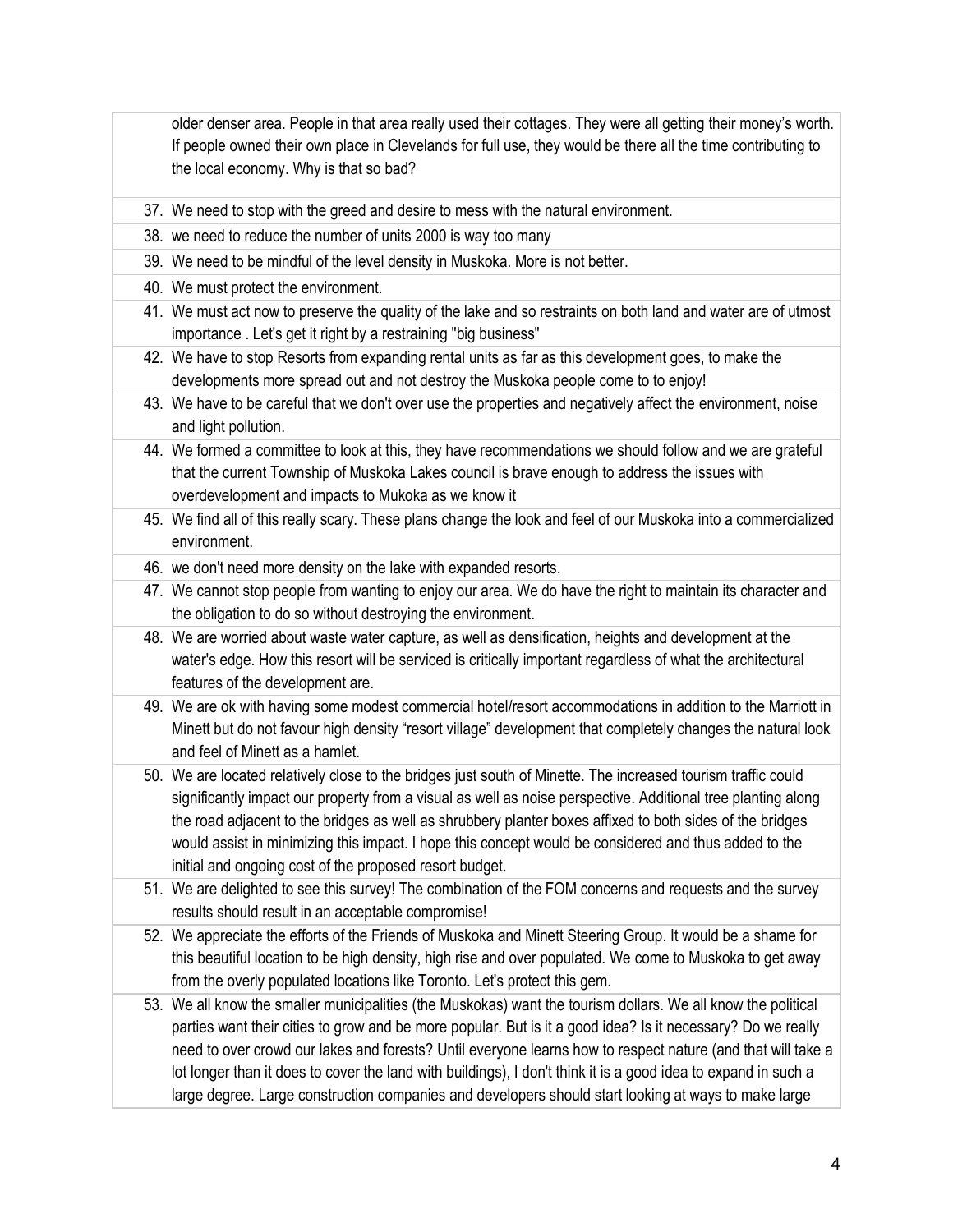older denser area. People in that area really used their cottages. They were all getting their money's worth. If people owned their own place in Clevelands for full use, they would be there all the time contributing to the local economy. Why is that so bad?

37. We need to stop with the greed and desire to mess with the natural environment.
38. we need to reduce the number of units 2000 is way too many
39. We need to be mindful of the level density in Muskoka. More is not better.
40. We must protect the environment.
41. We must act now to preserve the quality of the lake and so restraints on both land and water are of utmost importance . Let's get it right by a restraining "big business"
42. We have to stop Resorts from expanding rental units as far as this development goes, to make the developments more spread out and not destroy the Muskoka people come to to enjoy!
43. We have to be careful that we don't over use the properties and negatively affect the environment, noise and light pollution.
44. We formed a committee to look at this, they have recommendations we should follow and we are grateful that the current Township of Muskoka Lakes council is brave enough to address the issues with overdevelopment and impacts to Mukoka as we know it
45. We find all of this really scary. These plans change the look and feel of our Muskoka into a commercialized environment.
46. we don't need more density on the lake with expanded resorts.
47. We cannot stop people from wanting to enjoy our area. We do have the right to maintain its character and the obligation to do so without destroying the environment.
48. We are worried about waste water capture, as well as densification, heights and development at the water's edge. How this resort will be serviced is critically important regardless of what the architectural features of the development are.
49. We are ok with having some modest commercial hotel/resort accommodations in addition to the Marriott in Minett but do not favour high density "resort village" development that completely changes the natural look and feel of Minett as a hamlet.
50. We are located relatively close to the bridges just south of Minette. The increased tourism traffic could significantly impact our property from a visual as well as noise perspective. Additional tree planting along the road adjacent to the bridges as well as shrubbery planter boxes affixed to both sides of the bridges would assist in minimizing this impact. I hope this concept would be considered and thus added to the initial and ongoing cost of the proposed resort budget.
51. We are delighted to see this survey! The combination of the FOM concerns and requests and the survey results should result in an acceptable compromise!
52. We appreciate the efforts of the Friends of Muskoka and Minett Steering Group. It would be a shame for this beautiful location to be high density, high rise and over populated. We come to Muskoka to get away from the overly populated locations like Toronto. Let's protect this gem.
53. We all know the smaller municipalities (the Muskokas) want the tourism dollars. We all know the political parties want their cities to grow and be more popular. But is it a good idea? Is it necessary? Do we really need to over crowd our lakes and forests? Until everyone learns how to respect nature (and that will take a lot longer than it does to cover the land with buildings), I don't think it is a good idea to expand in such a large degree. Large construction companies and developers should start looking at ways to make large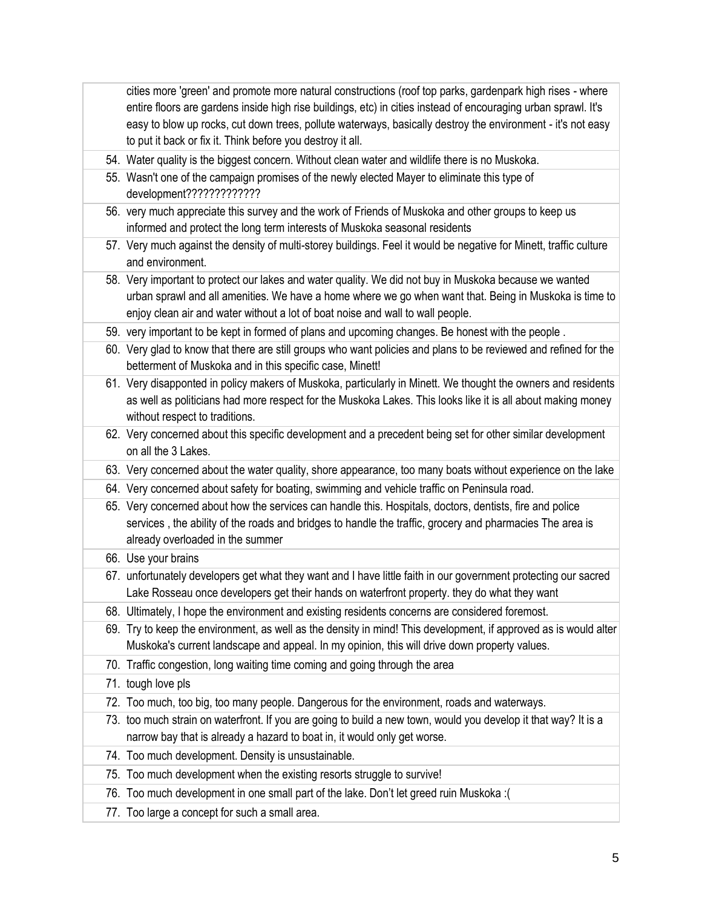| | |
|---|---|
| | cities more 'green' and promote more natural constructions (roof top parks, gardenpark high rises - where entire floors are gardens inside high rise buildings, etc) in cities instead of encouraging urban sprawl. It's easy to blow up rocks, cut down trees, pollute waterways, basically destroy the environment - it's not easy to put it back or fix it. Think before you destroy it all. |
| 54. | Water quality is the biggest concern. Without clean water and wildlife there is no Muskoka. |
| 55. | Wasn't one of the campaign promises of the newly elected Mayer to eliminate this type of development????????????? |
| 56. | very much appreciate this survey and the work of Friends of Muskoka and other groups to keep us informed and protect the long term interests of Muskoka seasonal residents |
| 57. | Very much against the density of multi-storey buildings. Feel it would be negative for Minett, traffic culture and environment. |
| 58. | Very important to protect our lakes and water quality. We did not buy in Muskoka because we wanted urban sprawl and all amenities. We have a home where we go when want that. Being in Muskoka is time to enjoy clean air and water without a lot of boat noise and wall to wall people. |
| 59. | very important to be kept in formed of plans and upcoming changes. Be honest with the people . |
| 60. | Very glad to know that there are still groups who want policies and plans to be reviewed and refined for the betterment of Muskoka and in this specific case, Minett! |
| 61. | Very disapponted in policy makers of Muskoka, particularly in Minett. We thought the owners and residents as well as politicians had more respect for the Muskoka Lakes. This looks like it is all about making money without respect to traditions. |
| 62. | Very concerned about this specific development and a precedent being set for other similar development on all the 3 Lakes. |
| 63. | Very concerned about the water quality, shore appearance, too many boats without experience on the lake |
| 64. | Very concerned about safety for boating, swimming and vehicle traffic on Peninsula road. |
| 65. | Very concerned about how the services can handle this. Hospitals, doctors, dentists, fire and police services , the ability of the roads and bridges to handle the traffic, grocery and pharmacies The area is already overloaded in the summer |
| 66. | Use your brains |
| 67. | unfortunately developers get what they want and I have little faith in our government protecting our sacred Lake Rosseau once developers get their hands on waterfront property. they do what they want |
| 68. | Ultimately, I hope the environment and existing residents concerns are considered foremost. |
| 69. | Try to keep the environment, as well as the density in mind! This development, if approved as is would alter Muskoka's current landscape and appeal. In my opinion, this will drive down property values. |
| 70. | Traffic congestion, long waiting time coming and going through the area |
| 71. | tough love pls |
| 72. | Too much, too big, too many people. Dangerous for the environment, roads and waterways. |
| 73. | too much strain on waterfront. If you are going to build a new town, would you develop it that way? It is a narrow bay that is already a hazard to boat in, it would only get worse. |
| 74. | Too much development. Density is unsustainable. |
| 75. | Too much development when the existing resorts struggle to survive! |
| 76. | Too much development in one small part of the lake. Don't let greed ruin Muskoka :( |
| 77. | Too large a concept for such a small area. |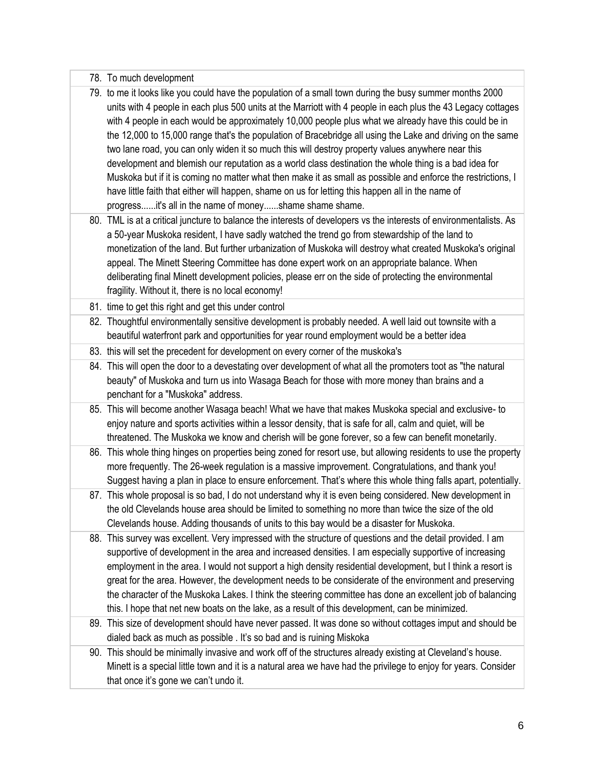78. To much development
79. to me it looks like you could have the population of a small town during the busy summer months 2000 units with 4 people in each plus 500 units at the Marriott with 4 people in each plus the 43 Legacy cottages with 4 people in each would be approximately 10,000 people plus what we already have this could be in the 12,000 to 15,000 range that's the population of Bracebridge all using the Lake and driving on the same two lane road, you can only widen it so much this will destroy property values anywhere near this development and blemish our reputation as a world class destination the whole thing is a bad idea for Muskoka but if it is coming no matter what then make it as small as possible and enforce the restrictions, I have little faith that either will happen, shame on us for letting this happen all in the name of progress......it's all in the name of money......shame shame shame.
80. TML is at a critical juncture to balance the interests of developers vs the interests of environmentalists. As a 50-year Muskoka resident, I have sadly watched the trend go from stewardship of the land to monetization of the land. But further urbanization of Muskoka will destroy what created Muskoka's original appeal. The Minett Steering Committee has done expert work on an appropriate balance. When deliberating final Minett development policies, please err on the side of protecting the environmental fragility. Without it, there is no local economy!
81. time to get this right and get this under control
82. Thoughtful environmentally sensitive development is probably needed. A well laid out townsite with a beautiful waterfront park and opportunities for year round employment would be a better idea
83. this will set the precedent for development on every corner of the muskoka's
84. This will open the door to a devestating over development of what all the promoters toot as "the natural beauty" of Muskoka and turn us into Wasaga Beach for those with more money than brains and a penchant for a "Muskoka" address.
85. This will become another Wasaga beach! What we have that makes Muskoka special and exclusive- to enjoy nature and sports activities within a lessor density, that is safe for all, calm and quiet, will be threatened. The Muskoka we know and cherish will be gone forever, so a few can benefit monetarily.
86. This whole thing hinges on properties being zoned for resort use, but allowing residents to use the property more frequently. The 26-week regulation is a massive improvement. Congratulations, and thank you! Suggest having a plan in place to ensure enforcement. That's where this whole thing falls apart, potentially.
87. This whole proposal is so bad, I do not understand why it is even being considered. New development in the old Clevelands house area should be limited to something no more than twice the size of the old Clevelands house. Adding thousands of units to this bay would be a disaster for Muskoka.
88. This survey was excellent. Very impressed with the structure of questions and the detail provided. I am supportive of development in the area and increased densities. I am especially supportive of increasing employment in the area. I would not support a high density residential development, but I think a resort is great for the area. However, the development needs to be considerate of the environment and preserving the character of the Muskoka Lakes. I think the steering committee has done an excellent job of balancing this. I hope that net new boats on the lake, as a result of this development, can be minimized.
89. This size of development should have never passed. It was done so without cottages imput and should be dialed back as much as possible . It's so bad and is ruining Miskoka
90. This should be minimally invasive and work off of the structures already existing at Cleveland's house. Minett is a special little town and it is a natural area we have had the privilege to enjoy for years. Consider that once it's gone we can't undo it.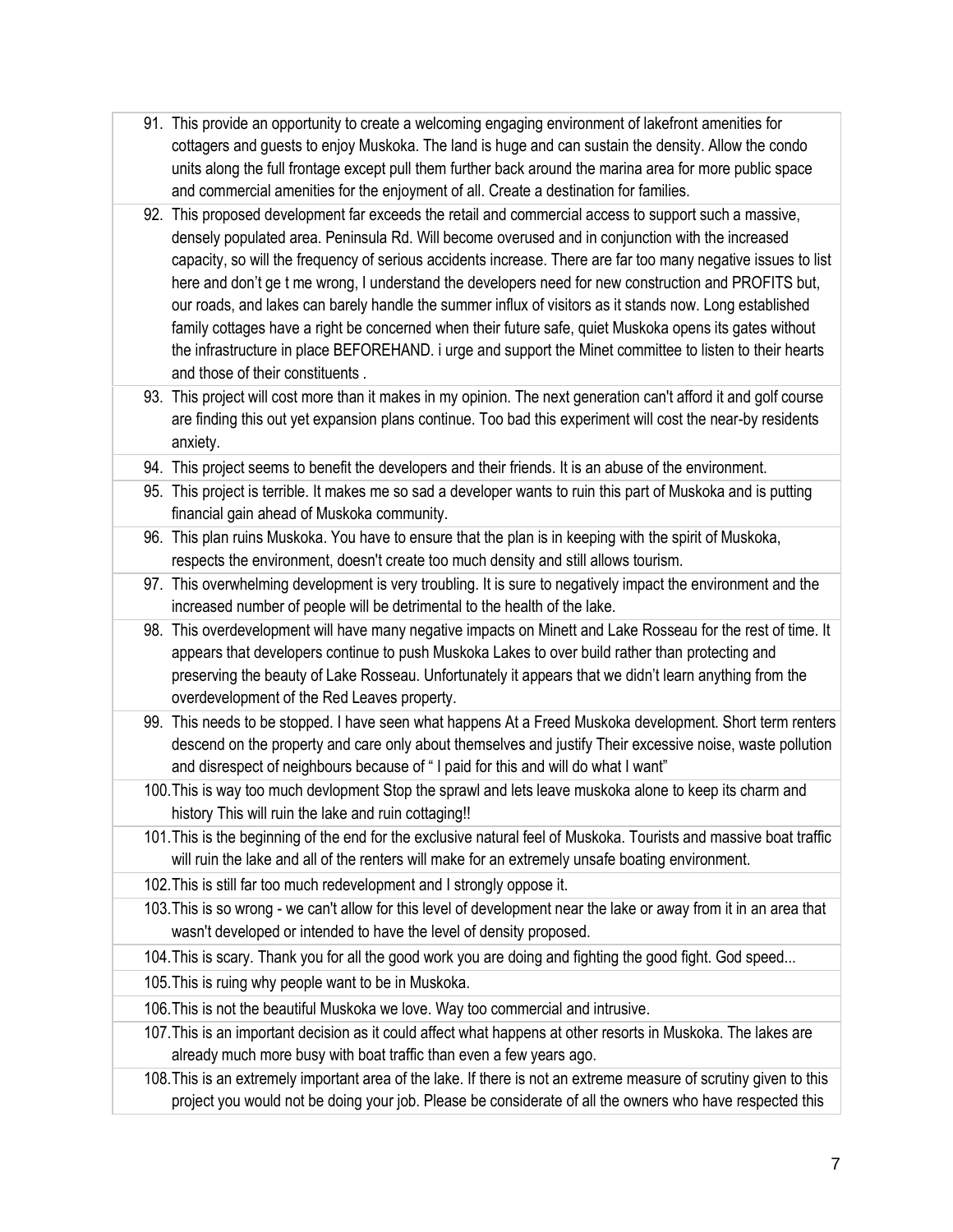91. This provide an opportunity to create a welcoming engaging environment of lakefront amenities for cottagers and guests to enjoy Muskoka. The land is huge and can sustain the density. Allow the condo units along the full frontage except pull them further back around the marina area for more public space and commercial amenities for the enjoyment of all. Create a destination for families.
92. This proposed development far exceeds the retail and commercial access to support such a massive, densely populated area. Peninsula Rd. Will become overused and in conjunction with the increased capacity, so will the frequency of serious accidents increase. There are far too many negative issues to list here and don't ge t me wrong, I understand the developers need for new construction and PROFITS but, our roads, and lakes can barely handle the summer influx of visitors as it stands now. Long established family cottages have a right be concerned when their future safe, quiet Muskoka opens its gates without the infrastructure in place BEFOREHAND. i urge and support the Minet committee to listen to their hearts and those of their constituents .
93. This project will cost more than it makes in my opinion. The next generation can't afford it and golf course are finding this out yet expansion plans continue. Too bad this experiment will cost the near-by residents anxiety.
94. This project seems to benefit the developers and their friends. It is an abuse of the environment.
95. This project is terrible. It makes me so sad a developer wants to ruin this part of Muskoka and is putting financial gain ahead of Muskoka community.
96. This plan ruins Muskoka. You have to ensure that the plan is in keeping with the spirit of Muskoka, respects the environment, doesn't create too much density and still allows tourism.
97. This overwhelming development is very troubling. It is sure to negatively impact the environment and the increased number of people will be detrimental to the health of the lake.
98. This overdevelopment will have many negative impacts on Minett and Lake Rosseau for the rest of time. It appears that developers continue to push Muskoka Lakes to over build rather than protecting and preserving the beauty of Lake Rosseau. Unfortunately it appears that we didn't learn anything from the overdevelopment of the Red Leaves property.
99. This needs to be stopped. I have seen what happens At a Freed Muskoka development. Short term renters descend on the property and care only about themselves and justify Their excessive noise, waste pollution and disrespect of neighbours because of " I paid for this and will do what I want"
100. This is way too much devlopment Stop the sprawl and lets leave muskoka alone to keep its charm and history This will ruin the lake and ruin cottaging!!
101. This is the beginning of the end for the exclusive natural feel of Muskoka. Tourists and massive boat traffic will ruin the lake and all of the renters will make for an extremely unsafe boating environment.
102. This is still far too much redevelopment and I strongly oppose it.
103. This is so wrong - we can't allow for this level of development near the lake or away from it in an area that wasn't developed or intended to have the level of density proposed.
104. This is scary. Thank you for all the good work you are doing and fighting the good fight. God speed...
105. This is ruing why people want to be in Muskoka.
106. This is not the beautiful Muskoka we love. Way too commercial and intrusive.
107. This is an important decision as it could affect what happens at other resorts in Muskoka. The lakes are already much more busy with boat traffic than even a few years ago.
108. This is an extremely important area of the lake. If there is not an extreme measure of scrutiny given to this project you would not be doing your job. Please be considerate of all the owners who have respected this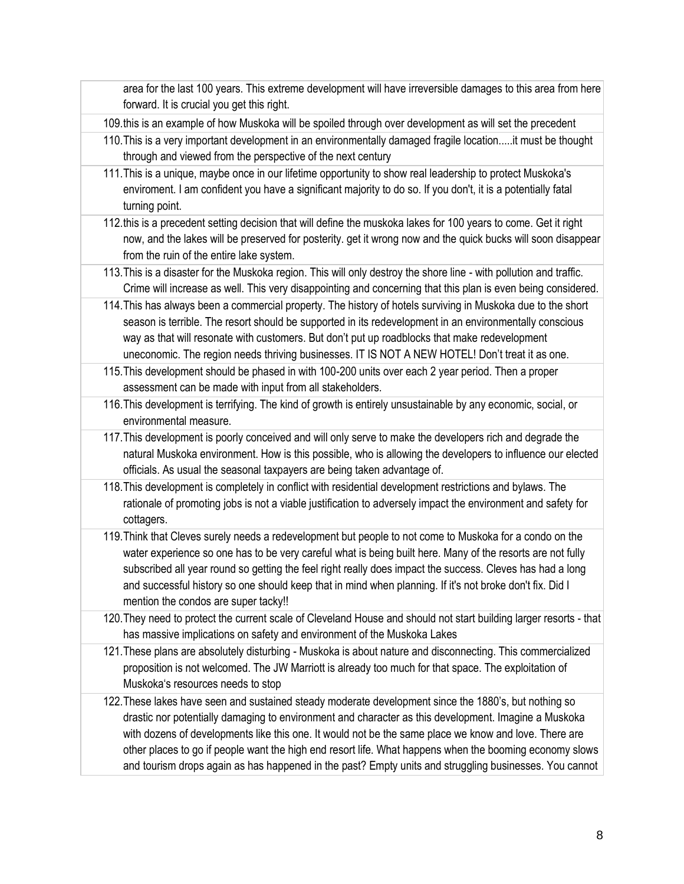area for the last 100 years. This extreme development will have irreversible damages to this area from here forward. It is crucial you get this right.

109. this is an example of how Muskoka will be spoiled through over development as will set the precedent

110. This is a very important development in an environmentally damaged fragile location.....it must be thought through and viewed from the perspective of the next century

111. This is a unique, maybe once in our lifetime opportunity to show real leadership to protect Muskoka's enviroment. I am confident you have a significant majority to do so. If you don't, it is a potentially fatal turning point.

112. this is a precedent setting decision that will define the muskoka lakes for 100 years to come. Get it right now, and the lakes will be preserved for posterity. get it wrong now and the quick bucks will soon disappear from the ruin of the entire lake system.

113. This is a disaster for the Muskoka region. This will only destroy the shore line - with pollution and traffic. Crime will increase as well. This very disappointing and concerning that this plan is even being considered.

114. This has always been a commercial property. The history of hotels surviving in Muskoka due to the short season is terrible. The resort should be supported in its redevelopment in an environmentally conscious way as that will resonate with customers. But don't put up roadblocks that make redevelopment uneconomic. The region needs thriving businesses. IT IS NOT A NEW HOTEL! Don't treat it as one.

115. This development should be phased in with 100-200 units over each 2 year period. Then a proper assessment can be made with input from all stakeholders.

116. This development is terrifying. The kind of growth is entirely unsustainable by any economic, social, or environmental measure.

117. This development is poorly conceived and will only serve to make the developers rich and degrade the natural Muskoka environment. How is this possible, who is allowing the developers to influence our elected officials. As usual the seasonal taxpayers are being taken advantage of.

118. This development is completely in conflict with residential development restrictions and bylaws. The rationale of promoting jobs is not a viable justification to adversely impact the environment and safety for cottagers.

119. Think that Cleves surely needs a redevelopment but people to not come to Muskoka for a condo on the water experience so one has to be very careful what is being built here. Many of the resorts are not fully subscribed all year round so getting the feel right really does impact the success. Cleves has had a long and successful history so one should keep that in mind when planning. If it's not broke don't fix. Did I mention the condos are super tacky!!

120. They need to protect the current scale of Cleveland House and should not start building larger resorts - that has massive implications on safety and environment of the Muskoka Lakes

121. These plans are absolutely disturbing - Muskoka is about nature and disconnecting. This commercialized proposition is not welcomed. The JW Marriott is already too much for that space. The exploitation of Muskoka's resources needs to stop

122. These lakes have seen and sustained steady moderate development since the 1880's, but nothing so drastic nor potentially damaging to environment and character as this development. Imagine a Muskoka with dozens of developments like this one. It would not be the same place we know and love. There are other places to go if people want the high end resort life. What happens when the booming economy slows and tourism drops again as has happened in the past? Empty units and struggling businesses. You cannot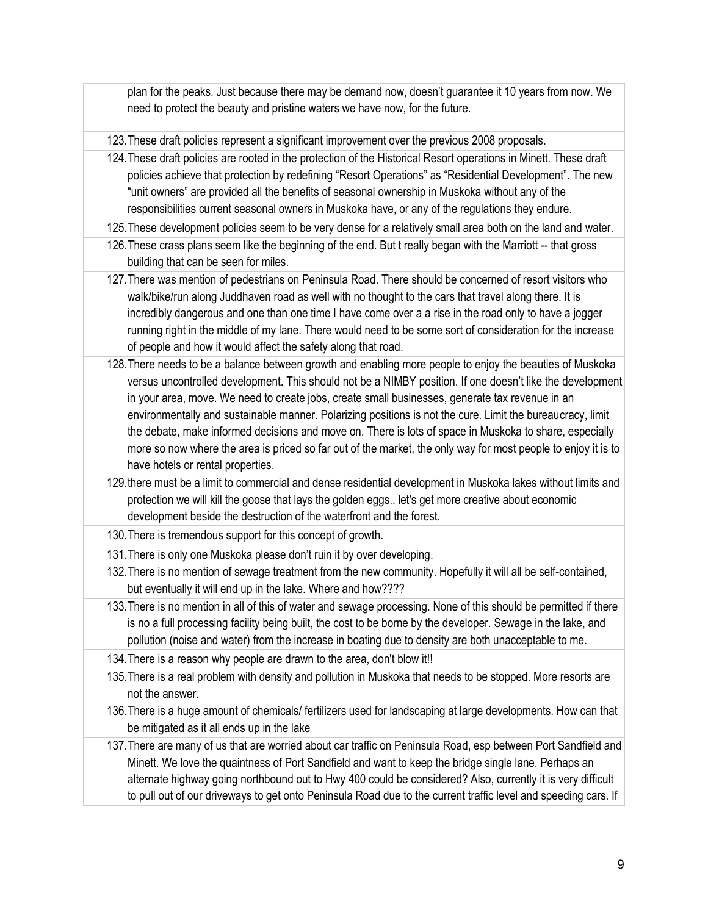plan for the peaks. Just because there may be demand now, doesn't guarantee it 10 years from now. We need to protect the beauty and pristine waters we have now, for the future.

123. These draft policies represent a significant improvement over the previous 2008 proposals.

124. These draft policies are rooted in the protection of the Historical Resort operations in Minett. These draft policies achieve that protection by redefining "Resort Operations" as "Residential Development". The new "unit owners" are provided all the benefits of seasonal ownership in Muskoka without any of the responsibilities current seasonal owners in Muskoka have, or any of the regulations they endure.

125. These development policies seem to be very dense for a relatively small area both on the land and water.

126. These crass plans seem like the beginning of the end. But t really began with the Marriott -- that gross building that can be seen for miles.

127. There was mention of pedestrians on Peninsula Road. There should be concerned of resort visitors who walk/bike/run along Juddhaven road as well with no thought to the cars that travel along there. It is incredibly dangerous and one than one time I have come over a a rise in the road only to have a jogger running right in the middle of my lane. There would need to be some sort of consideration for the increase of people and how it would affect the safety along that road.

128. There needs to be a balance between growth and enabling more people to enjoy the beauties of Muskoka versus uncontrolled development. This should not be a NIMBY position. If one doesn't like the development in your area, move. We need to create jobs, create small businesses, generate tax revenue in an environmentally and sustainable manner. Polarizing positions is not the cure. Limit the bureaucracy, limit the debate, make informed decisions and move on. There is lots of space in Muskoka to share, especially more so now where the area is priced so far out of the market, the only way for most people to enjoy it is to have hotels or rental properties.

129. there must be a limit to commercial and dense residential development in Muskoka lakes without limits and protection we will kill the goose that lays the golden eggs.. let's get more creative about economic development beside the destruction of the waterfront and the forest.

130. There is tremendous support for this concept of growth.

131. There is only one Muskoka please don't ruin it by over developing.

132. There is no mention of sewage treatment from the new community. Hopefully it will all be self-contained, but eventually it will end up in the lake. Where and how????

133. There is no mention in all of this of water and sewage processing. None of this should be permitted if there is no a full processing facility being built, the cost to be borne by the developer. Sewage in the lake, and pollution (noise and water) from the increase in boating due to density are both unacceptable to me.

134. There is a reason why people are drawn to the area, don't blow it!!

135. There is a real problem with density and pollution in Muskoka that needs to be stopped. More resorts are not the answer.

136. There is a huge amount of chemicals/ fertilizers used for landscaping at large developments. How can that be mitigated as it all ends up in the lake

137. There are many of us that are worried about car traffic on Peninsula Road, esp between Port Sandfield and Minett. We love the quaintness of Port Sandfield and want to keep the bridge single lane. Perhaps an alternate highway going northbound out to Hwy 400 could be considered? Also, currently it is very difficult to pull out of our driveways to get onto Peninsula Road due to the current traffic level and speeding cars. If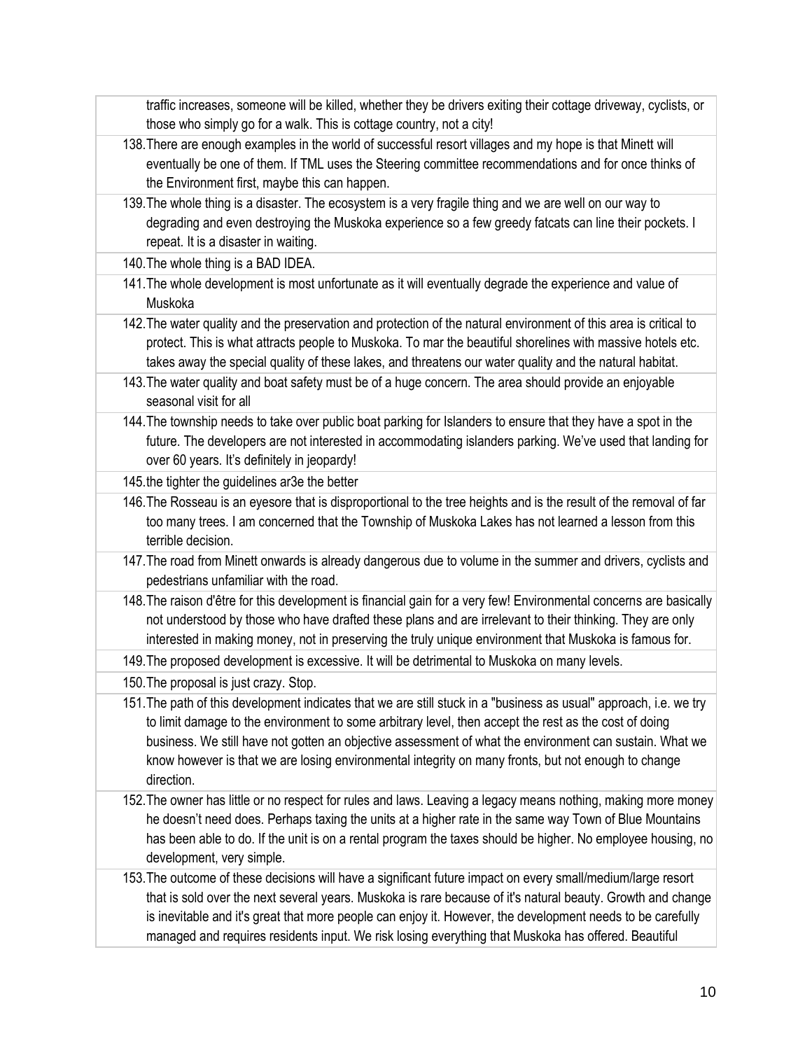traffic increases, someone will be killed, whether they be drivers exiting their cottage driveway, cyclists, or those who simply go for a walk. This is cottage country, not a city!

138. There are enough examples in the world of successful resort villages and my hope is that Minett will eventually be one of them. If TML uses the Steering committee recommendations and for once thinks of the Environment first, maybe this can happen.

139. The whole thing is a disaster. The ecosystem is a very fragile thing and we are well on our way to degrading and even destroying the Muskoka experience so a few greedy fatcats can line their pockets. I repeat. It is a disaster in waiting.

140. The whole thing is a BAD IDEA.

141. The whole development is most unfortunate as it will eventually degrade the experience and value of Muskoka

142. The water quality and the preservation and protection of the natural environment of this area is critical to protect. This is what attracts people to Muskoka. To mar the beautiful shorelines with massive hotels etc. takes away the special quality of these lakes, and threatens our water quality and the natural habitat.

143. The water quality and boat safety must be of a huge concern. The area should provide an enjoyable seasonal visit for all

144. The township needs to take over public boat parking for Islanders to ensure that they have a spot in the future. The developers are not interested in accommodating islanders parking. We've used that landing for over 60 years. It's definitely in jeopardy!

145. the tighter the guidelines ar3e the better

146. The Rosseau is an eyesore that is disproportional to the tree heights and is the result of the removal of far too many trees. I am concerned that the Township of Muskoka Lakes has not learned a lesson from this terrible decision.

147. The road from Minett onwards is already dangerous due to volume in the summer and drivers, cyclists and pedestrians unfamiliar with the road.

148. The raison d'être for this development is financial gain for a very few! Environmental concerns are basically not understood by those who have drafted these plans and are irrelevant to their thinking. They are only interested in making money, not in preserving the truly unique environment that Muskoka is famous for.

149. The proposed development is excessive. It will be detrimental to Muskoka on many levels.

150. The proposal is just crazy. Stop.

151. The path of this development indicates that we are still stuck in a "business as usual" approach, i.e. we try to limit damage to the environment to some arbitrary level, then accept the rest as the cost of doing business. We still have not gotten an objective assessment of what the environment can sustain. What we know however is that we are losing environmental integrity on many fronts, but not enough to change direction.

152. The owner has little or no respect for rules and laws. Leaving a legacy means nothing, making more money he doesn't need does. Perhaps taxing the units at a higher rate in the same way Town of Blue Mountains has been able to do. If the unit is on a rental program the taxes should be higher. No employee housing, no development, very simple.

153. The outcome of these decisions will have a significant future impact on every small/medium/large resort that is sold over the next several years. Muskoka is rare because of it's natural beauty. Growth and change is inevitable and it's great that more people can enjoy it. However, the development needs to be carefully managed and requires residents input. We risk losing everything that Muskoka has offered. Beautiful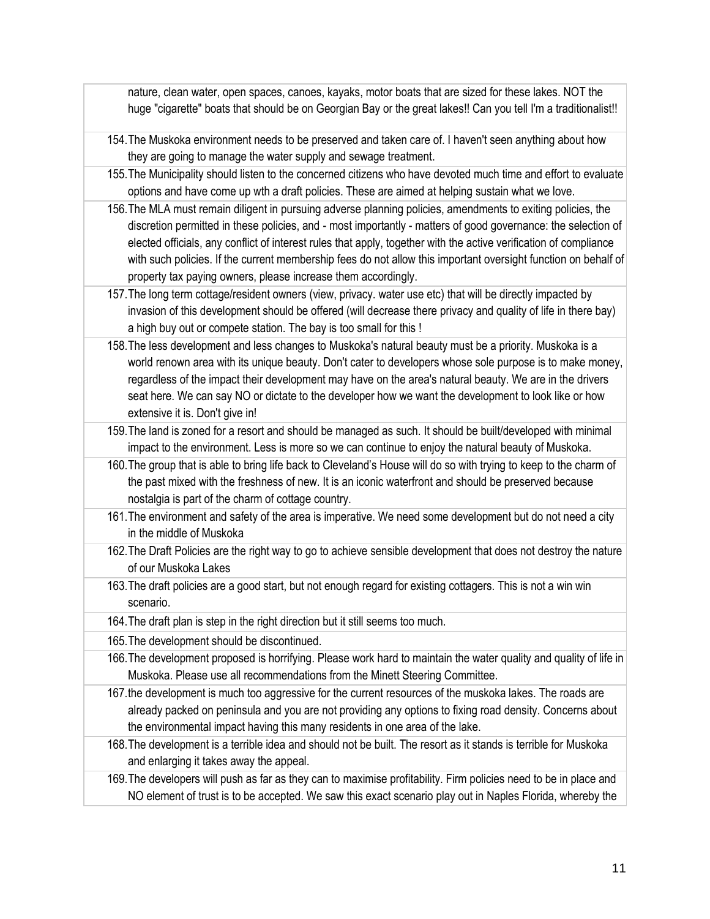nature, clean water, open spaces, canoes, kayaks, motor boats that are sized for these lakes. NOT the huge "cigarette" boats that should be on Georgian Bay or the great lakes!! Can you tell I'm a traditionalist!!

154. The Muskoka environment needs to be preserved and taken care of. I haven't seen anything about how they are going to manage the water supply and sewage treatment.
155. The Municipality should listen to the concerned citizens who have devoted much time and effort to evaluate options and have come up wth a draft policies. These are aimed at helping sustain what we love.
156. The MLA must remain diligent in pursuing adverse planning policies, amendments to exiting policies, the discretion permitted in these policies, and - most importantly - matters of good governance: the selection of elected officials, any conflict of interest rules that apply, together with the active verification of compliance with such policies. If the current membership fees do not allow this important oversight function on behalf of property tax paying owners, please increase them accordingly.
157. The long term cottage/resident owners (view, privacy. water use etc) that will be directly impacted by invasion of this development should be offered (will decrease there privacy and quality of life in there bay) a high buy out or compete station. The bay is too small for this !
158. The less development and less changes to Muskoka's natural beauty must be a priority. Muskoka is a world renown area with its unique beauty. Don't cater to developers whose sole purpose is to make money, regardless of the impact their development may have on the area's natural beauty. We are in the drivers seat here. We can say NO or dictate to the developer how we want the development to look like or how extensive it is. Don't give in!
159. The land is zoned for a resort and should be managed as such. It should be built/developed with minimal impact to the environment. Less is more so we can continue to enjoy the natural beauty of Muskoka.
160. The group that is able to bring life back to Cleveland's House will do so with trying to keep to the charm of the past mixed with the freshness of new. It is an iconic waterfront and should be preserved because nostalgia is part of the charm of cottage country.
161. The environment and safety of the area is imperative. We need some development but do not need a city in the middle of Muskoka
162. The Draft Policies are the right way to go to achieve sensible development that does not destroy the nature of our Muskoka Lakes
163. The draft policies are a good start, but not enough regard for existing cottagers. This is not a win win scenario.
164. The draft plan is step in the right direction but it still seems too much.
165. The development should be discontinued.
166. The development proposed is horrifying. Please work hard to maintain the water quality and quality of life in Muskoka. Please use all recommendations from the Minett Steering Committee.
167. the development is much too aggressive for the current resources of the muskoka lakes. The roads are already packed on peninsula and you are not providing any options to fixing road density. Concerns about the environmental impact having this many residents in one area of the lake.
168. The development is a terrible idea and should not be built. The resort as it stands is terrible for Muskoka and enlarging it takes away the appeal.
169. The developers will push as far as they can to maximise profitability. Firm policies need to be in place and NO element of trust is to be accepted. We saw this exact scenario play out in Naples Florida, whereby the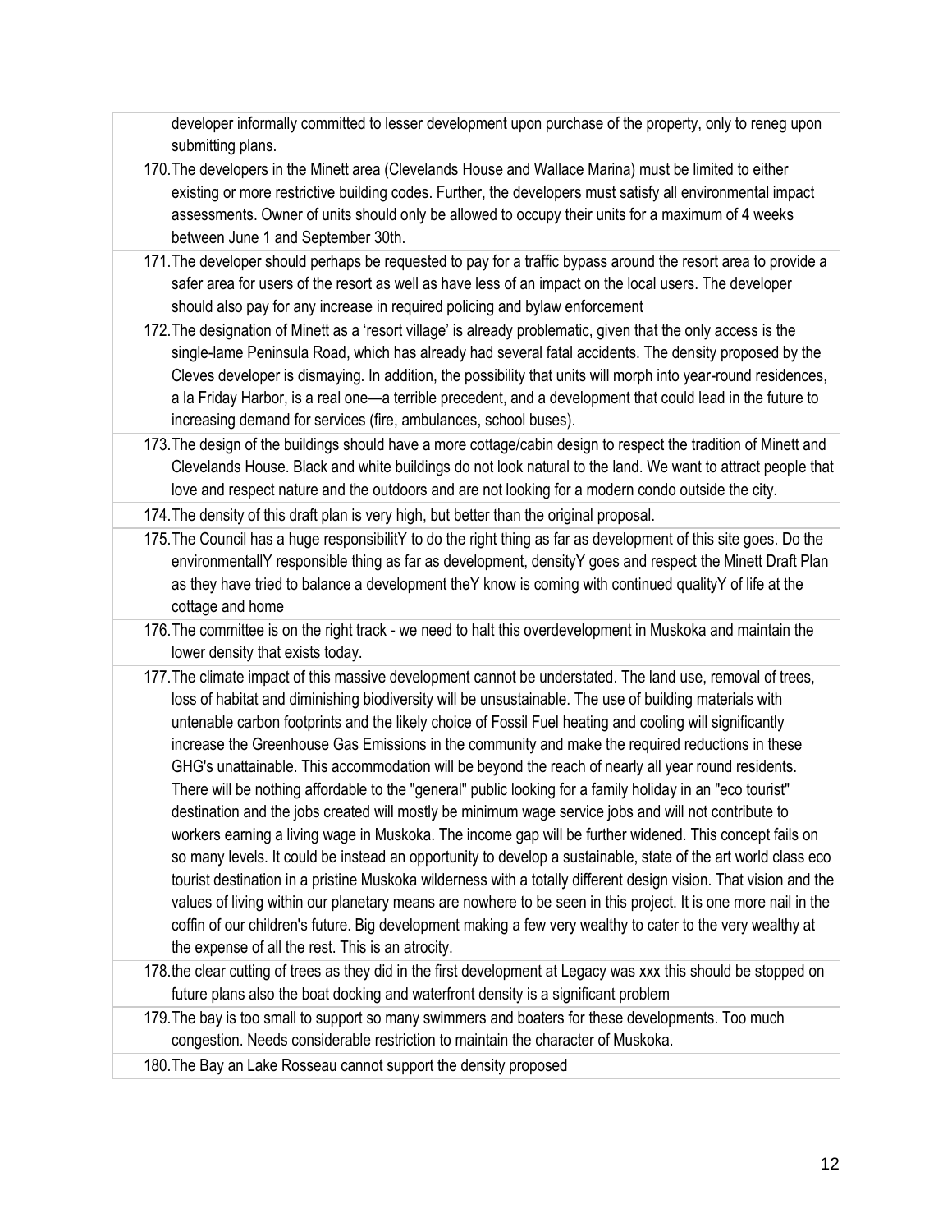developer informally committed to lesser development upon purchase of the property, only to reneg upon submitting plans.

170. The developers in the Minett area (Clevelands House and Wallace Marina) must be limited to either existing or more restrictive building codes. Further, the developers must satisfy all environmental impact assessments. Owner of units should only be allowed to occupy their units for a maximum of 4 weeks between June 1 and September 30th.

171. The developer should perhaps be requested to pay for a traffic bypass around the resort area to provide a safer area for users of the resort as well as have less of an impact on the local users. The developer should also pay for any increase in required policing and bylaw enforcement

172. The designation of Minett as a 'resort village' is already problematic, given that the only access is the single-lame Peninsula Road, which has already had several fatal accidents. The density proposed by the Cleves developer is dismaying. In addition, the possibility that units will morph into year-round residences, a la Friday Harbor, is a real one—a terrible precedent, and a development that could lead in the future to increasing demand for services (fire, ambulances, school buses).

173. The design of the buildings should have a more cottage/cabin design to respect the tradition of Minett and Clevelands House. Black and white buildings do not look natural to the land. We want to attract people that love and respect nature and the outdoors and are not looking for a modern condo outside the city.

174. The density of this draft plan is very high, but better than the original proposal.

175. The Council has a huge responsibilitY to do the right thing as far as development of this site goes. Do the environmentallY responsible thing as far as development, densityY goes and respect the Minett Draft Plan as they have tried to balance a development theY know is coming with continued qualityY of life at the cottage and home

176. The committee is on the right track - we need to halt this overdevelopment in Muskoka and maintain the lower density that exists today.

177. The climate impact of this massive development cannot be understated. The land use, removal of trees, loss of habitat and diminishing biodiversity will be unsustainable. The use of building materials with untenable carbon footprints and the likely choice of Fossil Fuel heating and cooling will significantly increase the Greenhouse Gas Emissions in the community and make the required reductions in these GHG's unattainable. This accommodation will be beyond the reach of nearly all year round residents. There will be nothing affordable to the "general" public looking for a family holiday in an "eco tourist" destination and the jobs created will mostly be minimum wage service jobs and will not contribute to workers earning a living wage in Muskoka. The income gap will be further widened. This concept fails on so many levels. It could be instead an opportunity to develop a sustainable, state of the art world class eco tourist destination in a pristine Muskoka wilderness with a totally different design vision. That vision and the values of living within our planetary means are nowhere to be seen in this project. It is one more nail in the coffin of our children's future. Big development making a few very wealthy to cater to the very wealthy at the expense of all the rest. This is an atrocity.

178. the clear cutting of trees as they did in the first development at Legacy was xxx this should be stopped on future plans also the boat docking and waterfront density is a significant problem

179. The bay is too small to support so many swimmers and boaters for these developments. Too much congestion. Needs considerable restriction to maintain the character of Muskoka.

180. The Bay an Lake Rosseau cannot support the density proposed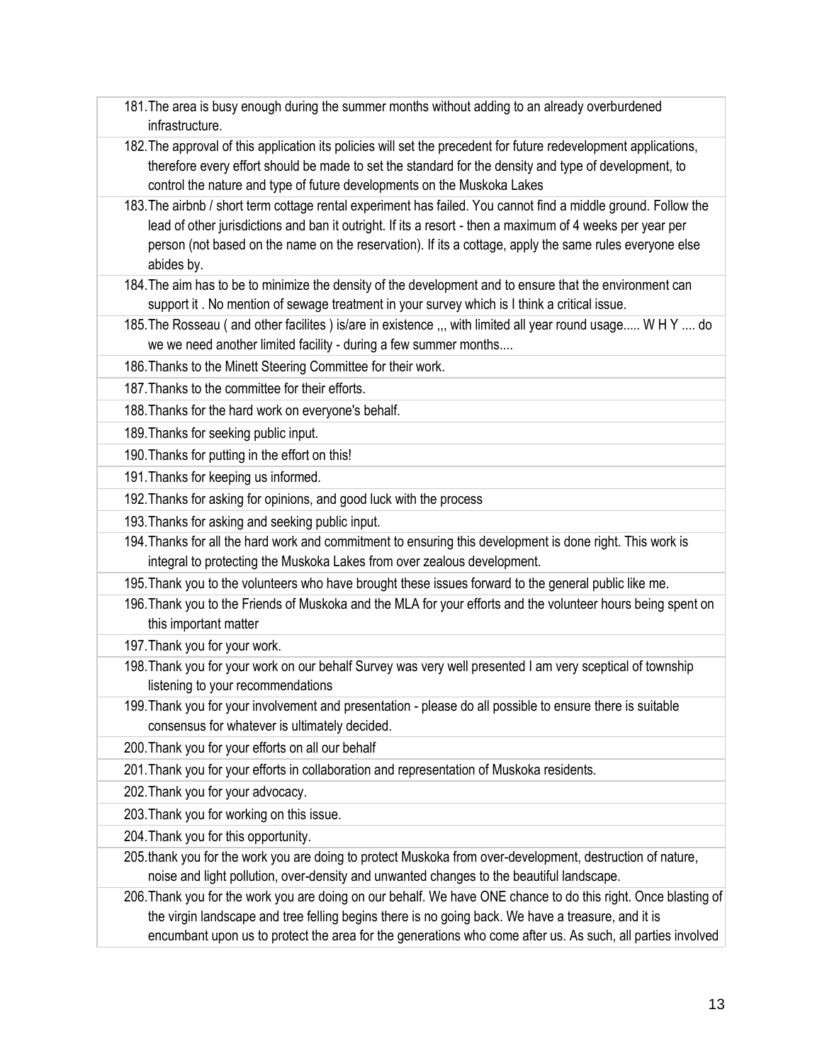181. The area is busy enough during the summer months without adding to an already overburdened infrastructure.
182. The approval of this application its policies will set the precedent for future redevelopment applications, therefore every effort should be made to set the standard for the density and type of development, to control the nature and type of future developments on the Muskoka Lakes
183. The airbnb / short term cottage rental experiment has failed. You cannot find a middle ground. Follow the lead of other jurisdictions and ban it outright. If its a resort - then a maximum of 4 weeks per year per person (not based on the name on the reservation). If its a cottage, apply the same rules everyone else abides by.
184. The aim has to be to minimize the density of the development and to ensure that the environment can support it . No mention of sewage treatment in your survey which is I think a critical issue.
185. The Rosseau ( and other facilites ) is/are in existence ,,, with limited all year round usage..... W H Y .... do we we need another limited facility - during a few summer months....
186. Thanks to the Minett Steering Committee for their work.
187. Thanks to the committee for their efforts.
188. Thanks for the hard work on everyone's behalf.
189. Thanks for seeking public input.
190. Thanks for putting in the effort on this!
191. Thanks for keeping us informed.
192. Thanks for asking for opinions, and good luck with the process
193. Thanks for asking and seeking public input.
194. Thanks for all the hard work and commitment to ensuring this development is done right. This work is integral to protecting the Muskoka Lakes from over zealous development.
195. Thank you to the volunteers who have brought these issues forward to the general public like me.
196. Thank you to the Friends of Muskoka and the MLA for your efforts and the volunteer hours being spent on this important matter
197. Thank you for your work.
198. Thank you for your work on our behalf Survey was very well presented I am very sceptical of township listening to your recommendations
199. Thank you for your involvement and presentation - please do all possible to ensure there is suitable consensus for whatever is ultimately decided.
200. Thank you for your efforts on all our behalf
201. Thank you for your efforts in collaboration and representation of Muskoka residents.
202. Thank you for your advocacy.
203. Thank you for working on this issue.
204. Thank you for this opportunity.
205. thank you for the work you are doing to protect Muskoka from over-development, destruction of nature, noise and light pollution, over-density and unwanted changes to the beautiful landscape.
206. Thank you for the work you are doing on our behalf. We have ONE chance to do this right. Once blasting of the virgin landscape and tree felling begins there is no going back. We have a treasure, and it is encumbant upon us to protect the area for the generations who come after us. As such, all parties involved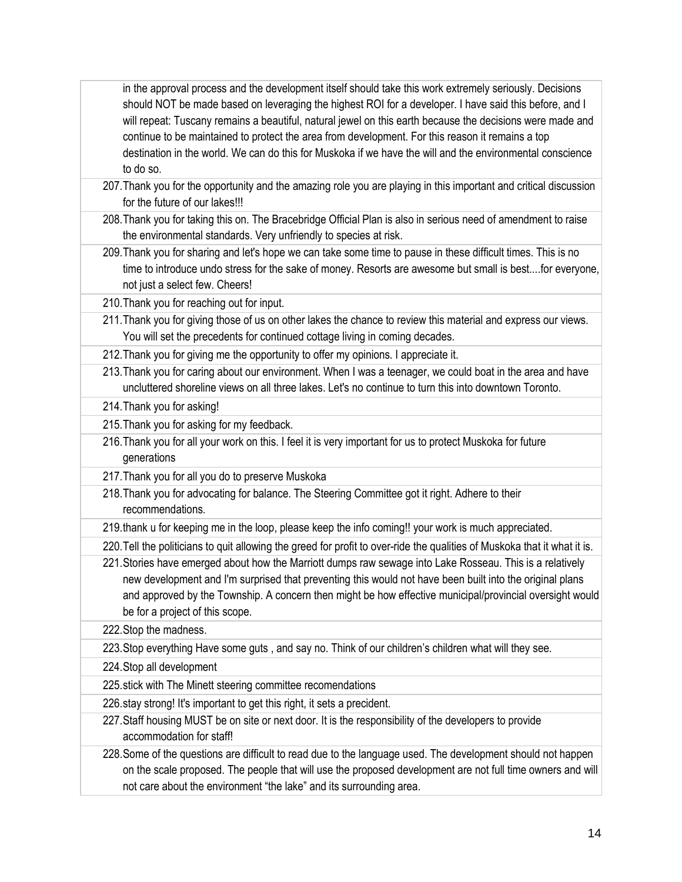in the approval process and the development itself should take this work extremely seriously. Decisions should NOT be made based on leveraging the highest ROI for a developer. I have said this before, and I will repeat: Tuscany remains a beautiful, natural jewel on this earth because the decisions were made and continue to be maintained to protect the area from development. For this reason it remains a top destination in the world. We can do this for Muskoka if we have the will and the environmental conscience to do so.

207. Thank you for the opportunity and the amazing role you are playing in this important and critical discussion for the future of our lakes!!!
208. Thank you for taking this on. The Bracebridge Official Plan is also in serious need of amendment to raise the environmental standards. Very unfriendly to species at risk.
209. Thank you for sharing and let's hope we can take some time to pause in these difficult times. This is no time to introduce undo stress for the sake of money. Resorts are awesome but small is best....for everyone, not just a select few. Cheers!
210. Thank you for reaching out for input.
211. Thank you for giving those of us on other lakes the chance to review this material and express our views. You will set the precedents for continued cottage living in coming decades.
212. Thank you for giving me the opportunity to offer my opinions. I appreciate it.
213. Thank you for caring about our environment. When I was a teenager, we could boat in the area and have uncluttered shoreline views on all three lakes. Let's no continue to turn this into downtown Toronto.
214. Thank you for asking!
215. Thank you for asking for my feedback.
216. Thank you for all your work on this. I feel it is very important for us to protect Muskoka for future generations
217. Thank you for all you do to preserve Muskoka
218. Thank you for advocating for balance. The Steering Committee got it right. Adhere to their recommendations.
219. thank u for keeping me in the loop, please keep the info coming!! your work is much appreciated.
220. Tell the politicians to quit allowing the greed for profit to over-ride the qualities of Muskoka that it what it is.
221. Stories have emerged about how the Marriott dumps raw sewage into Lake Rosseau. This is a relatively new development and I'm surprised that preventing this would not have been built into the original plans and approved by the Township. A concern then might be how effective municipal/provincial oversight would be for a project of this scope.
222. Stop the madness.
223. Stop everything Have some guts , and say no. Think of our children's children what will they see.
224. Stop all development
225. stick with The Minett steering committee recomendations
226. stay strong! It's important to get this right, it sets a precident.
227. Staff housing MUST be on site or next door. It is the responsibility of the developers to provide accommodation for staff!
228. Some of the questions are difficult to read due to the language used. The development should not happen on the scale proposed. The people that will use the proposed development are not full time owners and will not care about the environment "the lake" and its surrounding area.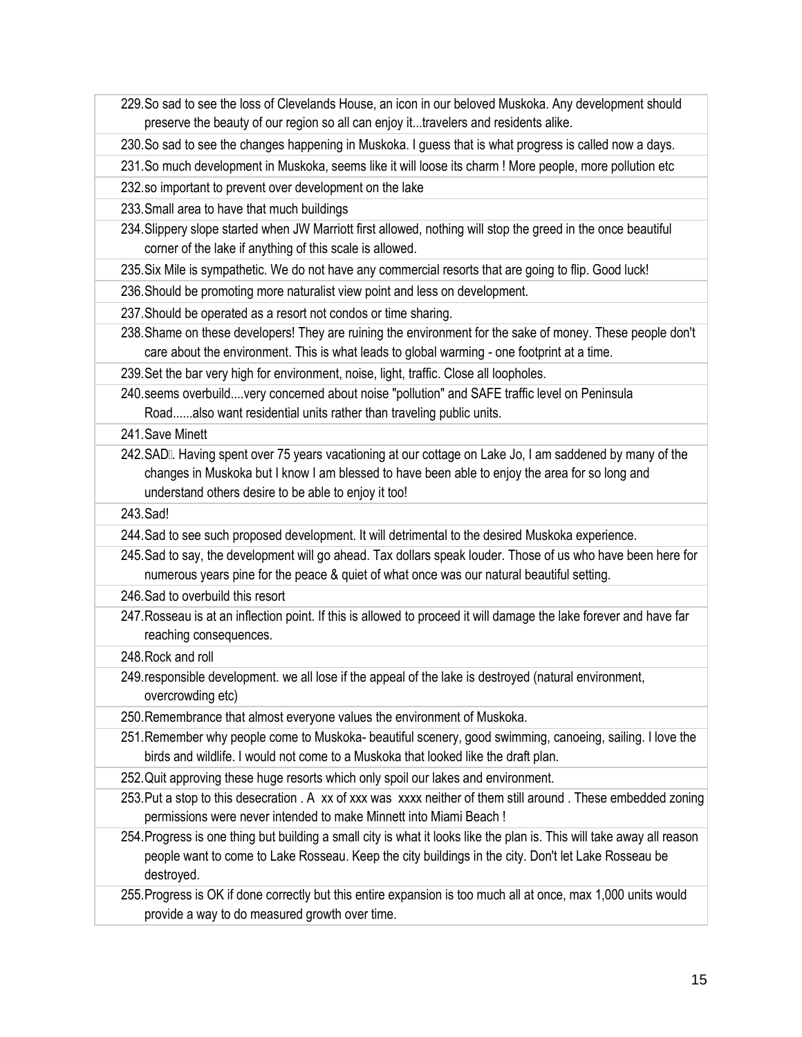229. So sad to see the loss of Clevelands House, an icon in our beloved Muskoka. Any development should preserve the beauty of our region so all can enjoy it...travelers and residents alike.
230. So sad to see the changes happening in Muskoka. I guess that is what progress is called now a days.
231. So much development in Muskoka, seems like it will loose its charm ! More people, more pollution etc
232. so important to prevent over development on the lake
233. Small area to have that much buildings
234. Slippery slope started when JW Marriott first allowed, nothing will stop the greed in the once beautiful corner of the lake if anything of this scale is allowed.
235. Six Mile is sympathetic. We do not have any commercial resorts that are going to flip. Good luck!
236. Should be promoting more naturalist view point and less on development.
237. Should be operated as a resort not condos or time sharing.
238. Shame on these developers! They are ruining the environment for the sake of money. These people don't care about the environment. This is what leads to global warming - one footprint at a time.
239. Set the bar very high for environment, noise, light, traffic. Close all loopholes.
240. seems overbuild....very concerned about noise "pollution" and SAFE traffic level on Peninsula Road......also want residential units rather than traveling public units.
241. Save Minett
242. SAD. Having spent over 75 years vacationing at our cottage on Lake Jo, I am saddened by many of the changes in Muskoka but I know I am blessed to have been able to enjoy the area for so long and understand others desire to be able to enjoy it too!
243. Sad!
244. Sad to see such proposed development. It will detrimental to the desired Muskoka experience.
245. Sad to say, the development will go ahead. Tax dollars speak louder. Those of us who have been here for numerous years pine for the peace & quiet of what once was our natural beautiful setting.
246. Sad to overbuild this resort
247. Rosseau is at an inflection point. If this is allowed to proceed it will damage the lake forever and have far reaching consequences.
248. Rock and roll
249. responsible development. we all lose if the appeal of the lake is destroyed (natural environment, overcrowding etc)
250. Remembrance that almost everyone values the environment of Muskoka.
251. Remember why people come to Muskoka- beautiful scenery, good swimming, canoeing, sailing. I love the birds and wildlife. I would not come to a Muskoka that looked like the draft plan.
252. Quit approving these huge resorts which only spoil our lakes and environment.
253. Put a stop to this desecration . A xx of xxx was xxxx neither of them still around . These embedded zoning permissions were never intended to make Minnett into Miami Beach !
254. Progress is one thing but building a small city is what it looks like the plan is. This will take away all reason people want to come to Lake Rosseau. Keep the city buildings in the city. Don't let Lake Rosseau be destroyed.
255. Progress is OK if done correctly but this entire expansion is too much all at once, max 1,000 units would provide a way to do measured growth over time.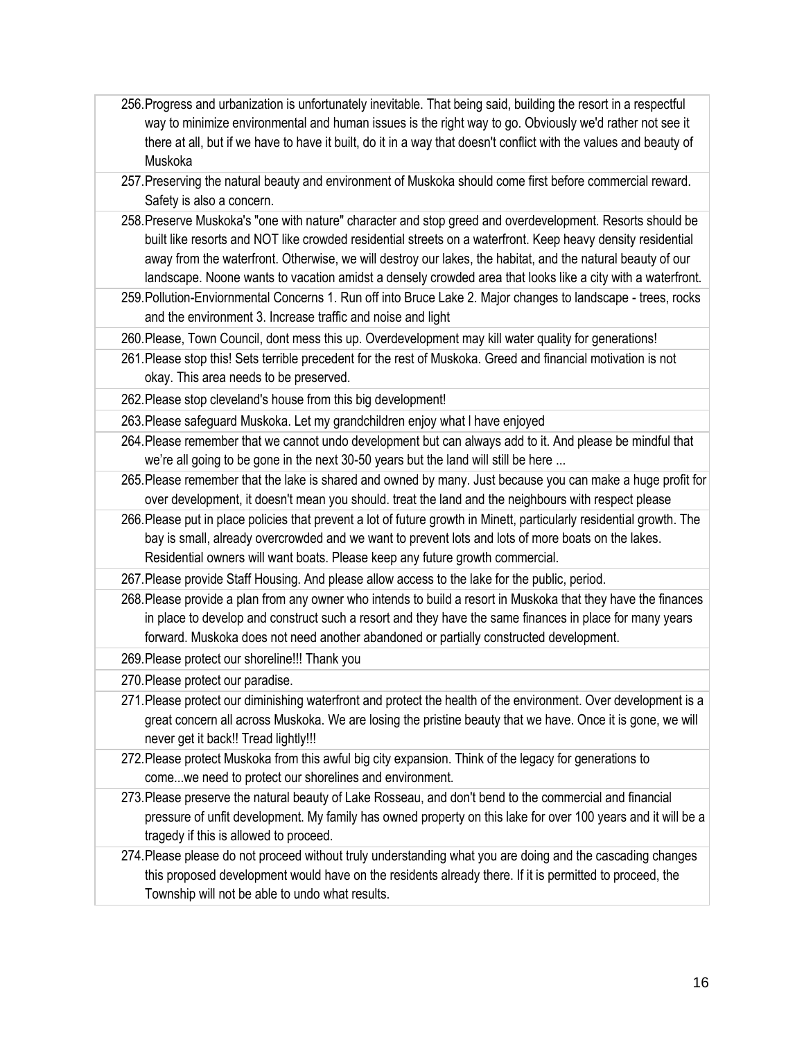256. Progress and urbanization is unfortunately inevitable. That being said, building the resort in a respectful way to minimize environmental and human issues is the right way to go. Obviously we'd rather not see it there at all, but if we have to have it built, do it in a way that doesn't conflict with the values and beauty of Muskoka
257. Preserving the natural beauty and environment of Muskoka should come first before commercial reward. Safety is also a concern.
258. Preserve Muskoka's "one with nature" character and stop greed and overdevelopment. Resorts should be built like resorts and NOT like crowded residential streets on a waterfront. Keep heavy density residential away from the waterfront. Otherwise, we will destroy our lakes, the habitat, and the natural beauty of our landscape. Noone wants to vacation amidst a densely crowded area that looks like a city with a waterfront.
259. Pollution-Enviornmental Concerns 1. Run off into Bruce Lake 2. Major changes to landscape - trees, rocks and the environment 3. Increase traffic and noise and light
260. Please, Town Council, dont mess this up. Overdevelopment may kill water quality for generations!
261. Please stop this! Sets terrible precedent for the rest of Muskoka. Greed and financial motivation is not okay. This area needs to be preserved.
262. Please stop cleveland's house from this big development!
263. Please safeguard Muskoka. Let my grandchildren enjoy what I have enjoyed
264. Please remember that we cannot undo development but can always add to it. And please be mindful that we're all going to be gone in the next 30-50 years but the land will still be here ...
265. Please remember that the lake is shared and owned by many. Just because you can make a huge profit for over development, it doesn't mean you should. treat the land and the neighbours with respect please
266. Please put in place policies that prevent a lot of future growth in Minett, particularly residential growth. The bay is small, already overcrowded and we want to prevent lots and lots of more boats on the lakes. Residential owners will want boats. Please keep any future growth commercial.
267. Please provide Staff Housing. And please allow access to the lake for the public, period.
268. Please provide a plan from any owner who intends to build a resort in Muskoka that they have the finances in place to develop and construct such a resort and they have the same finances in place for many years forward. Muskoka does not need another abandoned or partially constructed development.
269. Please protect our shoreline!!! Thank you
270. Please protect our paradise.
271. Please protect our diminishing waterfront and protect the health of the environment. Over development is a great concern all across Muskoka. We are losing the pristine beauty that we have. Once it is gone, we will never get it back!! Tread lightly!!!
272. Please protect Muskoka from this awful big city expansion. Think of the legacy for generations to come...we need to protect our shorelines and environment.
273. Please preserve the natural beauty of Lake Rosseau, and don't bend to the commercial and financial pressure of unfit development. My family has owned property on this lake for over 100 years and it will be a tragedy if this is allowed to proceed.
274. Please please do not proceed without truly understanding what you are doing and the cascading changes this proposed development would have on the residents already there. If it is permitted to proceed, the Township will not be able to undo what results.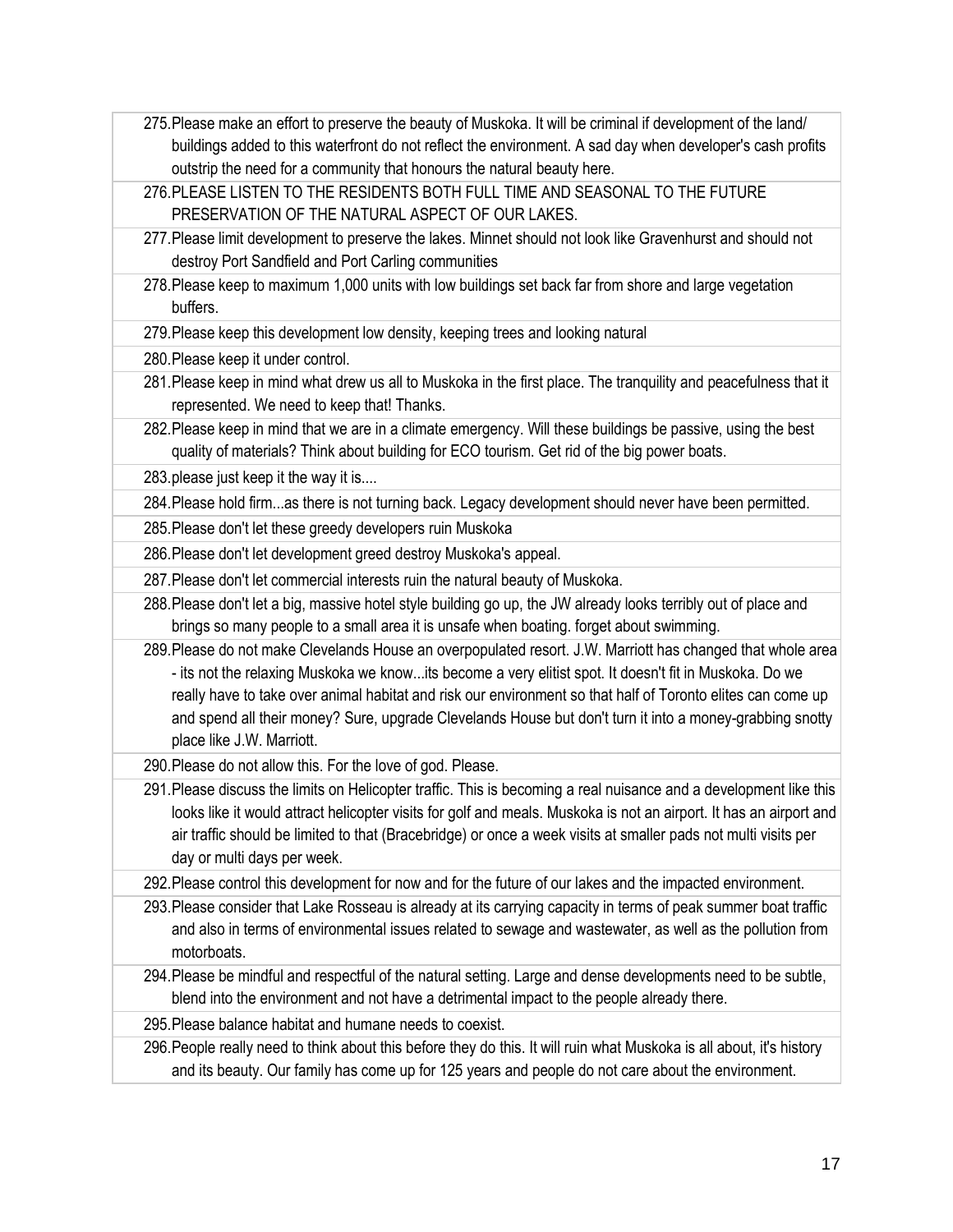275. Please make an effort to preserve the beauty of Muskoka. It will be criminal if development of the land/ buildings added to this waterfront do not reflect the environment. A sad day when developer's cash profits outstrip the need for a community that honours the natural beauty here.
276. PLEASE LISTEN TO THE RESIDENTS BOTH FULL TIME AND SEASONAL TO THE FUTURE PRESERVATION OF THE NATURAL ASPECT OF OUR LAKES.
277. Please limit development to preserve the lakes. Minnet should not look like Gravenhurst and should not destroy Port Sandfield and Port Carling communities
278. Please keep to maximum 1,000 units with low buildings set back far from shore and large vegetation buffers.
279. Please keep this development low density, keeping trees and looking natural
280. Please keep it under control.
281. Please keep in mind what drew us all to Muskoka in the first place. The tranquility and peacefulness that it represented. We need to keep that! Thanks.
282. Please keep in mind that we are in a climate emergency. Will these buildings be passive, using the best quality of materials? Think about building for ECO tourism. Get rid of the big power boats.
283. please just keep it the way it is....
284. Please hold firm...as there is not turning back. Legacy development should never have been permitted.
285. Please don't let these greedy developers ruin Muskoka
286. Please don't let development greed destroy Muskoka's appeal.
287. Please don't let commercial interests ruin the natural beauty of Muskoka.
288. Please don't let a big, massive hotel style building go up, the JW already looks terribly out of place and brings so many people to a small area it is unsafe when boating. forget about swimming.
289. Please do not make Clevelands House an overpopulated resort. J.W. Marriott has changed that whole area - its not the relaxing Muskoka we know...its become a very elitist spot. It doesn't fit in Muskoka. Do we really have to take over animal habitat and risk our environment so that half of Toronto elites can come up and spend all their money? Sure, upgrade Clevelands House but don't turn it into a money-grabbing snotty place like J.W. Marriott.
290. Please do not allow this. For the love of god. Please.
291. Please discuss the limits on Helicopter traffic. This is becoming a real nuisance and a development like this looks like it would attract helicopter visits for golf and meals. Muskoka is not an airport. It has an airport and air traffic should be limited to that (Bracebridge) or once a week visits at smaller pads not multi visits per day or multi days per week.
292. Please control this development for now and for the future of our lakes and the impacted environment.
293. Please consider that Lake Rosseau is already at its carrying capacity in terms of peak summer boat traffic and also in terms of environmental issues related to sewage and wastewater, as well as the pollution from motorboats.
294. Please be mindful and respectful of the natural setting. Large and dense developments need to be subtle, blend into the environment and not have a detrimental impact to the people already there.
295. Please balance habitat and humane needs to coexist.
296. People really need to think about this before they do this. It will ruin what Muskoka is all about, it's history and its beauty. Our family has come up for 125 years and people do not care about the environment.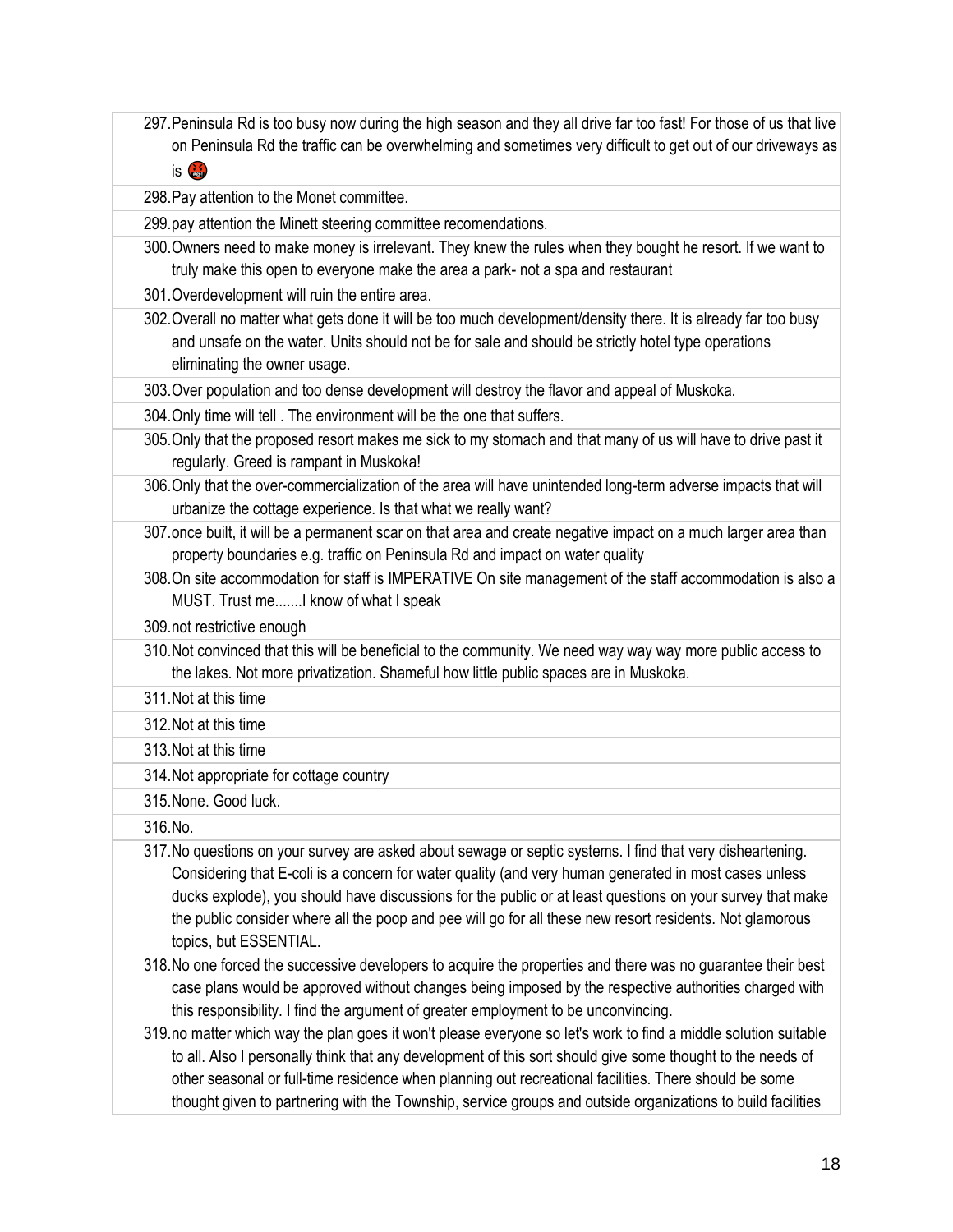297. Peninsula Rd is too busy now during the high season and they all drive far too fast! For those of us that live on Peninsula Rd the traffic can be overwhelming and sometimes very difficult to get out of our driveways as is 🤬
298. Pay attention to the Monet committee.
299. pay attention the Minett steering committee recomendations.
300. Owners need to make money is irrelevant. They knew the rules when they bought he resort. If we want to truly make this open to everyone make the area a park- not a spa and restaurant
301. Overdevelopment will ruin the entire area.
302. Overall no matter what gets done it will be too much development/density there. It is already far too busy and unsafe on the water. Units should not be for sale and should be strictly hotel type operations eliminating the owner usage.
303. Over population and too dense development will destroy the flavor and appeal of Muskoka.
304. Only time will tell . The environment will be the one that suffers.
305. Only that the proposed resort makes me sick to my stomach and that many of us will have to drive past it regularly. Greed is rampant in Muskoka!
306. Only that the over-commercialization of the area will have unintended long-term adverse impacts that will urbanize the cottage experience. Is that what we really want?
307. once built, it will be a permanent scar on that area and create negative impact on a much larger area than property boundaries e.g. traffic on Peninsula Rd and impact on water quality
308. On site accommodation for staff is IMPERATIVE On site management of the staff accommodation is also a MUST. Trust me.......I know of what I speak
309. not restrictive enough
310. Not convinced that this will be beneficial to the community. We need way way way more public access to the lakes. Not more privatization. Shameful how little public spaces are in Muskoka.
311. Not at this time
312. Not at this time
313. Not at this time
314. Not appropriate for cottage country
315. None. Good luck.
316. No.
317. No questions on your survey are asked about sewage or septic systems. I find that very disheartening. Considering that E-coli is a concern for water quality (and very human generated in most cases unless ducks explode), you should have discussions for the public or at least questions on your survey that make the public consider where all the poop and pee will go for all these new resort residents. Not glamorous topics, but ESSENTIAL.
318. No one forced the successive developers to acquire the properties and there was no guarantee their best case plans would be approved without changes being imposed by the respective authorities charged with this responsibility. I find the argument of greater employment to be unconvincing.
319. no matter which way the plan goes it won't please everyone so let's work to find a middle solution suitable to all. Also I personally think that any development of this sort should give some thought to the needs of other seasonal or full-time residence when planning out recreational facilities. There should be some thought given to partnering with the Township, service groups and outside organizations to build facilities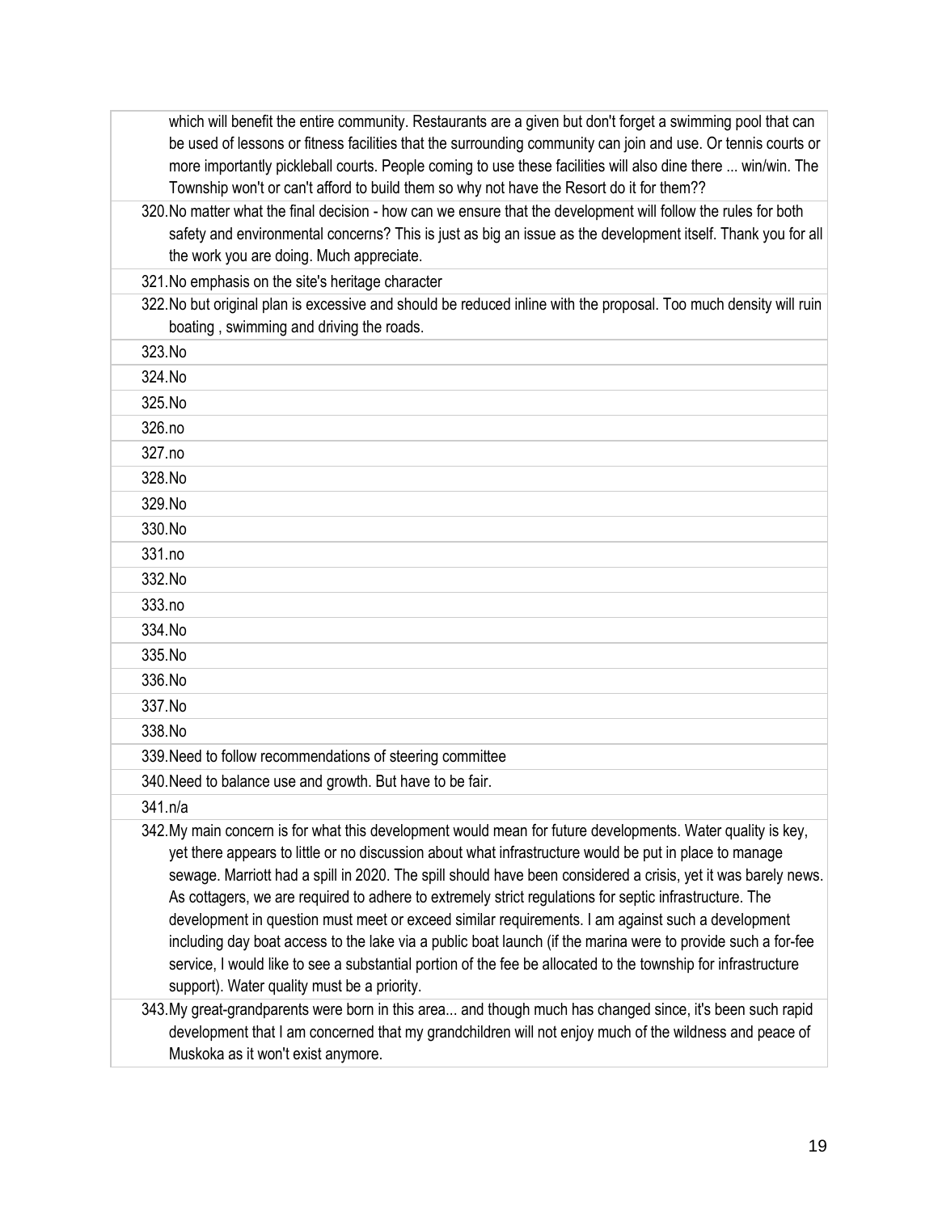which will benefit the entire community. Restaurants are a given but don't forget a swimming pool that can be used of lessons or fitness facilities that the surrounding community can join and use. Or tennis courts or more importantly pickleball courts. People coming to use these facilities will also dine there ... win/win. The Township won't or can't afford to build them so why not have the Resort do it for them??

320. No matter what the final decision - how can we ensure that the development will follow the rules for both safety and environmental concerns? This is just as big an issue as the development itself. Thank you for all the work you are doing. Much appreciate.
321. No emphasis on the site's heritage character
322. No but original plan is excessive and should be reduced inline with the proposal. Too much density will ruin boating , swimming and driving the roads.
323. No
324. No
325. No
326. no
327. no
328. No
329. No
330. No
331. no
332. No
333. no
334. No
335. No
336. No
337. No
338. No
339. Need to follow recommendations of steering committee
340. Need to balance use and growth. But have to be fair.
341. n/a
342. My main concern is for what this development would mean for future developments. Water quality is key, yet there appears to little or no discussion about what infrastructure would be put in place to manage sewage. Marriott had a spill in 2020. The spill should have been considered a crisis, yet it was barely news. As cottagers, we are required to adhere to extremely strict regulations for septic infrastructure. The development in question must meet or exceed similar requirements. I am against such a development including day boat access to the lake via a public boat launch (if the marina were to provide such a for-fee service, I would like to see a substantial portion of the fee be allocated to the township for infrastructure support). Water quality must be a priority.
343. My great-grandparents were born in this area... and though much has changed since, it's been such rapid development that I am concerned that my grandchildren will not enjoy much of the wildness and peace of Muskoka as it won't exist anymore.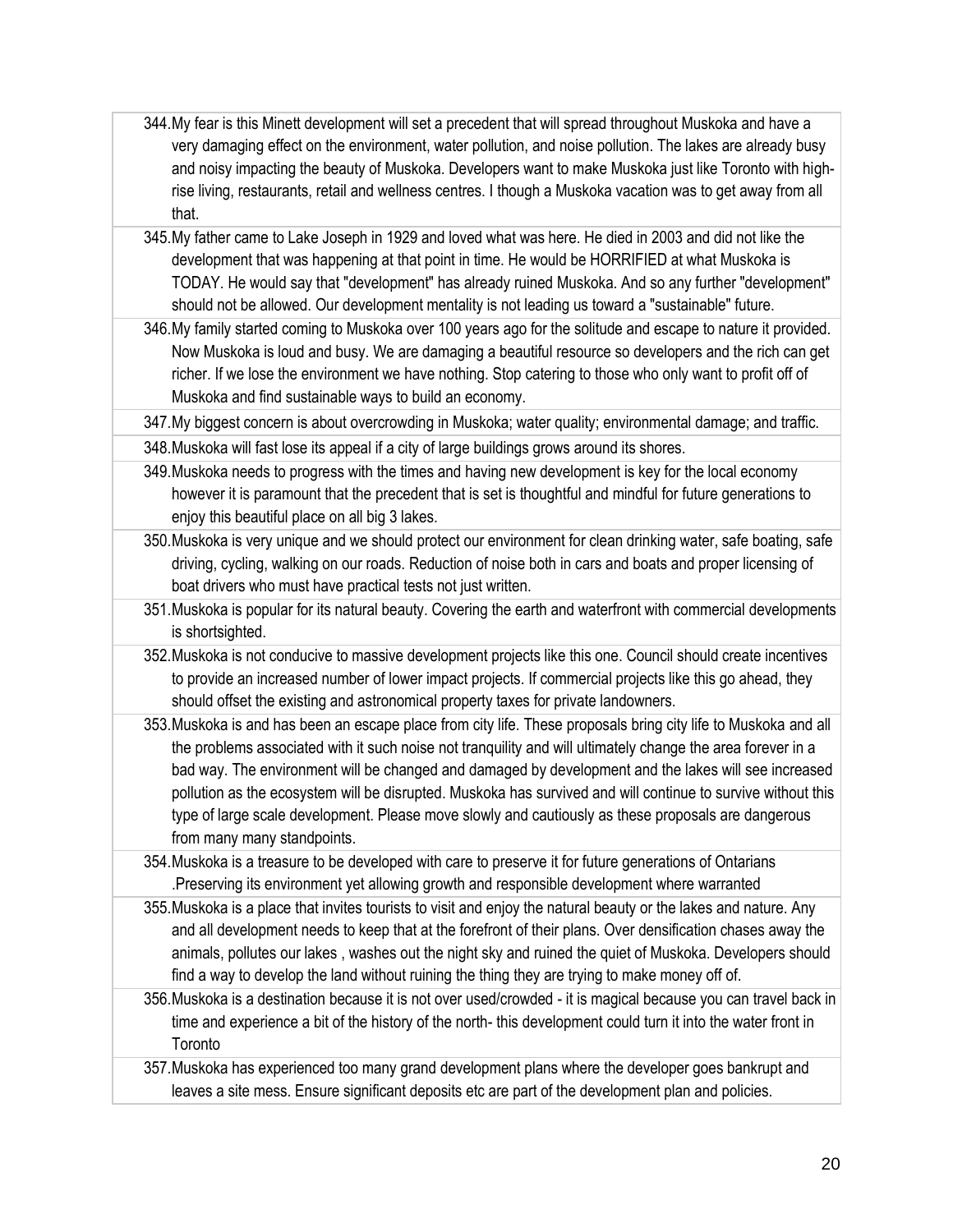344. My fear is this Minett development will set a precedent that will spread throughout Muskoka and have a very damaging effect on the environment, water pollution, and noise pollution. The lakes are already busy and noisy impacting the beauty of Muskoka. Developers want to make Muskoka just like Toronto with high-rise living, restaurants, retail and wellness centres. I though a Muskoka vacation was to get away from all that.
345. My father came to Lake Joseph in 1929 and loved what was here. He died in 2003 and did not like the development that was happening at that point in time. He would be HORRIFIED at what Muskoka is TODAY. He would say that "development" has already ruined Muskoka. And so any further "development" should not be allowed. Our development mentality is not leading us toward a "sustainable" future.
346. My family started coming to Muskoka over 100 years ago for the solitude and escape to nature it provided. Now Muskoka is loud and busy. We are damaging a beautiful resource so developers and the rich can get richer. If we lose the environment we have nothing. Stop catering to those who only want to profit off of Muskoka and find sustainable ways to build an economy.
347. My biggest concern is about overcrowding in Muskoka; water quality; environmental damage; and traffic.
348. Muskoka will fast lose its appeal if a city of large buildings grows around its shores.
349. Muskoka needs to progress with the times and having new development is key for the local economy however it is paramount that the precedent that is set is thoughtful and mindful for future generations to enjoy this beautiful place on all big 3 lakes.
350. Muskoka is very unique and we should protect our environment for clean drinking water, safe boating, safe driving, cycling, walking on our roads. Reduction of noise both in cars and boats and proper licensing of boat drivers who must have practical tests not just written.
351. Muskoka is popular for its natural beauty. Covering the earth and waterfront with commercial developments is shortsighted.
352. Muskoka is not conducive to massive development projects like this one. Council should create incentives to provide an increased number of lower impact projects. If commercial projects like this go ahead, they should offset the existing and astronomical property taxes for private landowners.
353. Muskoka is and has been an escape place from city life. These proposals bring city life to Muskoka and all the problems associated with it such noise not tranquility and will ultimately change the area forever in a bad way. The environment will be changed and damaged by development and the lakes will see increased pollution as the ecosystem will be disrupted. Muskoka has survived and will continue to survive without this type of large scale development. Please move slowly and cautiously as these proposals are dangerous from many many standpoints.
354. Muskoka is a treasure to be developed with care to preserve it for future generations of Ontarians .Preserving its environment yet allowing growth and responsible development where warranted
355. Muskoka is a place that invites tourists to visit and enjoy the natural beauty or the lakes and nature. Any and all development needs to keep that at the forefront of their plans. Over densification chases away the animals, pollutes our lakes , washes out the night sky and ruined the quiet of Muskoka. Developers should find a way to develop the land without ruining the thing they are trying to make money off of.
356. Muskoka is a destination because it is not over used/crowded - it is magical because you can travel back in time and experience a bit of the history of the north- this development could turn it into the water front in Toronto
357. Muskoka has experienced too many grand development plans where the developer goes bankrupt and leaves a site mess. Ensure significant deposits etc are part of the development plan and policies.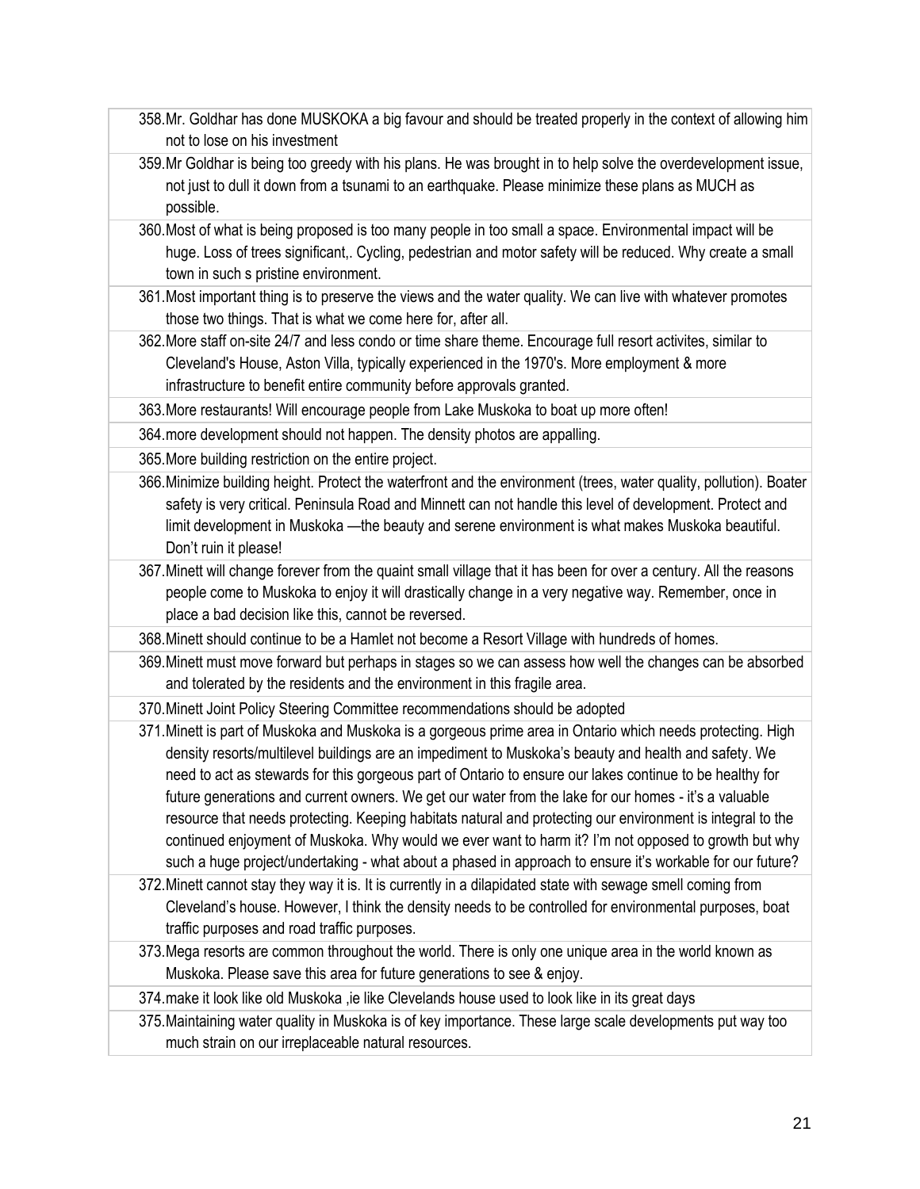358. Mr. Goldhar has done MUSKOKA a big favour and should be treated properly in the context of allowing him not to lose on his investment

359. Mr Goldhar is being too greedy with his plans. He was brought in to help solve the overdevelopment issue, not just to dull it down from a tsunami to an earthquake. Please minimize these plans as MUCH as possible.

360. Most of what is being proposed is too many people in too small a space. Environmental impact will be huge. Loss of trees significant,. Cycling, pedestrian and motor safety will be reduced. Why create a small town in such s pristine environment.

361. Most important thing is to preserve the views and the water quality. We can live with whatever promotes those two things. That is what we come here for, after all.

362. More staff on-site 24/7 and less condo or time share theme. Encourage full resort activites, similar to Cleveland's House, Aston Villa, typically experienced in the 1970's. More employment & more infrastructure to benefit entire community before approvals granted.

363. More restaurants! Will encourage people from Lake Muskoka to boat up more often!

364. more development should not happen. The density photos are appalling.

365. More building restriction on the entire project.

366. Minimize building height. Protect the waterfront and the environment (trees, water quality, pollution). Boater safety is very critical. Peninsula Road and Minnett can not handle this level of development. Protect and limit development in Muskoka —the beauty and serene environment is what makes Muskoka beautiful. Don't ruin it please!

367. Minett will change forever from the quaint small village that it has been for over a century. All the reasons people come to Muskoka to enjoy it will drastically change in a very negative way. Remember, once in place a bad decision like this, cannot be reversed.

368. Minett should continue to be a Hamlet not become a Resort Village with hundreds of homes.

369. Minett must move forward but perhaps in stages so we can assess how well the changes can be absorbed and tolerated by the residents and the environment in this fragile area.

370. Minett Joint Policy Steering Committee recommendations should be adopted

371. Minett is part of Muskoka and Muskoka is a gorgeous prime area in Ontario which needs protecting. High density resorts/multilevel buildings are an impediment to Muskoka's beauty and health and safety. We need to act as stewards for this gorgeous part of Ontario to ensure our lakes continue to be healthy for future generations and current owners. We get our water from the lake for our homes - it's a valuable resource that needs protecting. Keeping habitats natural and protecting our environment is integral to the continued enjoyment of Muskoka. Why would we ever want to harm it? I'm not opposed to growth but why such a huge project/undertaking - what about a phased in approach to ensure it's workable for our future?

372. Minett cannot stay they way it is. It is currently in a dilapidated state with sewage smell coming from Cleveland's house. However, I think the density needs to be controlled for environmental purposes, boat traffic purposes and road traffic purposes.

373. Mega resorts are common throughout the world. There is only one unique area in the world known as Muskoka. Please save this area for future generations to see & enjoy.

374. make it look like old Muskoka ,ie like Clevelands house used to look like in its great days

375. Maintaining water quality in Muskoka is of key importance. These large scale developments put way too much strain on our irreplaceable natural resources.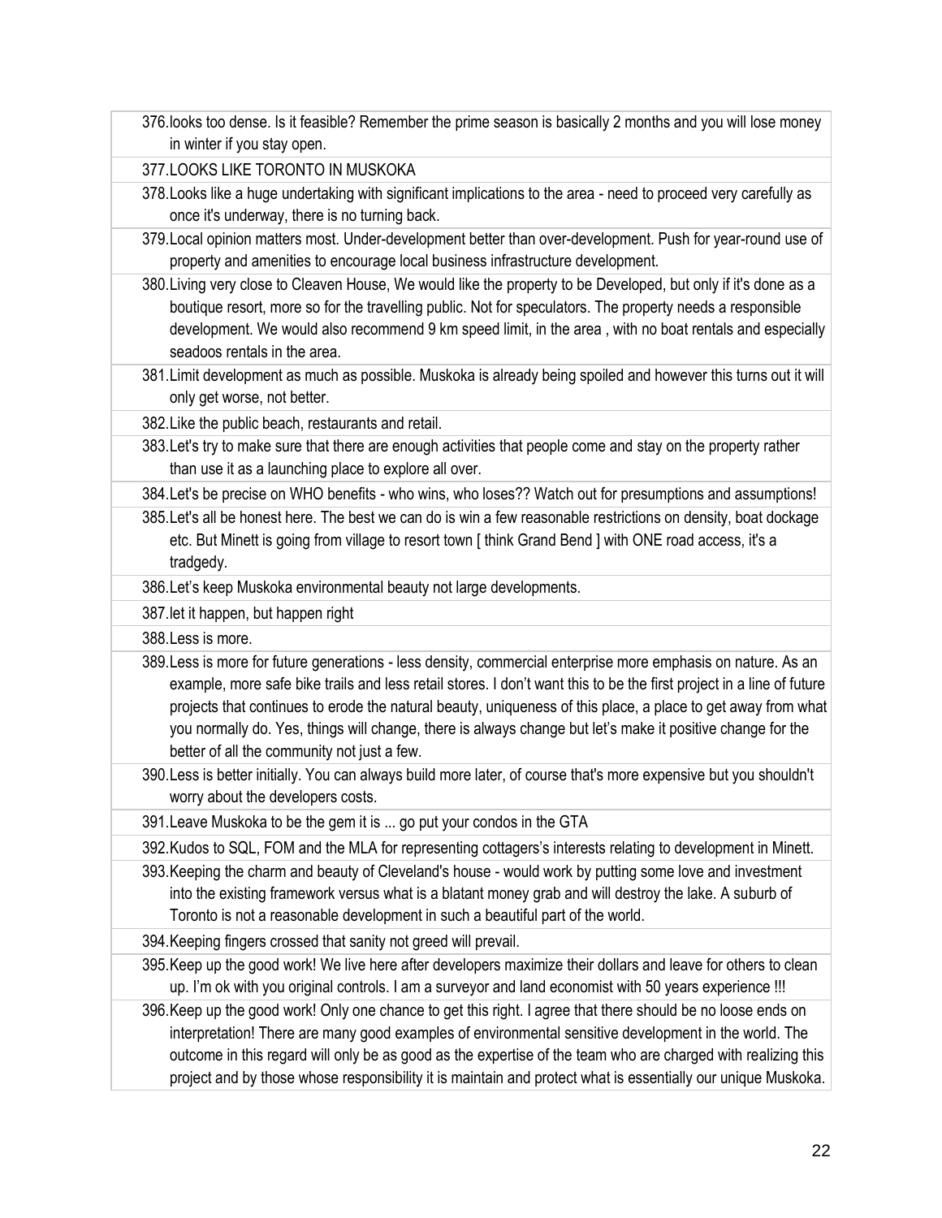376. looks too dense. Is it feasible? Remember the prime season is basically 2 months and you will lose money in winter if you stay open.
377. LOOKS LIKE TORONTO IN MUSKOKA
378. Looks like a huge undertaking with significant implications to the area - need to proceed very carefully as once it's underway, there is no turning back.
379. Local opinion matters most. Under-development better than over-development. Push for year-round use of property and amenities to encourage local business infrastructure development.
380. Living very close to Cleaven House, We would like the property to be Developed, but only if it's done as a boutique resort, more so for the travelling public. Not for speculators. The property needs a responsible development. We would also recommend 9 km speed limit, in the area , with no boat rentals and especially seadoos rentals in the area.
381. Limit development as much as possible. Muskoka is already being spoiled and however this turns out it will only get worse, not better.
382. Like the public beach, restaurants and retail.
383. Let's try to make sure that there are enough activities that people come and stay on the property rather than use it as a launching place to explore all over.
384. Let's be precise on WHO benefits - who wins, who loses?? Watch out for presumptions and assumptions!
385. Let's all be honest here. The best we can do is win a few reasonable restrictions on density, boat dockage etc. But Minett is going from village to resort town [ think Grand Bend ] with ONE road access, it's a tradgedy.
386. Let's keep Muskoka environmental beauty not large developments.
387. let it happen, but happen right
388. Less is more.
389. Less is more for future generations - less density, commercial enterprise more emphasis on nature. As an example, more safe bike trails and less retail stores. I don't want this to be the first project in a line of future projects that continues to erode the natural beauty, uniqueness of this place, a place to get away from what you normally do. Yes, things will change, there is always change but let's make it positive change for the better of all the community not just a few.
390. Less is better initially. You can always build more later, of course that's more expensive but you shouldn't worry about the developers costs.
391. Leave Muskoka to be the gem it is ... go put your condos in the GTA
392. Kudos to SQL, FOM and the MLA for representing cottagers's interests relating to development in Minett.
393. Keeping the charm and beauty of Cleveland's house - would work by putting some love and investment into the existing framework versus what is a blatant money grab and will destroy the lake. A suburb of Toronto is not a reasonable development in such a beautiful part of the world.
394. Keeping fingers crossed that sanity not greed will prevail.
395. Keep up the good work! We live here after developers maximize their dollars and leave for others to clean up. I'm ok with you original controls. I am a surveyor and land economist with 50 years experience !!!
396. Keep up the good work! Only one chance to get this right. I agree that there should be no loose ends on interpretation! There are many good examples of environmental sensitive development in the world. The outcome in this regard will only be as good as the expertise of the team who are charged with realizing this project and by those whose responsibility it is maintain and protect what is essentially our unique Muskoka.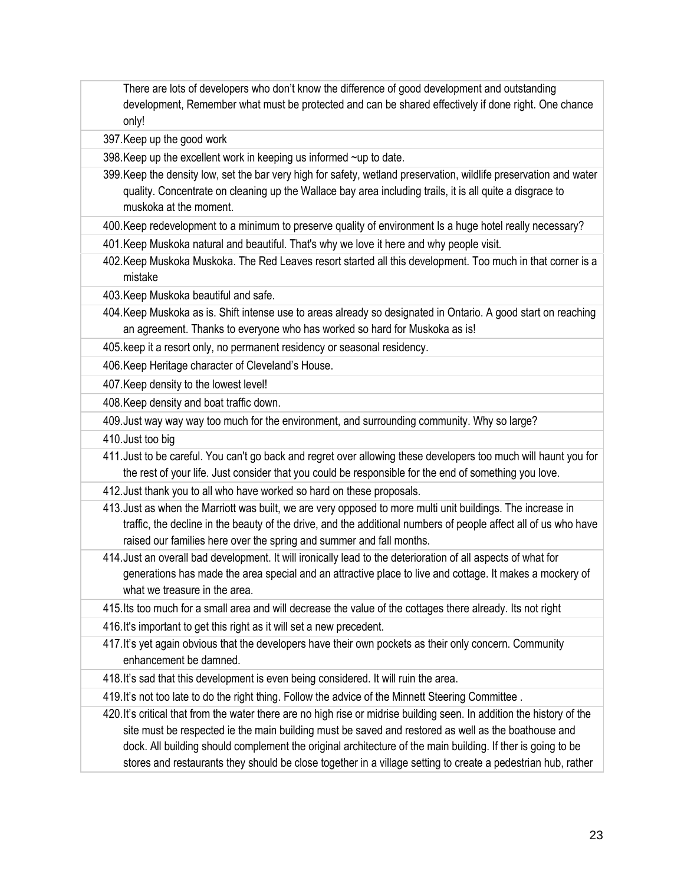There are lots of developers who don't know the difference of good development and outstanding development, Remember what must be protected and can be shared effectively if done right. One chance only!

397. Keep up the good work
398. Keep up the excellent work in keeping us informed ~up to date.
399. Keep the density low, set the bar very high for safety, wetland preservation, wildlife preservation and water quality. Concentrate on cleaning up the Wallace bay area including trails, it is all quite a disgrace to muskoka at the moment.
400. Keep redevelopment to a minimum to preserve quality of environment Is a huge hotel really necessary?
401. Keep Muskoka natural and beautiful. That's why we love it here and why people visit.
402. Keep Muskoka Muskoka. The Red Leaves resort started all this development. Too much in that corner is a mistake
403. Keep Muskoka beautiful and safe.
404. Keep Muskoka as is. Shift intense use to areas already so designated in Ontario. A good start on reaching an agreement. Thanks to everyone who has worked so hard for Muskoka as is!
405. keep it a resort only, no permanent residency or seasonal residency.
406. Keep Heritage character of Cleveland's House.
407. Keep density to the lowest level!
408. Keep density and boat traffic down.
409. Just way way way too much for the environment, and surrounding community. Why so large?
410. Just too big
411. Just to be careful. You can't go back and regret over allowing these developers too much will haunt you for the rest of your life. Just consider that you could be responsible for the end of something you love.
412. Just thank you to all who have worked so hard on these proposals.
413. Just as when the Marriott was built, we are very opposed to more multi unit buildings. The increase in traffic, the decline in the beauty of the drive, and the additional numbers of people affect all of us who have raised our families here over the spring and summer and fall months.
414. Just an overall bad development. It will ironically lead to the deterioration of all aspects of what for generations has made the area special and an attractive place to live and cottage. It makes a mockery of what we treasure in the area.
415. Its too much for a small area and will decrease the value of the cottages there already. Its not right
416. It's important to get this right as it will set a new precedent.
417. It's yet again obvious that the developers have their own pockets as their only concern. Community enhancement be damned.
418. It's sad that this development is even being considered. It will ruin the area.
419. It's not too late to do the right thing. Follow the advice of the Minnett Steering Committee .
420. It's critical that from the water there are no high rise or midrise building seen. In addition the history of the site must be respected ie the main building must be saved and restored as well as the boathouse and dock. All building should complement the original architecture of the main building. If ther is going to be stores and restaurants they should be close together in a village setting to create a pedestrian hub, rather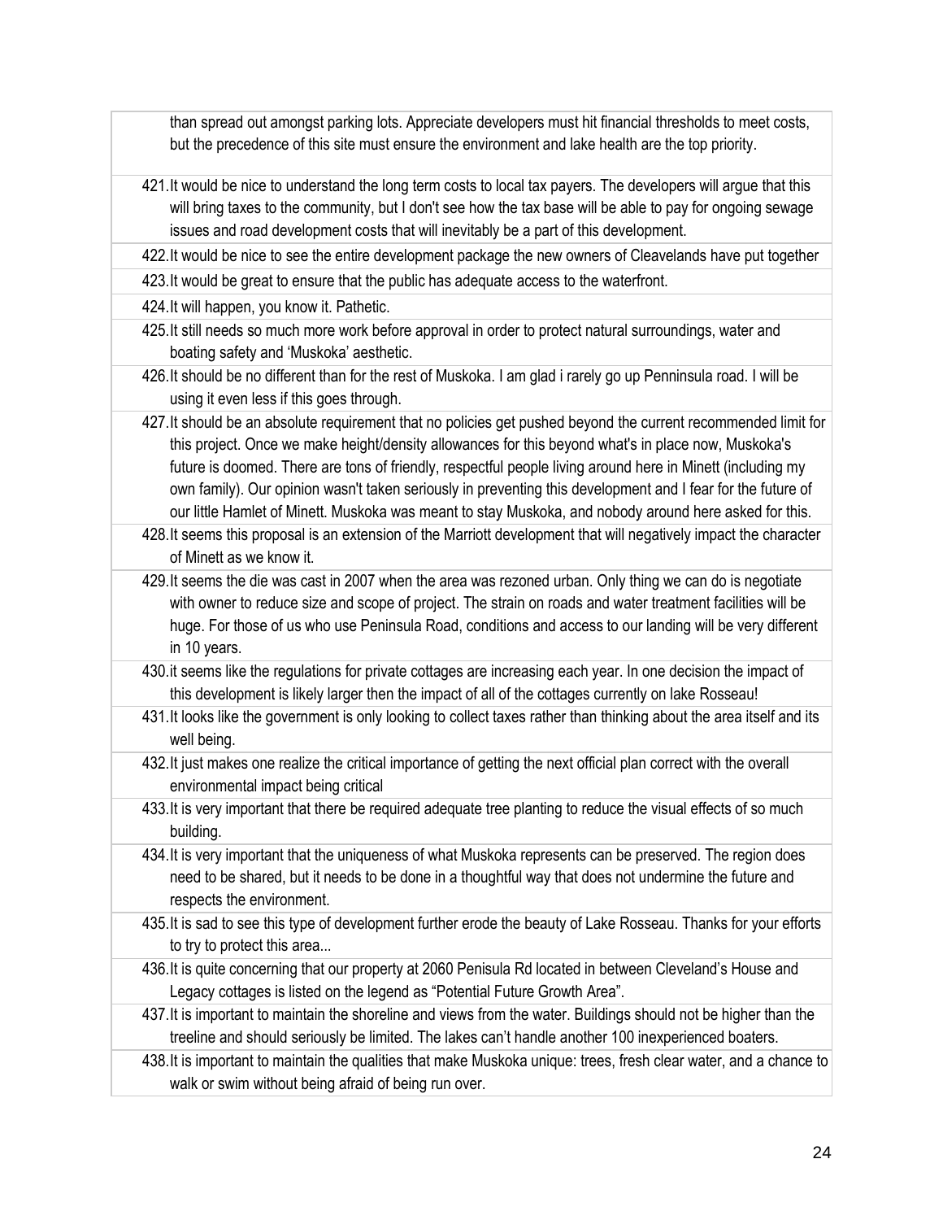than spread out amongst parking lots. Appreciate developers must hit financial thresholds to meet costs, but the precedence of this site must ensure the environment and lake health are the top priority.

421. It would be nice to understand the long term costs to local tax payers. The developers will argue that this will bring taxes to the community, but I don't see how the tax base will be able to pay for ongoing sewage issues and road development costs that will inevitably be a part of this development.
422. It would be nice to see the entire development package the new owners of Cleavelands have put together
423. It would be great to ensure that the public has adequate access to the waterfront.
424. It will happen, you know it. Pathetic.
425. It still needs so much more work before approval in order to protect natural surroundings, water and boating safety and 'Muskoka' aesthetic.
426. It should be no different than for the rest of Muskoka. I am glad i rarely go up Penninsula road. I will be using it even less if this goes through.
427. It should be an absolute requirement that no policies get pushed beyond the current recommended limit for this project. Once we make height/density allowances for this beyond what's in place now, Muskoka's future is doomed. There are tons of friendly, respectful people living around here in Minett (including my own family). Our opinion wasn't taken seriously in preventing this development and I fear for the future of our little Hamlet of Minett. Muskoka was meant to stay Muskoka, and nobody around here asked for this.
428. It seems this proposal is an extension of the Marriott development that will negatively impact the character of Minett as we know it.
429. It seems the die was cast in 2007 when the area was rezoned urban. Only thing we can do is negotiate with owner to reduce size and scope of project. The strain on roads and water treatment facilities will be huge. For those of us who use Peninsula Road, conditions and access to our landing will be very different in 10 years.
430. it seems like the regulations for private cottages are increasing each year. In one decision the impact of this development is likely larger then the impact of all of the cottages currently on lake Rosseau!
431. It looks like the government is only looking to collect taxes rather than thinking about the area itself and its well being.
432. It just makes one realize the critical importance of getting the next official plan correct with the overall environmental impact being critical
433. It is very important that there be required adequate tree planting to reduce the visual effects of so much building.
434. It is very important that the uniqueness of what Muskoka represents can be preserved. The region does need to be shared, but it needs to be done in a thoughtful way that does not undermine the future and respects the environment.
435. It is sad to see this type of development further erode the beauty of Lake Rosseau. Thanks for your efforts to try to protect this area...
436. It is quite concerning that our property at 2060 Penisula Rd located in between Cleveland's House and Legacy cottages is listed on the legend as "Potential Future Growth Area".
437. It is important to maintain the shoreline and views from the water. Buildings should not be higher than the treeline and should seriously be limited. The lakes can't handle another 100 inexperienced boaters.
438. It is important to maintain the qualities that make Muskoka unique: trees, fresh clear water, and a chance to walk or swim without being afraid of being run over.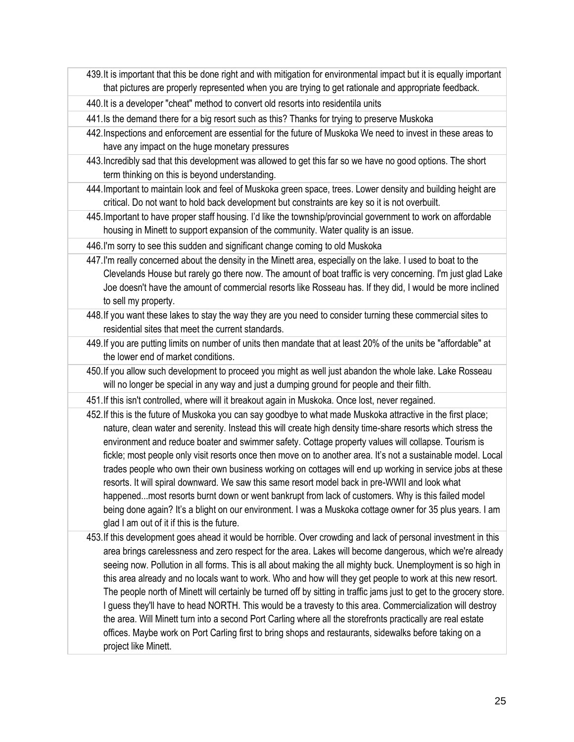439. It is important that this be done right and with mitigation for environmental impact but it is equally important that pictures are properly represented when you are trying to get rationale and appropriate feedback.
440. It is a developer "cheat" method to convert old resorts into residentila units
441. Is the demand there for a big resort such as this? Thanks for trying to preserve Muskoka
442. Inspections and enforcement are essential for the future of Muskoka We need to invest in these areas to have any impact on the huge monetary pressures
443. Incredibly sad that this development was allowed to get this far so we have no good options. The short term thinking on this is beyond understanding.
444. Important to maintain look and feel of Muskoka green space, trees. Lower density and building height are critical. Do not want to hold back development but constraints are key so it is not overbuilt.
445. Important to have proper staff housing. I'd like the township/provincial government to work on affordable housing in Minett to support expansion of the community. Water quality is an issue.
446. I'm sorry to see this sudden and significant change coming to old Muskoka
447. I'm really concerned about the density in the Minett area, especially on the lake. I used to boat to the Clevelands House but rarely go there now. The amount of boat traffic is very concerning. I'm just glad Lake Joe doesn't have the amount of commercial resorts like Rosseau has. If they did, I would be more inclined to sell my property.
448. If you want these lakes to stay the way they are you need to consider turning these commercial sites to residential sites that meet the current standards.
449. If you are putting limits on number of units then mandate that at least 20% of the units be "affordable" at the lower end of market conditions.
450. If you allow such development to proceed you might as well just abandon the whole lake. Lake Rosseau will no longer be special in any way and just a dumping ground for people and their filth.
451. If this isn't controlled, where will it breakout again in Muskoka. Once lost, never regained.
452. If this is the future of Muskoka you can say goodbye to what made Muskoka attractive in the first place; nature, clean water and serenity. Instead this will create high density time-share resorts which stress the environment and reduce boater and swimmer safety. Cottage property values will collapse. Tourism is fickle; most people only visit resorts once then move on to another area. It's not a sustainable model. Local trades people who own their own business working on cottages will end up working in service jobs at these resorts. It will spiral downward. We saw this same resort model back in pre-WWII and look what happened...most resorts burnt down or went bankrupt from lack of customers. Why is this failed model being done again? It's a blight on our environment. I was a Muskoka cottage owner for 35 plus years. I am glad I am out of it if this is the future.
453. If this development goes ahead it would be horrible. Over crowding and lack of personal investment in this area brings carelessness and zero respect for the area. Lakes will become dangerous, which we're already seeing now. Pollution in all forms. This is all about making the all mighty buck. Unemployment is so high in this area already and no locals want to work. Who and how will they get people to work at this new resort. The people north of Minett will certainly be turned off by sitting in traffic jams just to get to the grocery store. I guess they'll have to head NORTH. This would be a travesty to this area. Commercialization will destroy the area. Will Minett turn into a second Port Carling where all the storefronts practically are real estate offices. Maybe work on Port Carling first to bring shops and restaurants, sidewalks before taking on a project like Minett.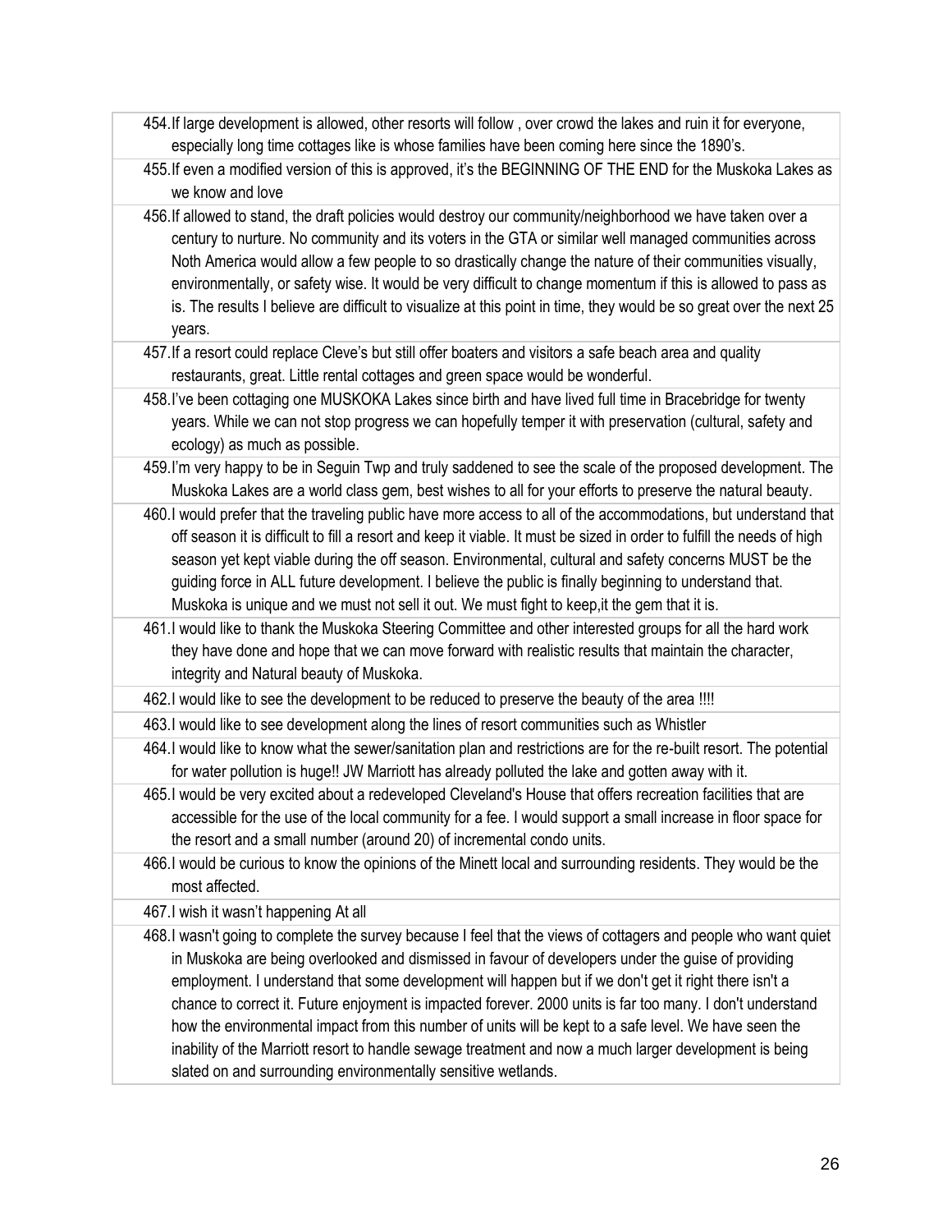454. If large development is allowed, other resorts will follow , over crowd the lakes and ruin it for everyone, especially long time cottages like is whose families have been coming here since the 1890's.

455. If even a modified version of this is approved, it's the BEGINNING OF THE END for the Muskoka Lakes as we know and love

456. If allowed to stand, the draft policies would destroy our community/neighborhood we have taken over a century to nurture. No community and its voters in the GTA or similar well managed communities across Noth America would allow a few people to so drastically change the nature of their communities visually, environmentally, or safety wise. It would be very difficult to change momentum if this is allowed to pass as is. The results I believe are difficult to visualize at this point in time, they would be so great over the next 25 years.

457. If a resort could replace Cleve's but still offer boaters and visitors a safe beach area and quality restaurants, great. Little rental cottages and green space would be wonderful.

458. I've been cottaging one MUSKOKA Lakes since birth and have lived full time in Bracebridge for twenty years. While we can not stop progress we can hopefully temper it with preservation (cultural, safety and ecology) as much as possible.

459. I'm very happy to be in Seguin Twp and truly saddened to see the scale of the proposed development. The Muskoka Lakes are a world class gem, best wishes to all for your efforts to preserve the natural beauty.

460. I would prefer that the traveling public have more access to all of the accommodations, but understand that off season it is difficult to fill a resort and keep it viable. It must be sized in order to fulfill the needs of high season yet kept viable during the off season. Environmental, cultural and safety concerns MUST be the guiding force in ALL future development. I believe the public is finally beginning to understand that. Muskoka is unique and we must not sell it out. We must fight to keep,it the gem that it is.

461. I would like to thank the Muskoka Steering Committee and other interested groups for all the hard work they have done and hope that we can move forward with realistic results that maintain the character, integrity and Natural beauty of Muskoka.

462. I would like to see the development to be reduced to preserve the beauty of the area !!!!

463. I would like to see development along the lines of resort communities such as Whistler

464. I would like to know what the sewer/sanitation plan and restrictions are for the re-built resort. The potential for water pollution is huge!! JW Marriott has already polluted the lake and gotten away with it.

465. I would be very excited about a redeveloped Cleveland's House that offers recreation facilities that are accessible for the use of the local community for a fee. I would support a small increase in floor space for the resort and a small number (around 20) of incremental condo units.

466. I would be curious to know the opinions of the Minett local and surrounding residents. They would be the most affected.

467. I wish it wasn't happening At all

468. I wasn't going to complete the survey because I feel that the views of cottagers and people who want quiet in Muskoka are being overlooked and dismissed in favour of developers under the guise of providing employment. I understand that some development will happen but if we don't get it right there isn't a chance to correct it. Future enjoyment is impacted forever. 2000 units is far too many. I don't understand how the environmental impact from this number of units will be kept to a safe level. We have seen the inability of the Marriott resort to handle sewage treatment and now a much larger development is being slated on and surrounding environmentally sensitive wetlands.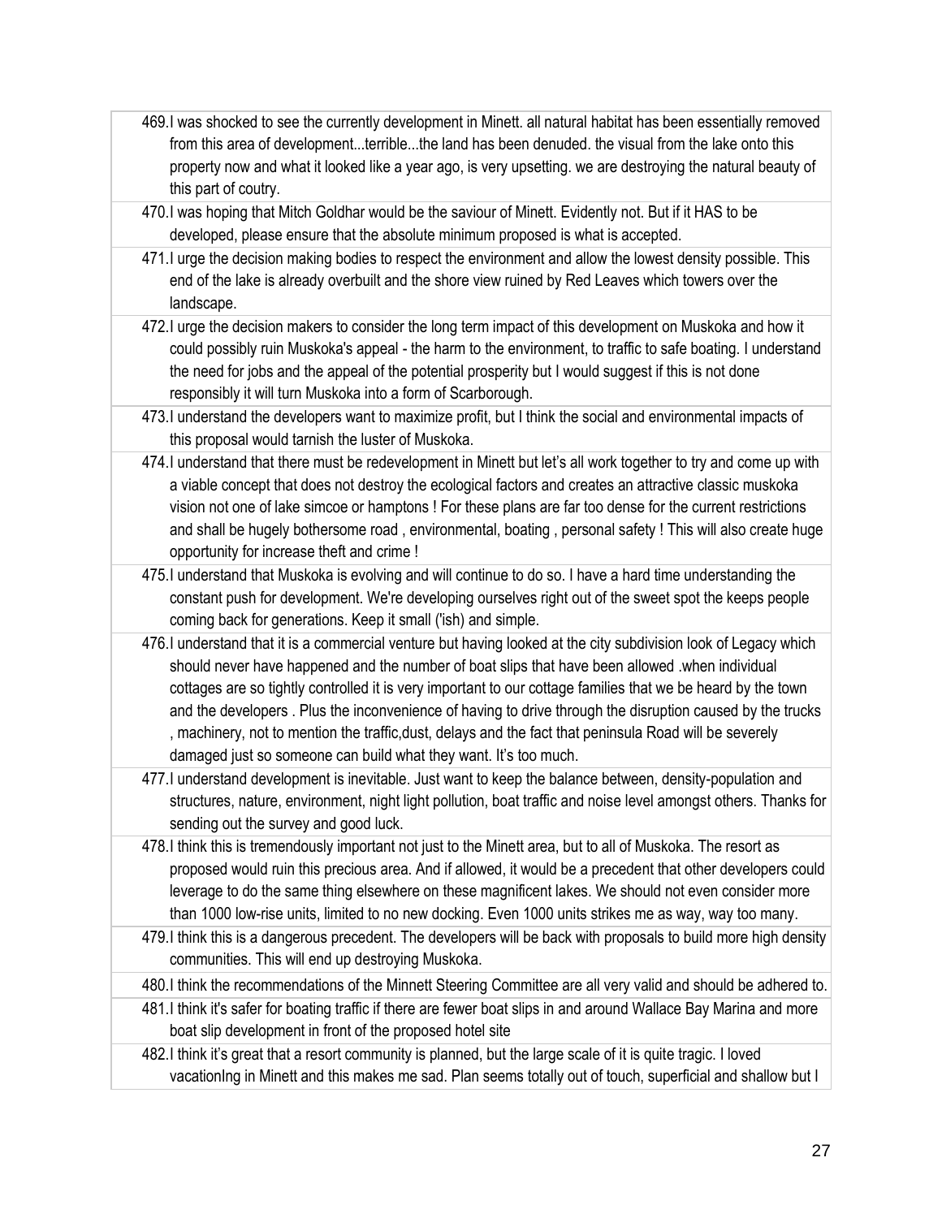469. I was shocked to see the currently development in Minett. all natural habitat has been essentially removed from this area of development...terrible...the land has been denuded. the visual from the lake onto this property now and what it looked like a year ago, is very upsetting. we are destroying the natural beauty of this part of coutry.

470. I was hoping that Mitch Goldhar would be the saviour of Minett. Evidently not. But if it HAS to be developed, please ensure that the absolute minimum proposed is what is accepted.

471. I urge the decision making bodies to respect the environment and allow the lowest density possible. This end of the lake is already overbuilt and the shore view ruined by Red Leaves which towers over the landscape.

472. I urge the decision makers to consider the long term impact of this development on Muskoka and how it could possibly ruin Muskoka's appeal - the harm to the environment, to traffic to safe boating. I understand the need for jobs and the appeal of the potential prosperity but I would suggest if this is not done responsibly it will turn Muskoka into a form of Scarborough.

473. I understand the developers want to maximize profit, but I think the social and environmental impacts of this proposal would tarnish the luster of Muskoka.

474. I understand that there must be redevelopment in Minett but let's all work together to try and come up with a viable concept that does not destroy the ecological factors and creates an attractive classic muskoka vision not one of lake simcoe or hamptons ! For these plans are far too dense for the current restrictions and shall be hugely bothersome road , environmental, boating , personal safety ! This will also create huge opportunity for increase theft and crime !

475. I understand that Muskoka is evolving and will continue to do so. I have a hard time understanding the constant push for development. We're developing ourselves right out of the sweet spot the keeps people coming back for generations. Keep it small ('ish) and simple.

476. I understand that it is a commercial venture but having looked at the city subdivision look of Legacy which should never have happened and the number of boat slips that have been allowed .when individual cottages are so tightly controlled it is very important to our cottage families that we be heard by the town and the developers . Plus the inconvenience of having to drive through the disruption caused by the trucks , machinery, not to mention the traffic,dust, delays and the fact that peninsula Road will be severely damaged just so someone can build what they want. It's too much.

477. I understand development is inevitable. Just want to keep the balance between, density-population and structures, nature, environment, night light pollution, boat traffic and noise level amongst others. Thanks for sending out the survey and good luck.

478. I think this is tremendously important not just to the Minett area, but to all of Muskoka. The resort as proposed would ruin this precious area. And if allowed, it would be a precedent that other developers could leverage to do the same thing elsewhere on these magnificent lakes. We should not even consider more than 1000 low-rise units, limited to no new docking. Even 1000 units strikes me as way, way too many.

479. I think this is a dangerous precedent. The developers will be back with proposals to build more high density communities. This will end up destroying Muskoka.

480. I think the recommendations of the Minnett Steering Committee are all very valid and should be adhered to.

481. I think it's safer for boating traffic if there are fewer boat slips in and around Wallace Bay Marina and more boat slip development in front of the proposed hotel site

482. I think it's great that a resort community is planned, but the large scale of it is quite tragic. I loved vacationIng in Minett and this makes me sad. Plan seems totally out of touch, superficial and shallow but I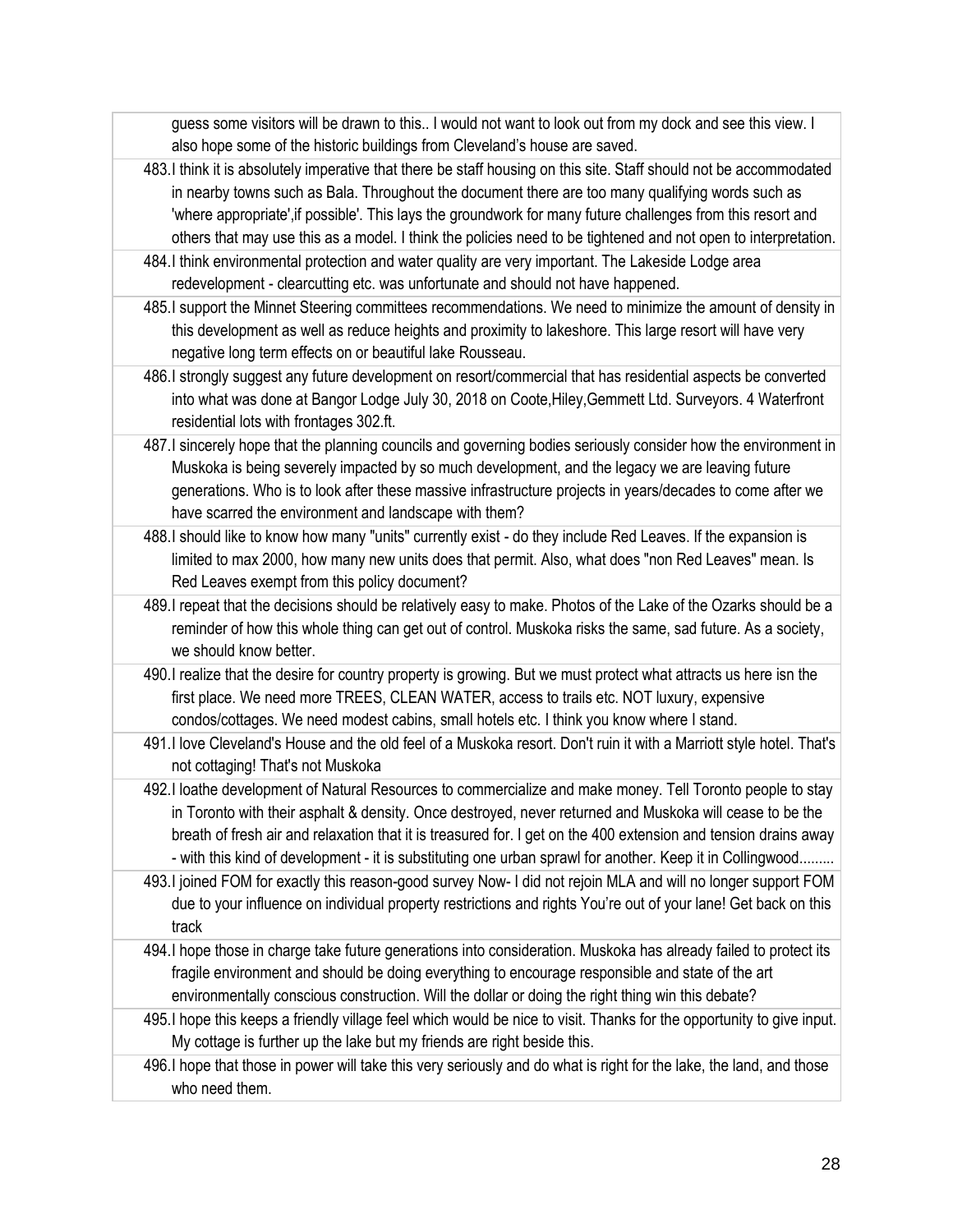guess some visitors will be drawn to this.. I would not want to look out from my dock and see this view. I also hope some of the historic buildings from Cleveland's house are saved.

483. I think it is absolutely imperative that there be staff housing on this site. Staff should not be accommodated in nearby towns such as Bala. Throughout the document there are too many qualifying words such as 'where appropriate',if possible'. This lays the groundwork for many future challenges from this resort and others that may use this as a model. I think the policies need to be tightened and not open to interpretation.

484. I think environmental protection and water quality are very important. The Lakeside Lodge area redevelopment - clearcutting etc. was unfortunate and should not have happened.

485. I support the Minnet Steering committees recommendations. We need to minimize the amount of density in this development as well as reduce heights and proximity to lakeshore. This large resort will have very negative long term effects on or beautiful lake Rousseau.

486. I strongly suggest any future development on resort/commercial that has residential aspects be converted into what was done at Bangor Lodge July 30, 2018 on Coote,Hiley,Gemmett Ltd. Surveyors. 4 Waterfront residential lots with frontages 302.ft.

487. I sincerely hope that the planning councils and governing bodies seriously consider how the environment in Muskoka is being severely impacted by so much development, and the legacy we are leaving future generations. Who is to look after these massive infrastructure projects in years/decades to come after we have scarred the environment and landscape with them?

488. I should like to know how many "units" currently exist - do they include Red Leaves. If the expansion is limited to max 2000, how many new units does that permit. Also, what does "non Red Leaves" mean. Is Red Leaves exempt from this policy document?

489. I repeat that the decisions should be relatively easy to make. Photos of the Lake of the Ozarks should be a reminder of how this whole thing can get out of control. Muskoka risks the same, sad future. As a society, we should know better.

490. I realize that the desire for country property is growing. But we must protect what attracts us here isn the first place. We need more TREES, CLEAN WATER, access to trails etc. NOT luxury, expensive condos/cottages. We need modest cabins, small hotels etc. I think you know where I stand.

491. I love Cleveland's House and the old feel of a Muskoka resort. Don't ruin it with a Marriott style hotel. That's not cottaging! That's not Muskoka

492. I loathe development of Natural Resources to commercialize and make money. Tell Toronto people to stay in Toronto with their asphalt & density. Once destroyed, never returned and Muskoka will cease to be the breath of fresh air and relaxation that it is treasured for. I get on the 400 extension and tension drains away - with this kind of development - it is substituting one urban sprawl for another. Keep it in Collingwood.........

493. I joined FOM for exactly this reason-good survey Now- I did not rejoin MLA and will no longer support FOM due to your influence on individual property restrictions and rights You're out of your lane! Get back on this track

494. I hope those in charge take future generations into consideration. Muskoka has already failed to protect its fragile environment and should be doing everything to encourage responsible and state of the art environmentally conscious construction. Will the dollar or doing the right thing win this debate?

495. I hope this keeps a friendly village feel which would be nice to visit. Thanks for the opportunity to give input. My cottage is further up the lake but my friends are right beside this.

496. I hope that those in power will take this very seriously and do what is right for the lake, the land, and those who need them.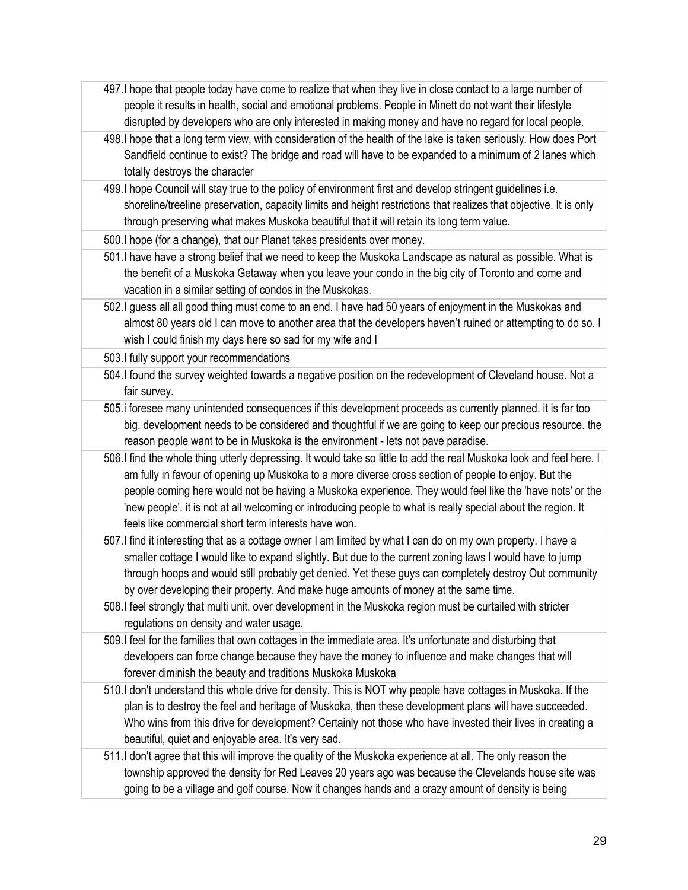497. I hope that people today have come to realize that when they live in close contact to a large number of people it results in health, social and emotional problems. People in Minett do not want their lifestyle disrupted by developers who are only interested in making money and have no regard for local people.

498. I hope that a long term view, with consideration of the health of the lake is taken seriously. How does Port Sandfield continue to exist? The bridge and road will have to be expanded to a minimum of 2 lanes which totally destroys the character

499. I hope Council will stay true to the policy of environment first and develop stringent guidelines i.e. shoreline/treeline preservation, capacity limits and height restrictions that realizes that objective. It is only through preserving what makes Muskoka beautiful that it will retain its long term value.

500. I hope (for a change), that our Planet takes presidents over money.

501. I have have a strong belief that we need to keep the Muskoka Landscape as natural as possible. What is the benefit of a Muskoka Getaway when you leave your condo in the big city of Toronto and come and vacation in a similar setting of condos in the Muskokas.

502. I guess all all good thing must come to an end. I have had 50 years of enjoyment in the Muskokas and almost 80 years old I can move to another area that the developers haven't ruined or attempting to do so. I wish I could finish my days here so sad for my wife and I

503. I fully support your recommendations

504. I found the survey weighted towards a negative position on the redevelopment of Cleveland house. Not a fair survey.

505. i foresee many unintended consequences if this development proceeds as currently planned. it is far too big. development needs to be considered and thoughtful if we are going to keep our precious resource. the reason people want to be in Muskoka is the environment - lets not pave paradise.

506. I find the whole thing utterly depressing. It would take so little to add the real Muskoka look and feel here. I am fully in favour of opening up Muskoka to a more diverse cross section of people to enjoy. But the people coming here would not be having a Muskoka experience. They would feel like the 'have nots' or the 'new people'. it is not at all welcoming or introducing people to what is really special about the region. It feels like commercial short term interests have won.

507. I find it interesting that as a cottage owner I am limited by what I can do on my own property. I have a smaller cottage I would like to expand slightly. But due to the current zoning laws I would have to jump through hoops and would still probably get denied. Yet these guys can completely destroy Out community by over developing their property. And make huge amounts of money at the same time.

508. I feel strongly that multi unit, over development in the Muskoka region must be curtailed with stricter regulations on density and water usage.

509. I feel for the families that own cottages in the immediate area. It's unfortunate and disturbing that developers can force change because they have the money to influence and make changes that will forever diminish the beauty and traditions Muskoka Muskoka

510. I don't understand this whole drive for density. This is NOT why people have cottages in Muskoka. If the plan is to destroy the feel and heritage of Muskoka, then these development plans will have succeeded. Who wins from this drive for development? Certainly not those who have invested their lives in creating a beautiful, quiet and enjoyable area. It's very sad.

511. I don't agree that this will improve the quality of the Muskoka experience at all. The only reason the township approved the density for Red Leaves 20 years ago was because the Clevelands house site was going to be a village and golf course. Now it changes hands and a crazy amount of density is being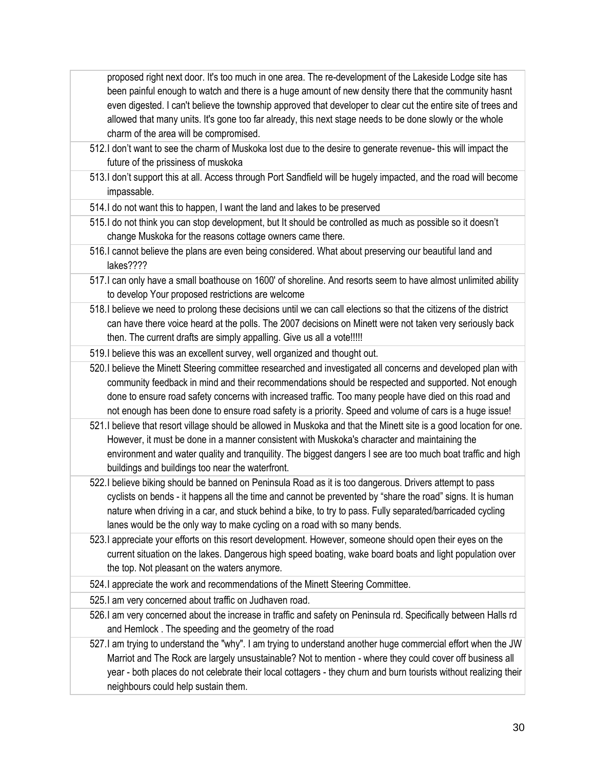proposed right next door. It's too much in one area. The re-development of the Lakeside Lodge site has been painful enough to watch and there is a huge amount of new density there that the community hasnt even digested. I can't believe the township approved that developer to clear cut the entire site of trees and allowed that many units. It's gone too far already, this next stage needs to be done slowly or the whole charm of the area will be compromised.

512. I don't want to see the charm of Muskoka lost due to the desire to generate revenue- this will impact the future of the prissiness of muskoka
513. I don't support this at all. Access through Port Sandfield will be hugely impacted, and the road will become impassable.
514. I do not want this to happen, I want the land and lakes to be preserved
515. I do not think you can stop development, but It should be controlled as much as possible so it doesn't change Muskoka for the reasons cottage owners came there.
516. I cannot believe the plans are even being considered. What about preserving our beautiful land and lakes????
517. I can only have a small boathouse on 1600' of shoreline. And resorts seem to have almost unlimited ability to develop Your proposed restrictions are welcome
518. I believe we need to prolong these decisions until we can call elections so that the citizens of the district can have there voice heard at the polls. The 2007 decisions on Minett were not taken very seriously back then. The current drafts are simply appalling. Give us all a vote!!!!!
519. I believe this was an excellent survey, well organized and thought out.
520. I believe the Minett Steering committee researched and investigated all concerns and developed plan with community feedback in mind and their recommendations should be respected and supported. Not enough done to ensure road safety concerns with increased traffic. Too many people have died on this road and not enough has been done to ensure road safety is a priority. Speed and volume of cars is a huge issue!
521. I believe that resort village should be allowed in Muskoka and that the Minett site is a good location for one. However, it must be done in a manner consistent with Muskoka's character and maintaining the environment and water quality and tranquility. The biggest dangers I see are too much boat traffic and high buildings and buildings too near the waterfront.
522. I believe biking should be banned on Peninsula Road as it is too dangerous. Drivers attempt to pass cyclists on bends - it happens all the time and cannot be prevented by "share the road" signs. It is human nature when driving in a car, and stuck behind a bike, to try to pass. Fully separated/barricaded cycling lanes would be the only way to make cycling on a road with so many bends.
523. I appreciate your efforts on this resort development. However, someone should open their eyes on the current situation on the lakes. Dangerous high speed boating, wake board boats and light population over the top. Not pleasant on the waters anymore.
524. I appreciate the work and recommendations of the Minett Steering Committee.
525. I am very concerned about traffic on Judhaven road.
526. I am very concerned about the increase in traffic and safety on Peninsula rd. Specifically between Halls rd and Hemlock . The speeding and the geometry of the road
527. I am trying to understand the "why". I am trying to understand another huge commercial effort when the JW Marriot and The Rock are largely unsustainable? Not to mention - where they could cover off business all year - both places do not celebrate their local cottagers - they churn and burn tourists without realizing their neighbours could help sustain them.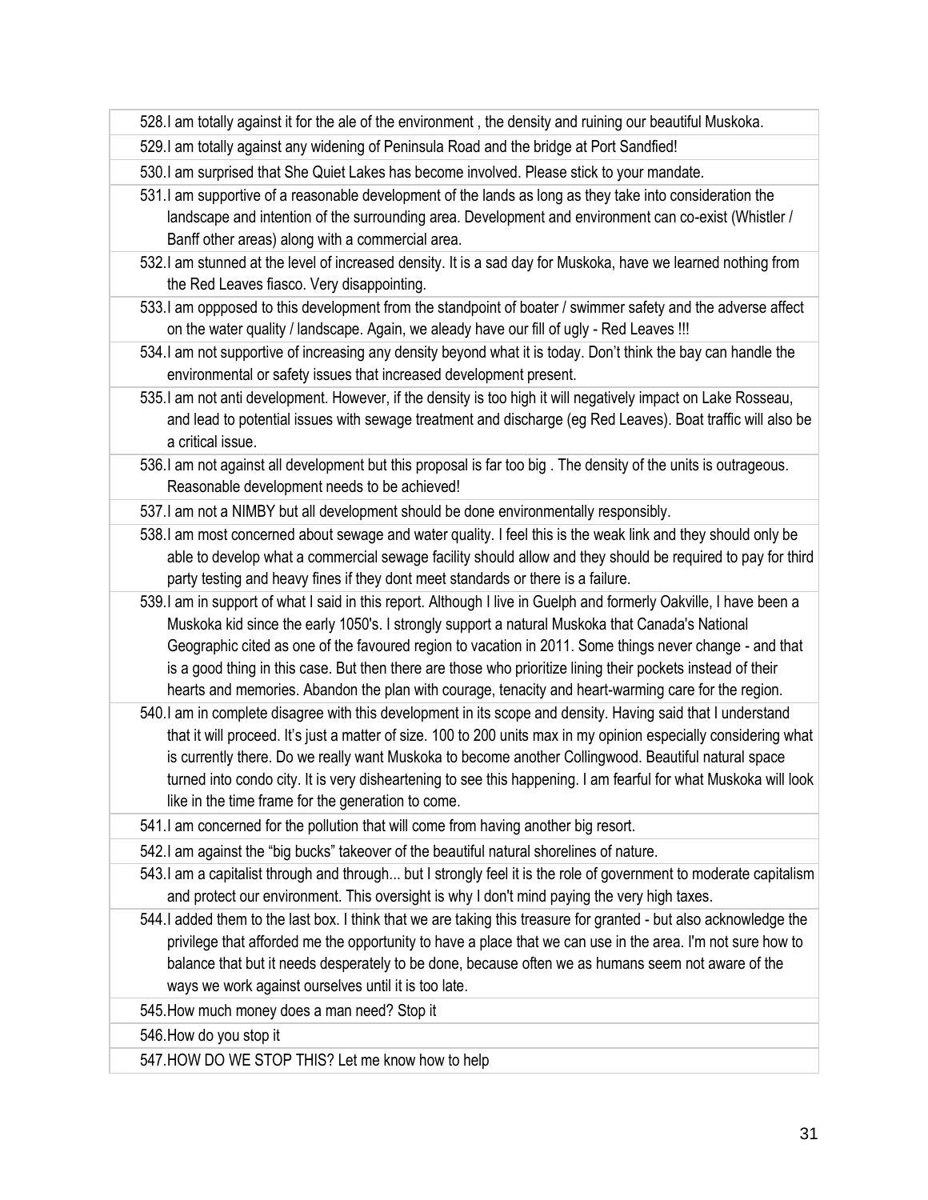528. I am totally against it for the ale of the environment , the density and ruining our beautiful Muskoka.

529. I am totally against any widening of Peninsula Road and the bridge at Port Sandfied!

530. I am surprised that She Quiet Lakes has become involved. Please stick to your mandate.

531. I am supportive of a reasonable development of the lands as long as they take into consideration the landscape and intention of the surrounding area. Development and environment can co-exist (Whistler / Banff other areas) along with a commercial area.

532. I am stunned at the level of increased density. It is a sad day for Muskoka, have we learned nothing from the Red Leaves fiasco. Very disappointing.

533. I am oppposed to this development from the standpoint of boater / swimmer safety and the adverse affect on the water quality / landscape. Again, we aleady have our fill of ugly - Red Leaves !!!

534. I am not supportive of increasing any density beyond what it is today. Don't think the bay can handle the environmental or safety issues that increased development present.

535. I am not anti development. However, if the density is too high it will negatively impact on Lake Rosseau, and lead to potential issues with sewage treatment and discharge (eg Red Leaves). Boat traffic will also be a critical issue.

536. I am not against all development but this proposal is far too big . The density of the units is outrageous. Reasonable development needs to be achieved!

537. I am not a NIMBY but all development should be done environmentally responsibly.

538. I am most concerned about sewage and water quality. I feel this is the weak link and they should only be able to develop what a commercial sewage facility should allow and they should be required to pay for third party testing and heavy fines if they dont meet standards or there is a failure.

539. I am in support of what I said in this report. Although I live in Guelph and formerly Oakville, I have been a Muskoka kid since the early 1050's. I strongly support a natural Muskoka that Canada's National Geographic cited as one of the favoured region to vacation in 2011. Some things never change - and that is a good thing in this case. But then there are those who prioritize lining their pockets instead of their hearts and memories. Abandon the plan with courage, tenacity and heart-warming care for the region.

540. I am in complete disagree with this development in its scope and density. Having said that I understand that it will proceed. It's just a matter of size. 100 to 200 units max in my opinion especially considering what is currently there. Do we really want Muskoka to become another Collingwood. Beautiful natural space turned into condo city. It is very disheartening to see this happening. I am fearful for what Muskoka will look like in the time frame for the generation to come.

541. I am concerned for the pollution that will come from having another big resort.

542. I am against the "big bucks" takeover of the beautiful natural shorelines of nature.

543. I am a capitalist through and through... but I strongly feel it is the role of government to moderate capitalism and protect our environment. This oversight is why I don't mind paying the very high taxes.

544. I added them to the last box. I think that we are taking this treasure for granted - but also acknowledge the privilege that afforded me the opportunity to have a place that we can use in the area. I'm not sure how to balance that but it needs desperately to be done, because often we as humans seem not aware of the ways we work against ourselves until it is too late.

545. How much money does a man need? Stop it

546. How do you stop it

547. HOW DO WE STOP THIS? Let me know how to help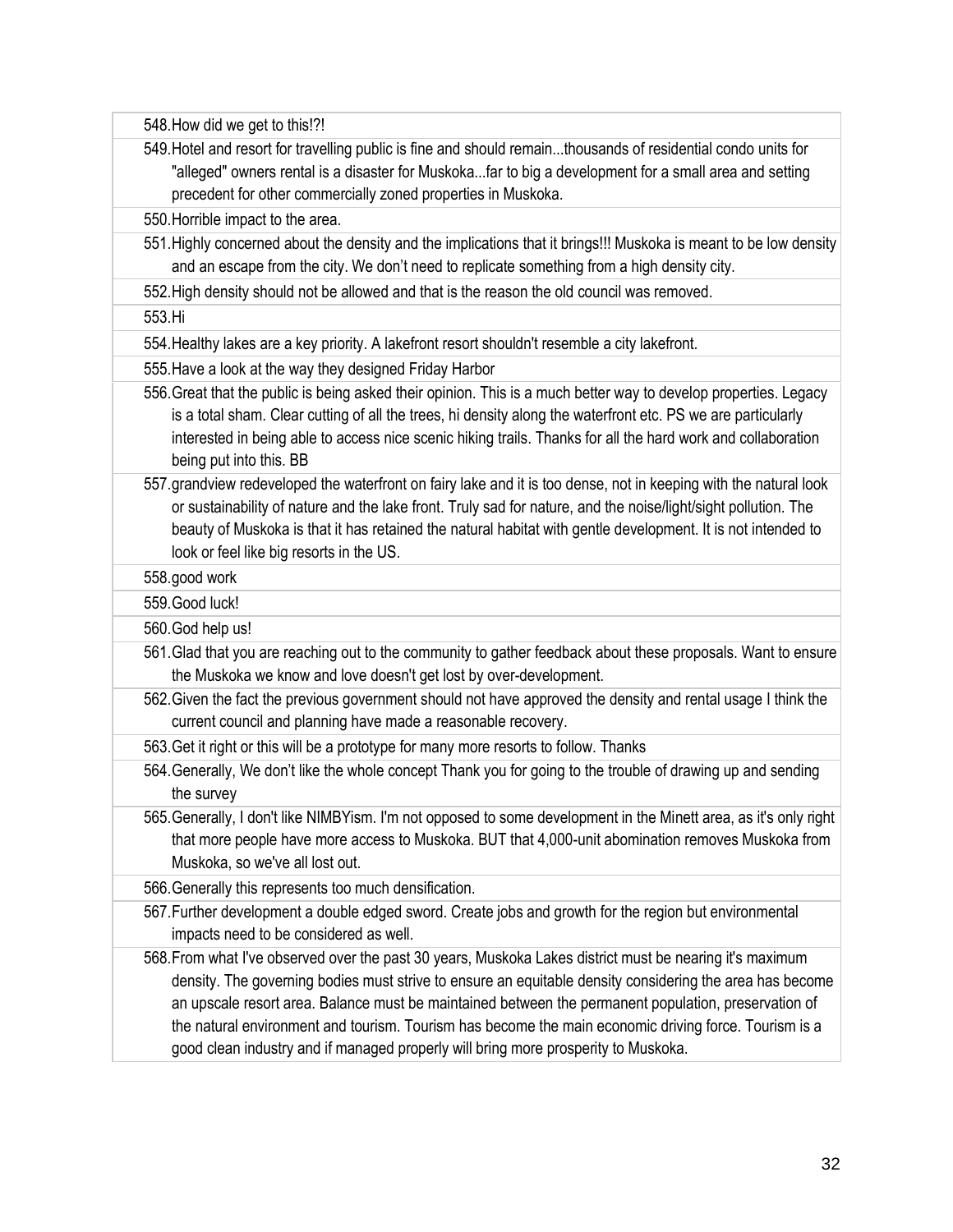548. How did we get to this!?!

549. Hotel and resort for travelling public is fine and should remain...thousands of residential condo units for "alleged" owners rental is a disaster for Muskoka...far to big a development for a small area and setting precedent for other commercially zoned properties in Muskoka.

550. Horrible impact to the area.

551. Highly concerned about the density and the implications that it brings!!! Muskoka is meant to be low density and an escape from the city. We don't need to replicate something from a high density city.

552. High density should not be allowed and that is the reason the old council was removed.

553. Hi

554. Healthy lakes are a key priority. A lakefront resort shouldn't resemble a city lakefront.

555. Have a look at the way they designed Friday Harbor

556. Great that the public is being asked their opinion. This is a much better way to develop properties. Legacy is a total sham. Clear cutting of all the trees, hi density along the waterfront etc. PS we are particularly interested in being able to access nice scenic hiking trails. Thanks for all the hard work and collaboration being put into this. BB

557. grandview redeveloped the waterfront on fairy lake and it is too dense, not in keeping with the natural look or sustainability of nature and the lake front. Truly sad for nature, and the noise/light/sight pollution. The beauty of Muskoka is that it has retained the natural habitat with gentle development. It is not intended to look or feel like big resorts in the US.

558. good work

559. Good luck!

560. God help us!

561. Glad that you are reaching out to the community to gather feedback about these proposals. Want to ensure the Muskoka we know and love doesn't get lost by over-development.

562. Given the fact the previous government should not have approved the density and rental usage I think the current council and planning have made a reasonable recovery.

563. Get it right or this will be a prototype for many more resorts to follow. Thanks

564. Generally, We don't like the whole concept Thank you for going to the trouble of drawing up and sending the survey

565. Generally, I don't like NIMBYism. I'm not opposed to some development in the Minett area, as it's only right that more people have more access to Muskoka. BUT that 4,000-unit abomination removes Muskoka from Muskoka, so we've all lost out.

566. Generally this represents too much densification.

567. Further development a double edged sword. Create jobs and growth for the region but environmental impacts need to be considered as well.

568. From what I've observed over the past 30 years, Muskoka Lakes district must be nearing it's maximum density. The governing bodies must strive to ensure an equitable density considering the area has become an upscale resort area. Balance must be maintained between the permanent population, preservation of the natural environment and tourism. Tourism has become the main economic driving force. Tourism is a good clean industry and if managed properly will bring more prosperity to Muskoka.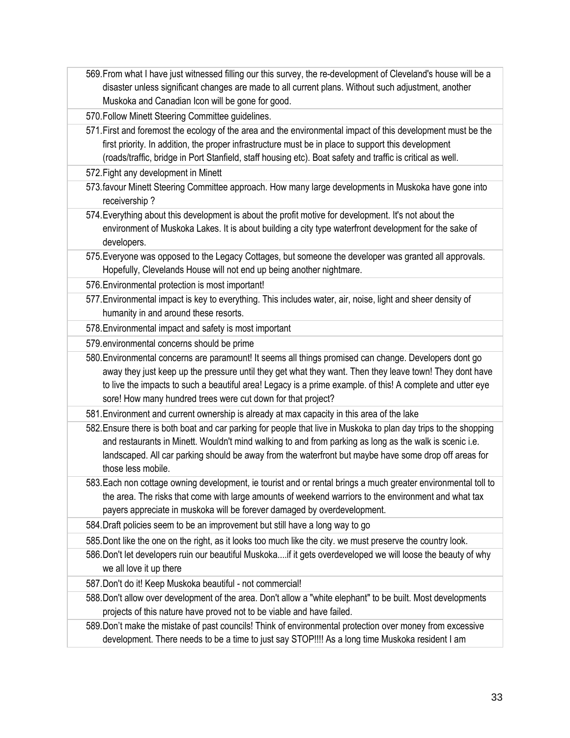569. From what I have just witnessed filling our this survey, the re-development of Cleveland's house will be a disaster unless significant changes are made to all current plans. Without such adjustment, another Muskoka and Canadian Icon will be gone for good.

570. Follow Minett Steering Committee guidelines.

571. First and foremost the ecology of the area and the environmental impact of this development must be the first priority. In addition, the proper infrastructure must be in place to support this development (roads/traffic, bridge in Port Stanfield, staff housing etc). Boat safety and traffic is critical as well.

572. Fight any development in Minett

573. favour Minett Steering Committee approach. How many large developments in Muskoka have gone into receivership ?

574. Everything about this development is about the profit motive for development. It's not about the environment of Muskoka Lakes. It is about building a city type waterfront development for the sake of developers.

575. Everyone was opposed to the Legacy Cottages, but someone the developer was granted all approvals. Hopefully, Clevelands House will not end up being another nightmare.

576. Environmental protection is most important!

577. Environmental impact is key to everything. This includes water, air, noise, light and sheer density of humanity in and around these resorts.

578. Environmental impact and safety is most important

579. environmental concerns should be prime

580. Environmental concerns are paramount! It seems all things promised can change. Developers dont go away they just keep up the pressure until they get what they want. Then they leave town! They dont have to live the impacts to such a beautiful area! Legacy is a prime example. of this! A complete and utter eye sore! How many hundred trees were cut down for that project?

581. Environment and current ownership is already at max capacity in this area of the lake

582. Ensure there is both boat and car parking for people that live in Muskoka to plan day trips to the shopping and restaurants in Minett. Wouldn't mind walking to and from parking as long as the walk is scenic i.e. landscaped. All car parking should be away from the waterfront but maybe have some drop off areas for those less mobile.

583. Each non cottage owning development, ie tourist and or rental brings a much greater environmental toll to the area. The risks that come with large amounts of weekend warriors to the environment and what tax payers appreciate in muskoka will be forever damaged by overdevelopment.

584. Draft policies seem to be an improvement but still have a long way to go

585. Dont like the one on the right, as it looks too much like the city. we must preserve the country look.

586. Don't let developers ruin our beautiful Muskoka....if it gets overdeveloped we will loose the beauty of why we all love it up there

587. Don't do it! Keep Muskoka beautiful - not commercial!

588. Don't allow over development of the area. Don't allow a "white elephant" to be built. Most developments projects of this nature have proved not to be viable and have failed.

589. Don't make the mistake of past councils! Think of environmental protection over money from excessive development. There needs to be a time to just say STOP!!!! As a long time Muskoka resident I am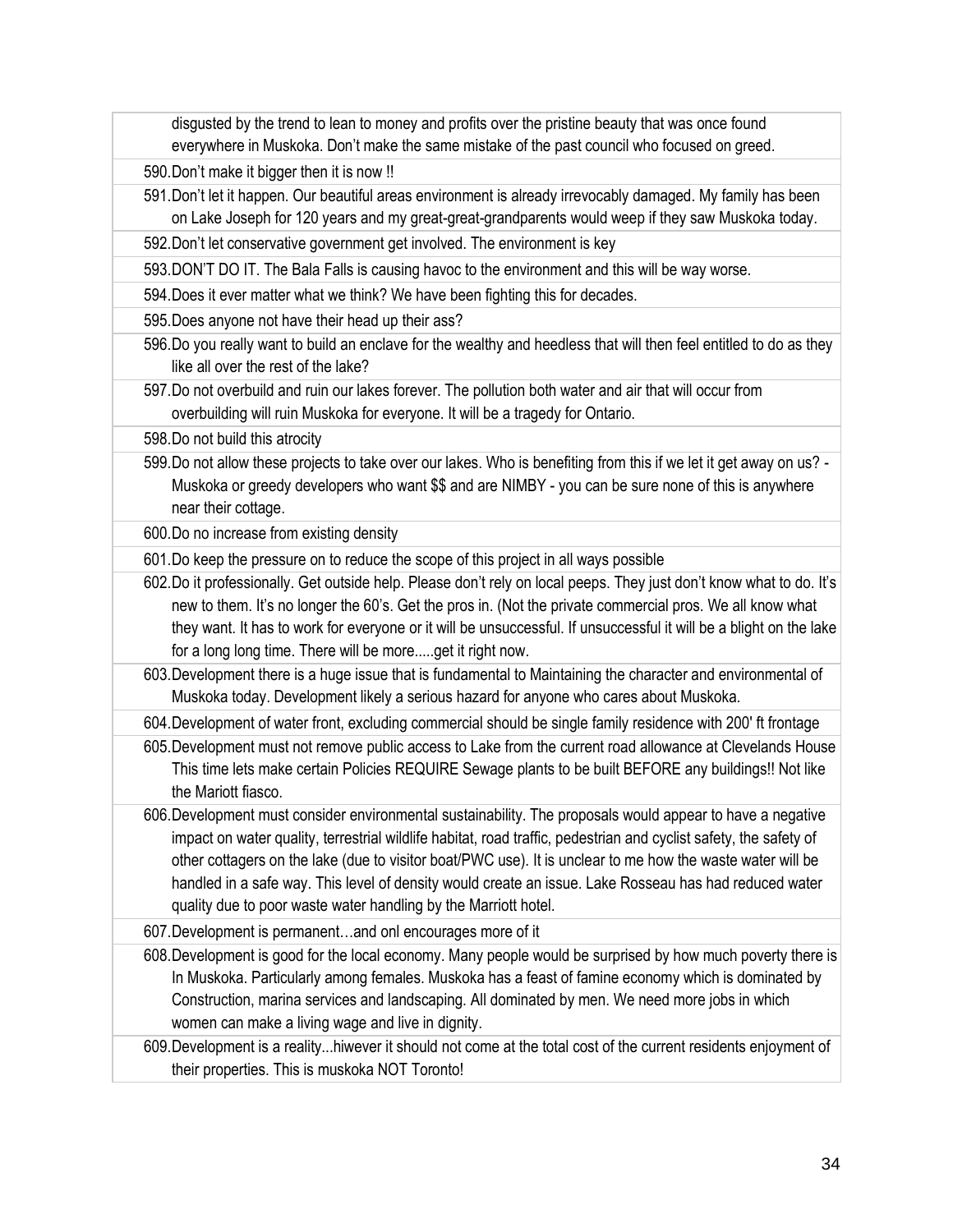disgusted by the trend to lean to money and profits over the pristine beauty that was once found everywhere in Muskoka. Don't make the same mistake of the past council who focused on greed.

590. Don't make it bigger then it is now !!

591. Don't let it happen. Our beautiful areas environment is already irrevocably damaged. My family has been on Lake Joseph for 120 years and my great-great-grandparents would weep if they saw Muskoka today.

592. Don't let conservative government get involved. The environment is key

593. DON'T DO IT. The Bala Falls is causing havoc to the environment and this will be way worse.

594. Does it ever matter what we think? We have been fighting this for decades.

595. Does anyone not have their head up their ass?

596. Do you really want to build an enclave for the wealthy and heedless that will then feel entitled to do as they like all over the rest of the lake?

597. Do not overbuild and ruin our lakes forever. The pollution both water and air that will occur from overbuilding will ruin Muskoka for everyone. It will be a tragedy for Ontario.

598. Do not build this atrocity

599. Do not allow these projects to take over our lakes. Who is benefiting from this if we let it get away on us? - Muskoka or greedy developers who want $$ and are NIMBY - you can be sure none of this is anywhere near their cottage.

600. Do no increase from existing density

601. Do keep the pressure on to reduce the scope of this project in all ways possible

602. Do it professionally. Get outside help. Please don't rely on local peeps. They just don't know what to do. It's new to them. It's no longer the 60's. Get the pros in. (Not the private commercial pros. We all know what they want. It has to work for everyone or it will be unsuccessful. If unsuccessful it will be a blight on the lake for a long long time. There will be more.....get it right now.

603. Development there is a huge issue that is fundamental to Maintaining the character and environmental of Muskoka today. Development likely a serious hazard for anyone who cares about Muskoka.

604. Development of water front, excluding commercial should be single family residence with 200' ft frontage

605. Development must not remove public access to Lake from the current road allowance at Clevelands House This time lets make certain Policies REQUIRE Sewage plants to be built BEFORE any buildings!! Not like the Mariott fiasco.

606. Development must consider environmental sustainability. The proposals would appear to have a negative impact on water quality, terrestrial wildlife habitat, road traffic, pedestrian and cyclist safety, the safety of other cottagers on the lake (due to visitor boat/PWC use). It is unclear to me how the waste water will be handled in a safe way. This level of density would create an issue. Lake Rosseau has had reduced water quality due to poor waste water handling by the Marriott hotel.

607. Development is permanent…and onl encourages more of it

608. Development is good for the local economy. Many people would be surprised by how much poverty there is In Muskoka. Particularly among females. Muskoka has a feast of famine economy which is dominated by Construction, marina services and landscaping. All dominated by men. We need more jobs in which women can make a living wage and live in dignity.

609. Development is a reality...hiwever it should not come at the total cost of the current residents enjoyment of their properties. This is muskoka NOT Toronto!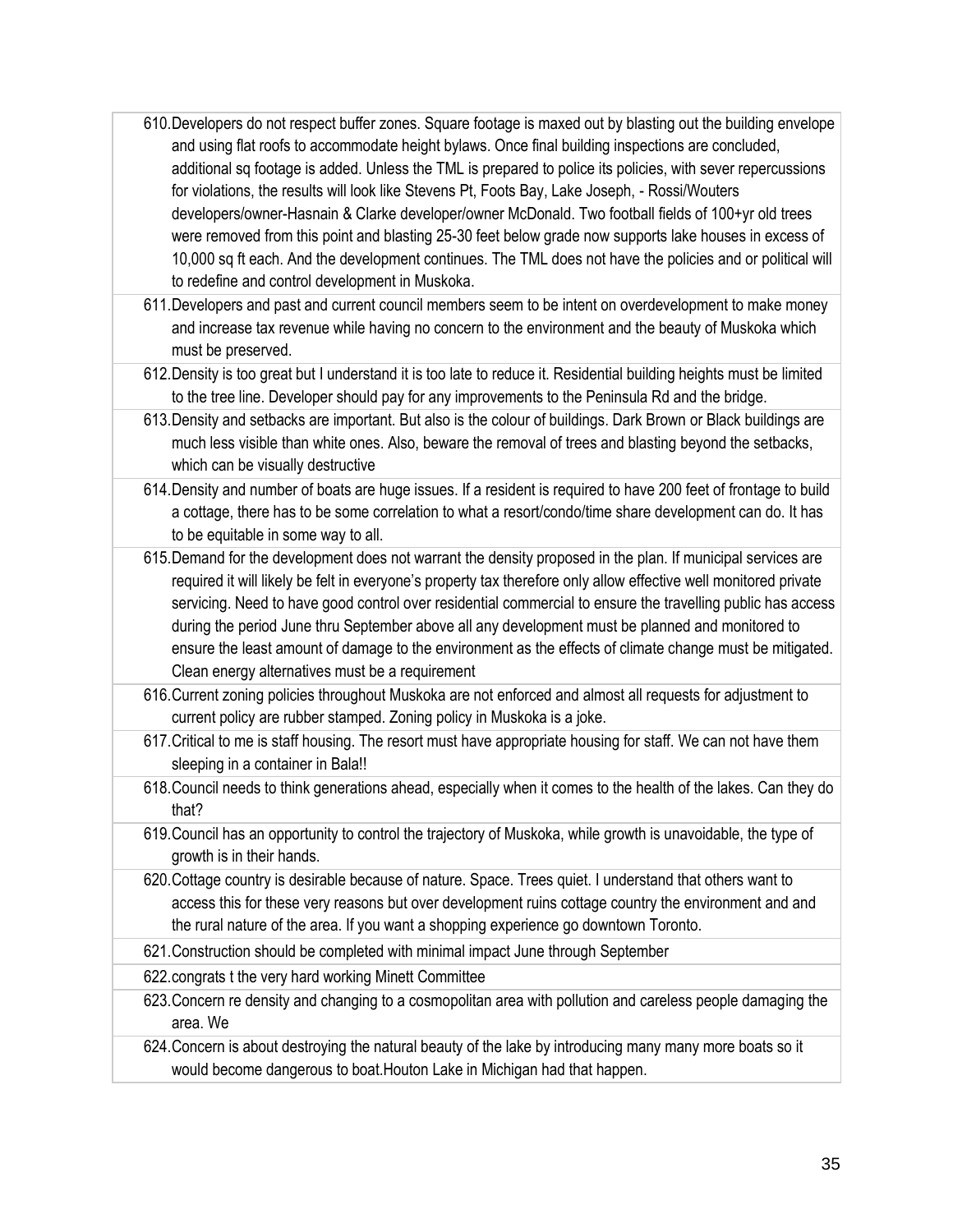610. Developers do not respect buffer zones. Square footage is maxed out by blasting out the building envelope and using flat roofs to accommodate height bylaws. Once final building inspections are concluded, additional sq footage is added. Unless the TML is prepared to police its policies, with sever repercussions for violations, the results will look like Stevens Pt, Foots Bay, Lake Joseph, - Rossi/Wouters developers/owner-Hasnain & Clarke developer/owner McDonald. Two football fields of 100+yr old trees were removed from this point and blasting 25-30 feet below grade now supports lake houses in excess of 10,000 sq ft each. And the development continues. The TML does not have the policies and or political will to redefine and control development in Muskoka.

611. Developers and past and current council members seem to be intent on overdevelopment to make money and increase tax revenue while having no concern to the environment and the beauty of Muskoka which must be preserved.

612. Density is too great but I understand it is too late to reduce it. Residential building heights must be limited to the tree line. Developer should pay for any improvements to the Peninsula Rd and the bridge.

613. Density and setbacks are important. But also is the colour of buildings. Dark Brown or Black buildings are much less visible than white ones. Also, beware the removal of trees and blasting beyond the setbacks, which can be visually destructive

614. Density and number of boats are huge issues. If a resident is required to have 200 feet of frontage to build a cottage, there has to be some correlation to what a resort/condo/time share development can do. It has to be equitable in some way to all.

615. Demand for the development does not warrant the density proposed in the plan. If municipal services are required it will likely be felt in everyone's property tax therefore only allow effective well monitored private servicing. Need to have good control over residential commercial to ensure the travelling public has access during the period June thru September above all any development must be planned and monitored to ensure the least amount of damage to the environment as the effects of climate change must be mitigated. Clean energy alternatives must be a requirement

616. Current zoning policies throughout Muskoka are not enforced and almost all requests for adjustment to current policy are rubber stamped. Zoning policy in Muskoka is a joke.

617. Critical to me is staff housing. The resort must have appropriate housing for staff. We can not have them sleeping in a container in Bala!!

618. Council needs to think generations ahead, especially when it comes to the health of the lakes. Can they do that?

619. Council has an opportunity to control the trajectory of Muskoka, while growth is unavoidable, the type of growth is in their hands.

620. Cottage country is desirable because of nature. Space. Trees quiet. I understand that others want to access this for these very reasons but over development ruins cottage country the environment and and the rural nature of the area. If you want a shopping experience go downtown Toronto.

621. Construction should be completed with minimal impact June through September

622. congrats t the very hard working Minett Committee

623. Concern re density and changing to a cosmopolitan area with pollution and careless people damaging the area. We

624. Concern is about destroying the natural beauty of the lake by introducing many many more boats so it would become dangerous to boat.Houton Lake in Michigan had that happen.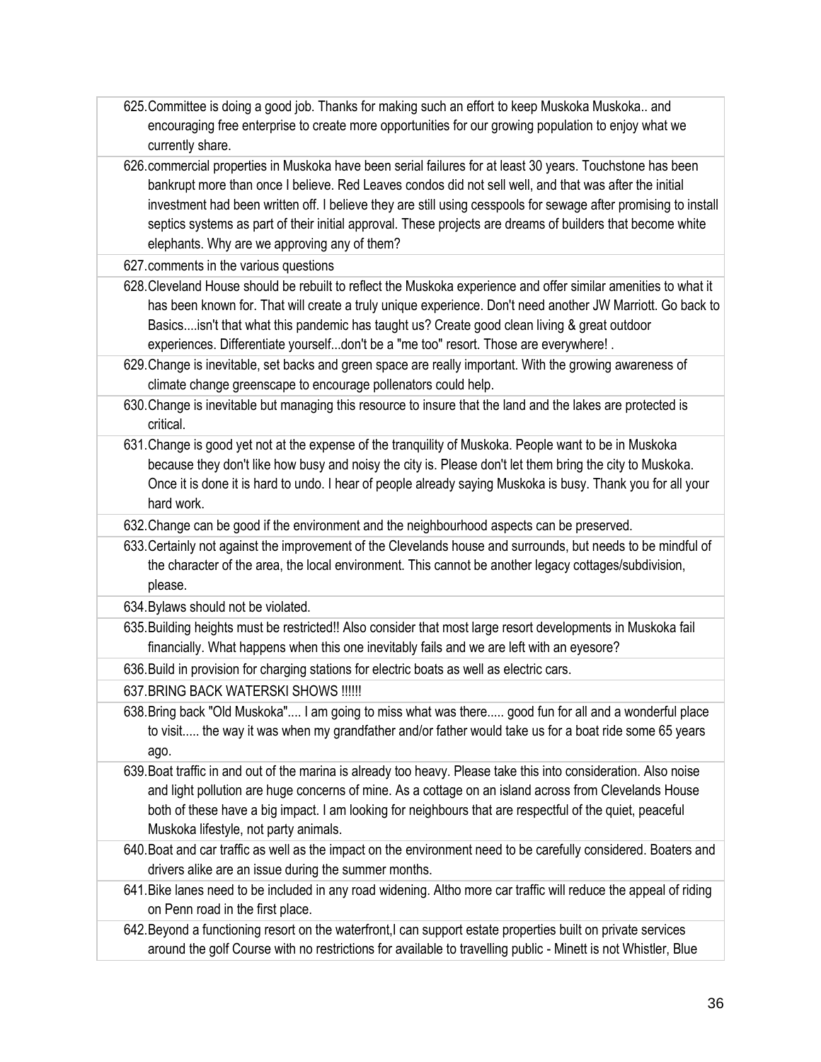625. Committee is doing a good job. Thanks for making such an effort to keep Muskoka Muskoka.. and encouraging free enterprise to create more opportunities for our growing population to enjoy what we currently share.

626. commercial properties in Muskoka have been serial failures for at least 30 years. Touchstone has been bankrupt more than once I believe. Red Leaves condos did not sell well, and that was after the initial investment had been written off. I believe they are still using cesspools for sewage after promising to install septics systems as part of their initial approval. These projects are dreams of builders that become white elephants. Why are we approving any of them?

627. comments in the various questions

628. Cleveland House should be rebuilt to reflect the Muskoka experience and offer similar amenities to what it has been known for. That will create a truly unique experience. Don't need another JW Marriott. Go back to Basics....isn't that what this pandemic has taught us? Create good clean living & great outdoor experiences. Differentiate yourself...don't be a "me too" resort. Those are everywhere! .

629. Change is inevitable, set backs and green space are really important. With the growing awareness of climate change greenscape to encourage pollenators could help.

630. Change is inevitable but managing this resource to insure that the land and the lakes are protected is critical.

631. Change is good yet not at the expense of the tranquility of Muskoka. People want to be in Muskoka because they don't like how busy and noisy the city is. Please don't let them bring the city to Muskoka. Once it is done it is hard to undo. I hear of people already saying Muskoka is busy. Thank you for all your hard work.

632. Change can be good if the environment and the neighbourhood aspects can be preserved.

633. Certainly not against the improvement of the Clevelands house and surrounds, but needs to be mindful of the character of the area, the local environment. This cannot be another legacy cottages/subdivision, please.

634. Bylaws should not be violated.

635. Building heights must be restricted!! Also consider that most large resort developments in Muskoka fail financially. What happens when this one inevitably fails and we are left with an eyesore?

636. Build in provision for charging stations for electric boats as well as electric cars.

637. BRING BACK WATERSKI SHOWS !!!!!!

638. Bring back "Old Muskoka".... I am going to miss what was there..... good fun for all and a wonderful place to visit..... the way it was when my grandfather and/or father would take us for a boat ride some 65 years ago.

639. Boat traffic in and out of the marina is already too heavy. Please take this into consideration. Also noise and light pollution are huge concerns of mine. As a cottage on an island across from Clevelands House both of these have a big impact. I am looking for neighbours that are respectful of the quiet, peaceful Muskoka lifestyle, not party animals.

640. Boat and car traffic as well as the impact on the environment need to be carefully considered. Boaters and drivers alike are an issue during the summer months.

641. Bike lanes need to be included in any road widening. Altho more car traffic will reduce the appeal of riding on Penn road in the first place.

642. Beyond a functioning resort on the waterfront,I can support estate properties built on private services around the golf Course with no restrictions for available to travelling public - Minett is not Whistler, Blue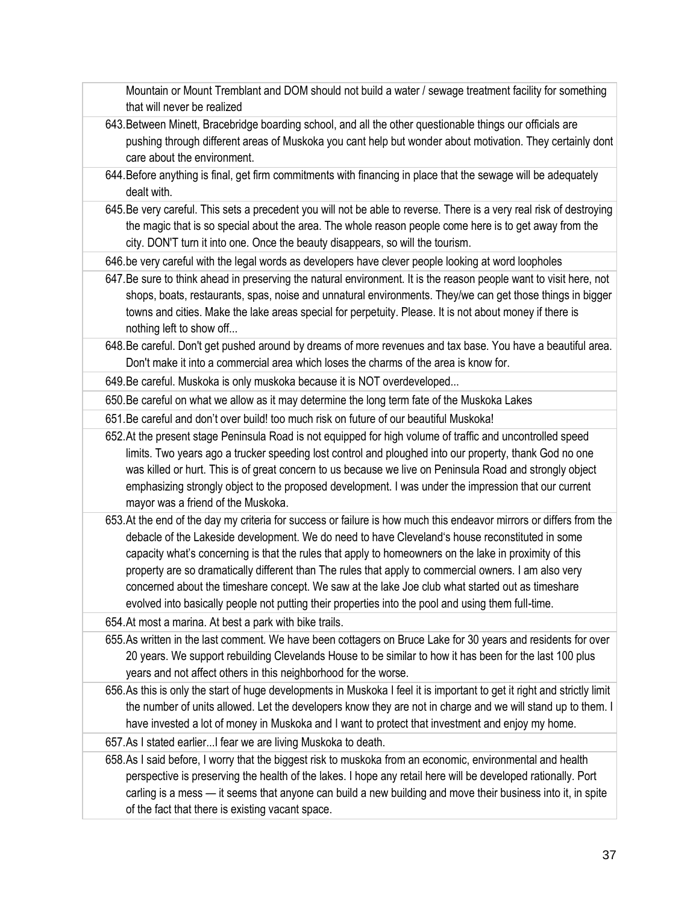Mountain or Mount Tremblant and DOM should not build a water / sewage treatment facility for something that will never be realized

643. Between Minett, Bracebridge boarding school, and all the other questionable things our officials are pushing through different areas of Muskoka you cant help but wonder about motivation. They certainly dont care about the environment.

644. Before anything is final, get firm commitments with financing in place that the sewage will be adequately dealt with.

645. Be very careful. This sets a precedent you will not be able to reverse. There is a very real risk of destroying the magic that is so special about the area. The whole reason people come here is to get away from the city. DON'T turn it into one. Once the beauty disappears, so will the tourism.

646. be very careful with the legal words as developers have clever people looking at word loopholes

647. Be sure to think ahead in preserving the natural environment. It is the reason people want to visit here, not shops, boats, restaurants, spas, noise and unnatural environments. They/we can get those things in bigger towns and cities. Make the lake areas special for perpetuity. Please. It is not about money if there is nothing left to show off...

648. Be careful. Don't get pushed around by dreams of more revenues and tax base. You have a beautiful area. Don't make it into a commercial area which loses the charms of the area is know for.

649. Be careful. Muskoka is only muskoka because it is NOT overdeveloped...

650. Be careful on what we allow as it may determine the long term fate of the Muskoka Lakes

651. Be careful and don't over build! too much risk on future of our beautiful Muskoka!

652. At the present stage Peninsula Road is not equipped for high volume of traffic and uncontrolled speed limits. Two years ago a trucker speeding lost control and ploughed into our property, thank God no one was killed or hurt. This is of great concern to us because we live on Peninsula Road and strongly object emphasizing strongly object to the proposed development. I was under the impression that our current mayor was a friend of the Muskoka.

653. At the end of the day my criteria for success or failure is how much this endeavor mirrors or differs from the debacle of the Lakeside development. We do need to have Cleveland's house reconstituted in some capacity what's concerning is that the rules that apply to homeowners on the lake in proximity of this property are so dramatically different than The rules that apply to commercial owners. I am also very concerned about the timeshare concept. We saw at the lake Joe club what started out as timeshare evolved into basically people not putting their properties into the pool and using them full-time.

654. At most a marina. At best a park with bike trails.

655. As written in the last comment. We have been cottagers on Bruce Lake for 30 years and residents for over 20 years. We support rebuilding Clevelands House to be similar to how it has been for the last 100 plus years and not affect others in this neighborhood for the worse.

656. As this is only the start of huge developments in Muskoka I feel it is important to get it right and strictly limit the number of units allowed. Let the developers know they are not in charge and we will stand up to them. I have invested a lot of money in Muskoka and I want to protect that investment and enjoy my home.

657. As I stated earlier...I fear we are living Muskoka to death.

658. As I said before, I worry that the biggest risk to muskoka from an economic, environmental and health perspective is preserving the health of the lakes. I hope any retail here will be developed rationally. Port carling is a mess — it seems that anyone can build a new building and move their business into it, in spite of the fact that there is existing vacant space.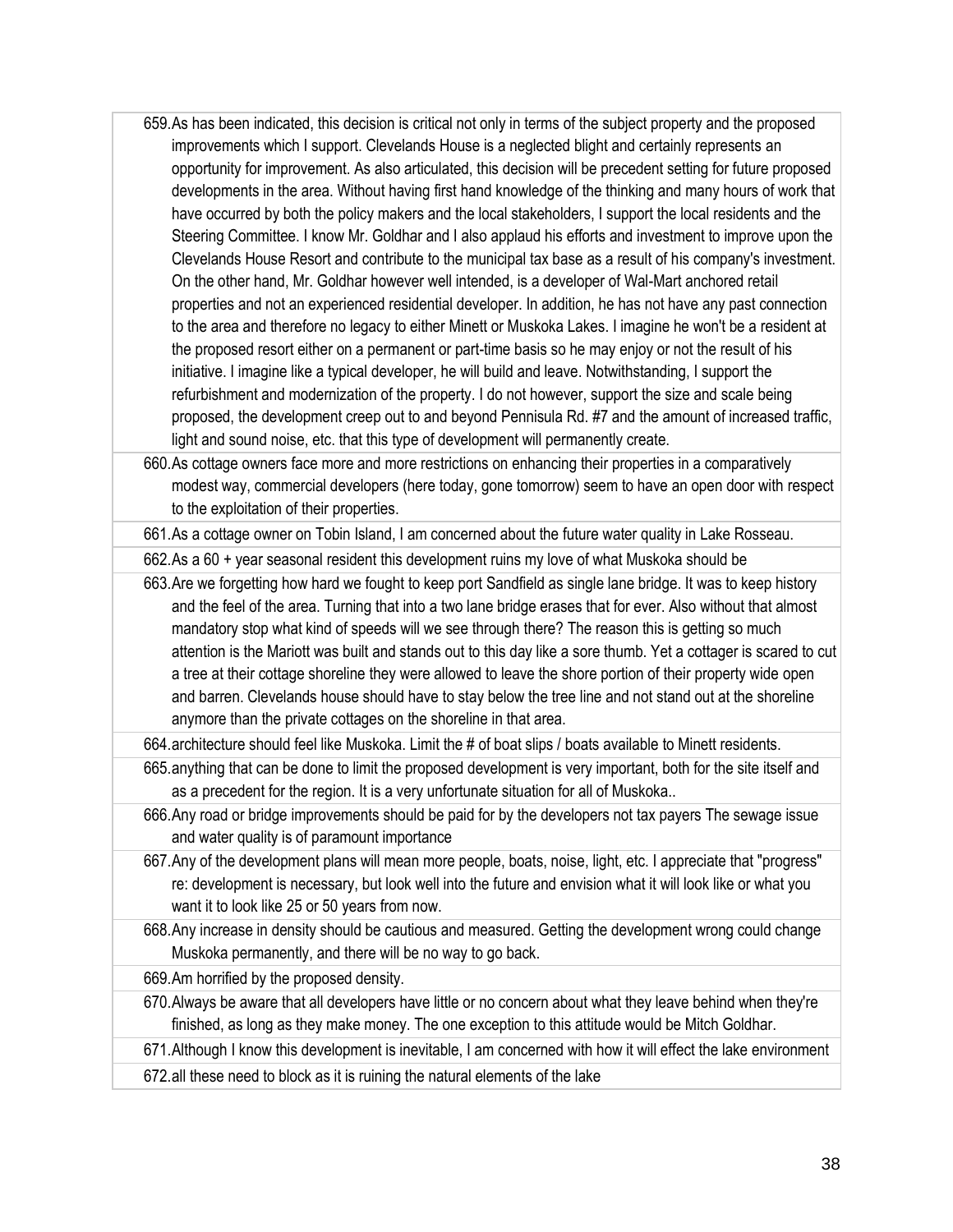659. As has been indicated, this decision is critical not only in terms of the subject property and the proposed improvements which I support. Clevelands House is a neglected blight and certainly represents an opportunity for improvement. As also articulated, this decision will be precedent setting for future proposed developments in the area. Without having first hand knowledge of the thinking and many hours of work that have occurred by both the policy makers and the local stakeholders, I support the local residents and the Steering Committee. I know Mr. Goldhar and I also applaud his efforts and investment to improve upon the Clevelands House Resort and contribute to the municipal tax base as a result of his company's investment. On the other hand, Mr. Goldhar however well intended, is a developer of Wal-Mart anchored retail properties and not an experienced residential developer. In addition, he has not have any past connection to the area and therefore no legacy to either Minett or Muskoka Lakes. I imagine he won't be a resident at the proposed resort either on a permanent or part-time basis so he may enjoy or not the result of his initiative. I imagine like a typical developer, he will build and leave. Notwithstanding, I support the refurbishment and modernization of the property. I do not however, support the size and scale being proposed, the development creep out to and beyond Pennisula Rd. #7 and the amount of increased traffic, light and sound noise, etc. that this type of development will permanently create.
660. As cottage owners face more and more restrictions on enhancing their properties in a comparatively modest way, commercial developers (here today, gone tomorrow) seem to have an open door with respect to the exploitation of their properties.
661. As a cottage owner on Tobin Island, I am concerned about the future water quality in Lake Rosseau.
662. As a 60 + year seasonal resident this development ruins my love of what Muskoka should be
663. Are we forgetting how hard we fought to keep port Sandfield as single lane bridge. It was to keep history and the feel of the area. Turning that into a two lane bridge erases that for ever. Also without that almost mandatory stop what kind of speeds will we see through there? The reason this is getting so much attention is the Mariott was built and stands out to this day like a sore thumb. Yet a cottager is scared to cut a tree at their cottage shoreline they were allowed to leave the shore portion of their property wide open and barren. Clevelands house should have to stay below the tree line and not stand out at the shoreline anymore than the private cottages on the shoreline in that area.
664. architecture should feel like Muskoka. Limit the # of boat slips / boats available to Minett residents.
665. anything that can be done to limit the proposed development is very important, both for the site itself and as a precedent for the region. It is a very unfortunate situation for all of Muskoka..
666. Any road or bridge improvements should be paid for by the developers not tax payers The sewage issue and water quality is of paramount importance
667. Any of the development plans will mean more people, boats, noise, light, etc. I appreciate that "progress" re: development is necessary, but look well into the future and envision what it will look like or what you want it to look like 25 or 50 years from now.
668. Any increase in density should be cautious and measured. Getting the development wrong could change Muskoka permanently, and there will be no way to go back.
669. Am horrified by the proposed density.
670. Always be aware that all developers have little or no concern about what they leave behind when they're finished, as long as they make money. The one exception to this attitude would be Mitch Goldhar.
671. Although I know this development is inevitable, I am concerned with how it will effect the lake environment
672. all these need to block as it is ruining the natural elements of the lake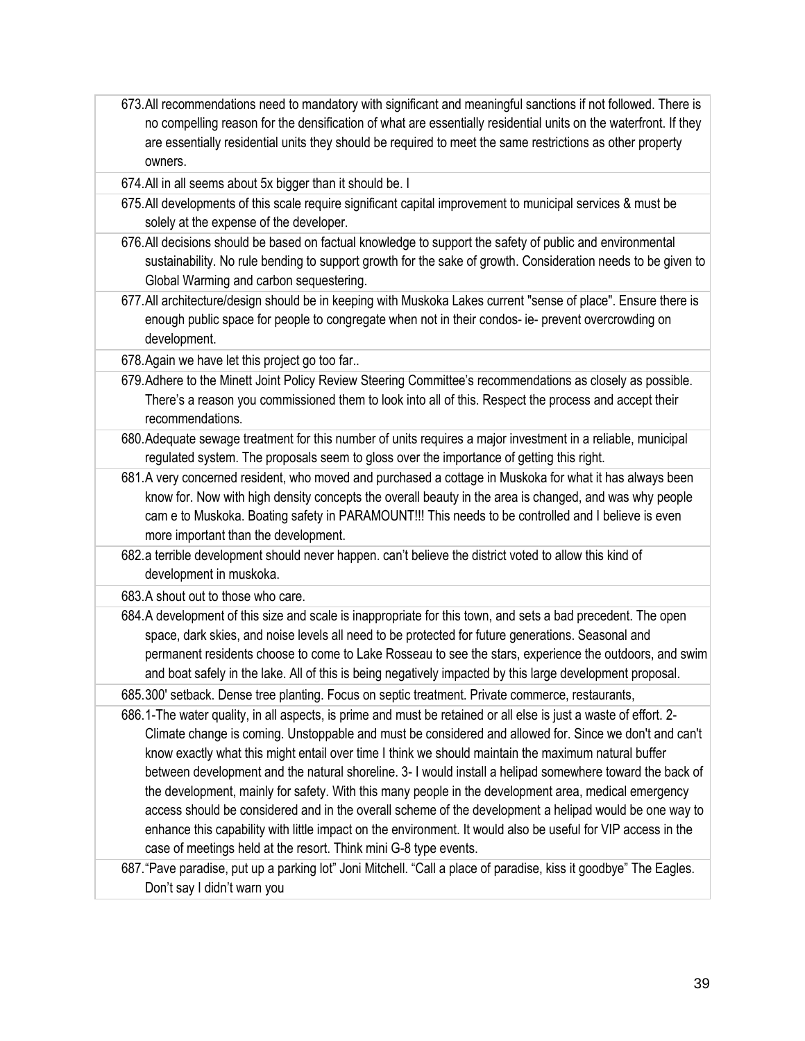673. All recommendations need to mandatory with significant and meaningful sanctions if not followed. There is no compelling reason for the densification of what are essentially residential units on the waterfront. If they are essentially residential units they should be required to meet the same restrictions as other property owners.

674. All in all seems about 5x bigger than it should be. I

675. All developments of this scale require significant capital improvement to municipal services & must be solely at the expense of the developer.

676. All decisions should be based on factual knowledge to support the safety of public and environmental sustainability. No rule bending to support growth for the sake of growth. Consideration needs to be given to Global Warming and carbon sequestering.

677. All architecture/design should be in keeping with Muskoka Lakes current "sense of place". Ensure there is enough public space for people to congregate when not in their condos- ie- prevent overcrowding on development.

678. Again we have let this project go too far..

679. Adhere to the Minett Joint Policy Review Steering Committee's recommendations as closely as possible. There's a reason you commissioned them to look into all of this. Respect the process and accept their recommendations.

680. Adequate sewage treatment for this number of units requires a major investment in a reliable, municipal regulated system. The proposals seem to gloss over the importance of getting this right.

681. A very concerned resident, who moved and purchased a cottage in Muskoka for what it has always been know for. Now with high density concepts the overall beauty in the area is changed, and was why people cam e to Muskoka. Boating safety in PARAMOUNT!!! This needs to be controlled and I believe is even more important than the development.

682. a terrible development should never happen. can't believe the district voted to allow this kind of development in muskoka.

683. A shout out to those who care.

684. A development of this size and scale is inappropriate for this town, and sets a bad precedent. The open space, dark skies, and noise levels all need to be protected for future generations. Seasonal and permanent residents choose to come to Lake Rosseau to see the stars, experience the outdoors, and swim and boat safely in the lake. All of this is being negatively impacted by this large development proposal.

685. 300' setback. Dense tree planting. Focus on septic treatment. Private commerce, restaurants,

686. 1-The water quality, in all aspects, is prime and must be retained or all else is just a waste of effort. 2-Climate change is coming. Unstoppable and must be considered and allowed for. Since we don't and can't know exactly what this might entail over time I think we should maintain the maximum natural buffer between development and the natural shoreline. 3- I would install a helipad somewhere toward the back of the development, mainly for safety. With this many people in the development area, medical emergency access should be considered and in the overall scheme of the development a helipad would be one way to enhance this capability with little impact on the environment. It would also be useful for VIP access in the case of meetings held at the resort. Think mini G-8 type events.

687. "Pave paradise, put up a parking lot" Joni Mitchell. "Call a place of paradise, kiss it goodbye" The Eagles. Don't say I didn't warn you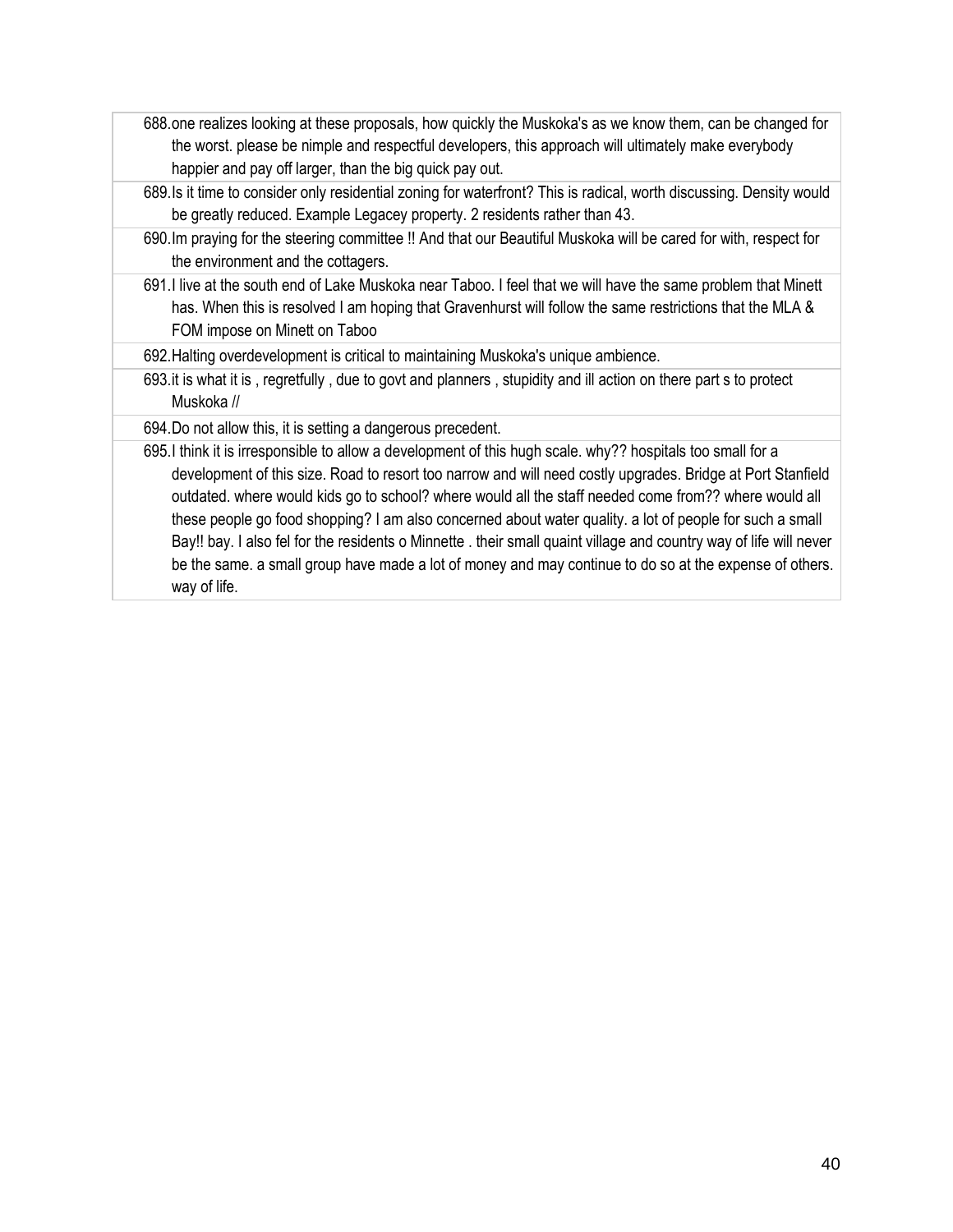688. one realizes looking at these proposals, how quickly the Muskoka's as we know them, can be changed for the worst. please be nimple and respectful developers, this approach will ultimately make everybody happier and pay off larger, than the big quick pay out.

689. Is it time to consider only residential zoning for waterfront? This is radical, worth discussing. Density would be greatly reduced. Example Legacey property. 2 residents rather than 43.

690. Im praying for the steering committee !! And that our Beautiful Muskoka will be cared for with, respect for the environment and the cottagers.

691. I live at the south end of Lake Muskoka near Taboo. I feel that we will have the same problem that Minett has. When this is resolved I am hoping that Gravenhurst will follow the same restrictions that the MLA & FOM impose on Minett on Taboo

692. Halting overdevelopment is critical to maintaining Muskoka's unique ambience.

693. it is what it is , regretfully , due to govt and planners , stupidity and ill action on there part s to protect Muskoka //

694. Do not allow this, it is setting a dangerous precedent.

695. I think it is irresponsible to allow a development of this hugh scale. why?? hospitals too small for a development of this size. Road to resort too narrow and will need costly upgrades. Bridge at Port Stanfield outdated. where would kids go to school? where would all the staff needed come from?? where would all these people go food shopping? I am also concerned about water quality. a lot of people for such a small Bay!! bay. I also fel for the residents o Minnette . their small quaint village and country way of life will never be the same. a small group have made a lot of money and may continue to do so at the expense of others. way of life.